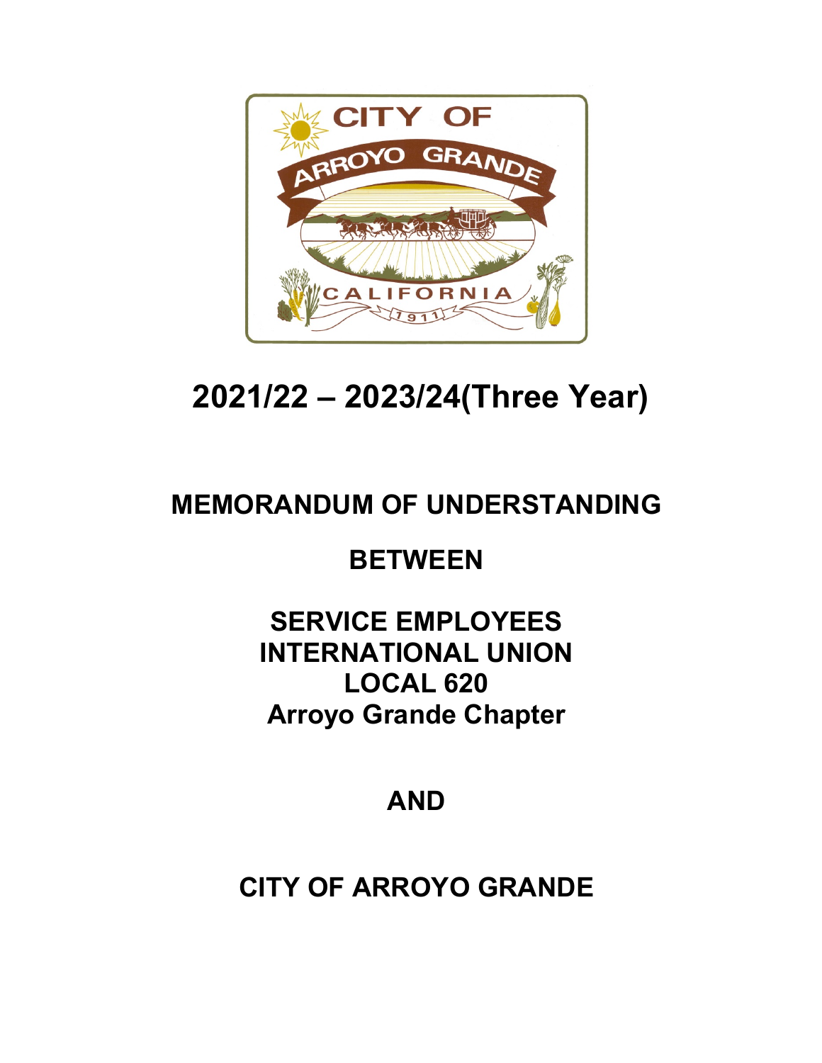# 2021/22 – 2023/24(Three Year)

## MEMORANDUM OF UNDERSTANDING

## BETWEEN

## SERVICE EMPLOYEES INTERNATIONAL UNION LOCAL 620 Arroyo Grande Chapter

## AND

## CITY OF ARROYO GRANDE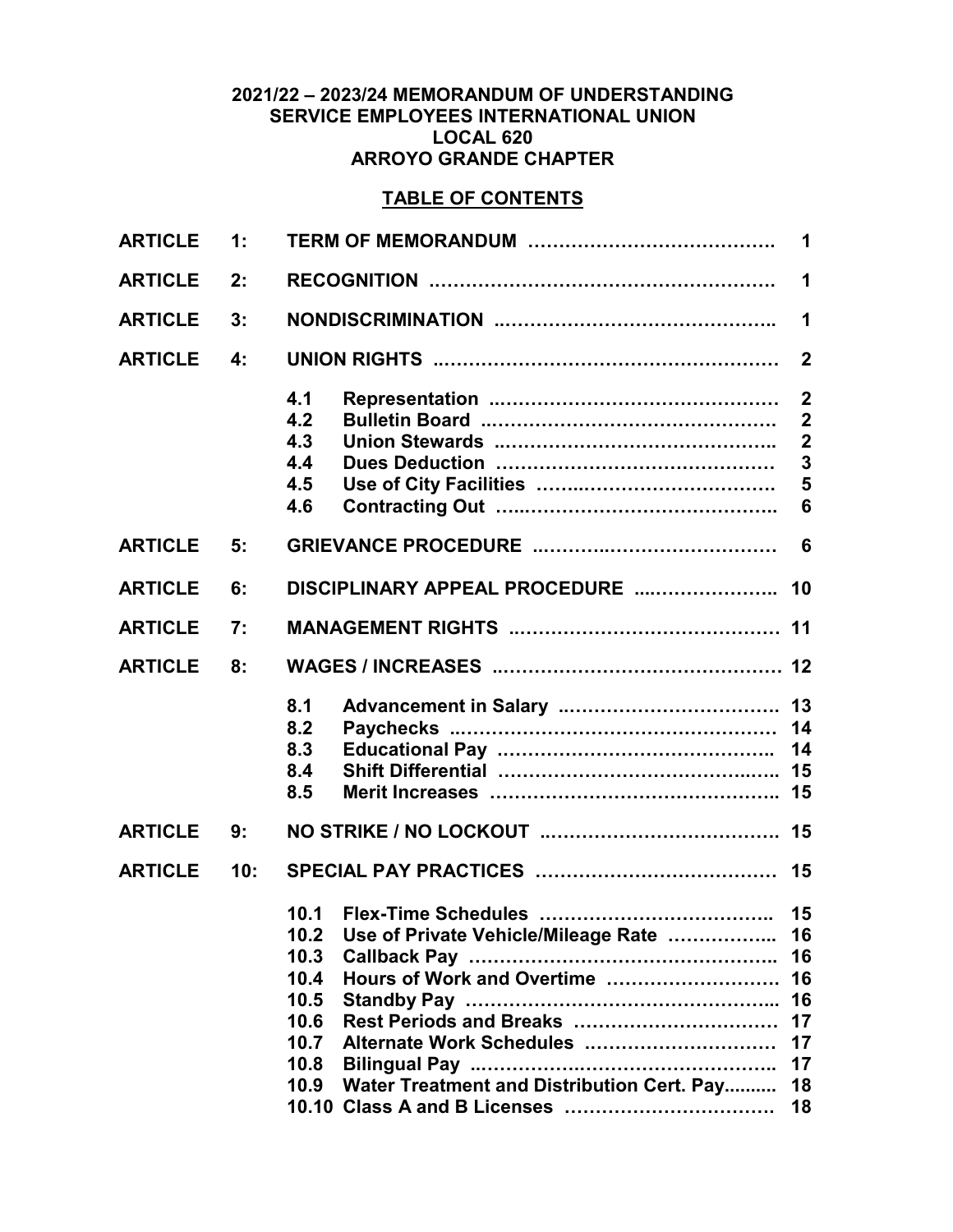**2021/22 – 2023/24 MEMORANDUM OF UNDERSTANDING**
**SERVICE EMPLOYEES INTERNATIONAL UNION**
**LOCAL 620**
**ARROYO GRANDE CHAPTER**

**TABLE OF CONTENTS**

| | | | | |
|---|---|---|---|---|
| **ARTICLE** | **1:** | | **TERM OF MEMORANDUM** | **1** |
| **ARTICLE** | **2:** | | **RECOGNITION** | **1** |
| **ARTICLE** | **3:** | | **NONDISCRIMINATION** | **1** |
| **ARTICLE** | **4:** | | **UNION RIGHTS** | **2** |
| | | **4.1** | **Representation** | **2** |
| | | **4.2** | **Bulletin Board** | **2** |
| | | **4.3** | **Union Stewards** | **2** |
| | | **4.4** | **Dues Deduction** | **3** |
| | | **4.5** | **Use of City Facilities** | **5** |
| | | **4.6** | **Contracting Out** | **6** |
| **ARTICLE** | **5:** | | **GRIEVANCE PROCEDURE** | **6** |
| **ARTICLE** | **6:** | | **DISCIPLINARY APPEAL PROCEDURE** | **10** |
| **ARTICLE** | **7:** | | **MANAGEMENT RIGHTS** | **11** |
| **ARTICLE** | **8:** | | **WAGES / INCREASES** | **12** |
| | | **8.1** | **Advancement in Salary** | **13** |
| | | **8.2** | **Paychecks** | **14** |
| | | **8.3** | **Educational Pay** | **14** |
| | | **8.4** | **Shift Differential** | **15** |
| | | **8.5** | **Merit Increases** | **15** |
| **ARTICLE** | **9:** | | **NO STRIKE / NO LOCKOUT** | **15** |
| **ARTICLE** | **10:** | | **SPECIAL PAY PRACTICES** | **15** |
| | | **10.1** | **Flex-Time Schedules** | **15** |
| | | **10.2** | **Use of Private Vehicle/Mileage Rate** | **16** |
| | | **10.3** | **Callback Pay** | **16** |
| | | **10.4** | **Hours of Work and Overtime** | **16** |
| | | **10.5** | **Standby Pay** | **16** |
| | | **10.6** | **Rest Periods and Breaks** | **17** |
| | | **10.7** | **Alternate Work Schedules** | **17** |
| | | **10.8** | **Bilingual Pay** | **17** |
| | | **10.9** | **Water Treatment and Distribution Cert. Pay** | **18** |
| | | **10.10** | **Class A and B Licenses** | **18** |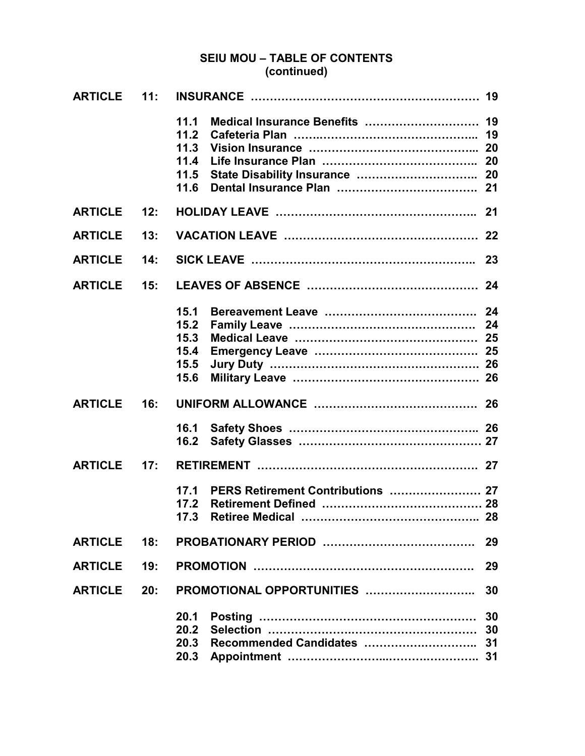## SEIU MOU – TABLE OF CONTENTS (continued)

| | | | | |
|---|---|---|---|---|
| **ARTICLE** | **11:** | **INSURANCE** | | **19** |
| | | **11.1** | **Medical Insurance Benefits** | **19** |
| | | **11.2** | **Cafeteria Plan** | **19** |
| | | **11.3** | **Vision Insurance** | **20** |
| | | **11.4** | **Life Insurance Plan** | **20** |
| | | **11.5** | **State Disability Insurance** | **20** |
| | | **11.6** | **Dental Insurance Plan** | **21** |
| **ARTICLE** | **12:** | **HOLIDAY LEAVE** | | **21** |
| **ARTICLE** | **13:** | **VACATION LEAVE** | | **22** |
| **ARTICLE** | **14:** | **SICK LEAVE** | | **23** |
| **ARTICLE** | **15:** | **LEAVES OF ABSENCE** | | **24** |
| | | **15.1** | **Bereavement Leave** | **24** |
| | | **15.2** | **Family Leave** | **24** |
| | | **15.3** | **Medical Leave** | **25** |
| | | **15.4** | **Emergency Leave** | **25** |
| | | **15.5** | **Jury Duty** | **26** |
| | | **15.6** | **Military Leave** | **26** |
| **ARTICLE** | **16:** | **UNIFORM ALLOWANCE** | | **26** |
| | | **16.1** | **Safety Shoes** | **26** |
| | | **16.2** | **Safety Glasses** | **27** |
| **ARTICLE** | **17:** | **RETIREMENT** | | **27** |
| | | **17.1** | **PERS Retirement Contributions** | **27** |
| | | **17.2** | **Retirement Defined** | **28** |
| | | **17.3** | **Retiree Medical** | **28** |
| **ARTICLE** | **18:** | **PROBATIONARY PERIOD** | | **29** |
| **ARTICLE** | **19:** | **PROMOTION** | | **29** |
| **ARTICLE** | **20:** | **PROMOTIONAL OPPORTUNITIES** | | **30** |
| | | **20.1** | **Posting** | **30** |
| | | **20.2** | **Selection** | **30** |
| | | **20.3** | **Recommended Candidates** | **31** |
| | | **20.3** | **Appointment** | **31** |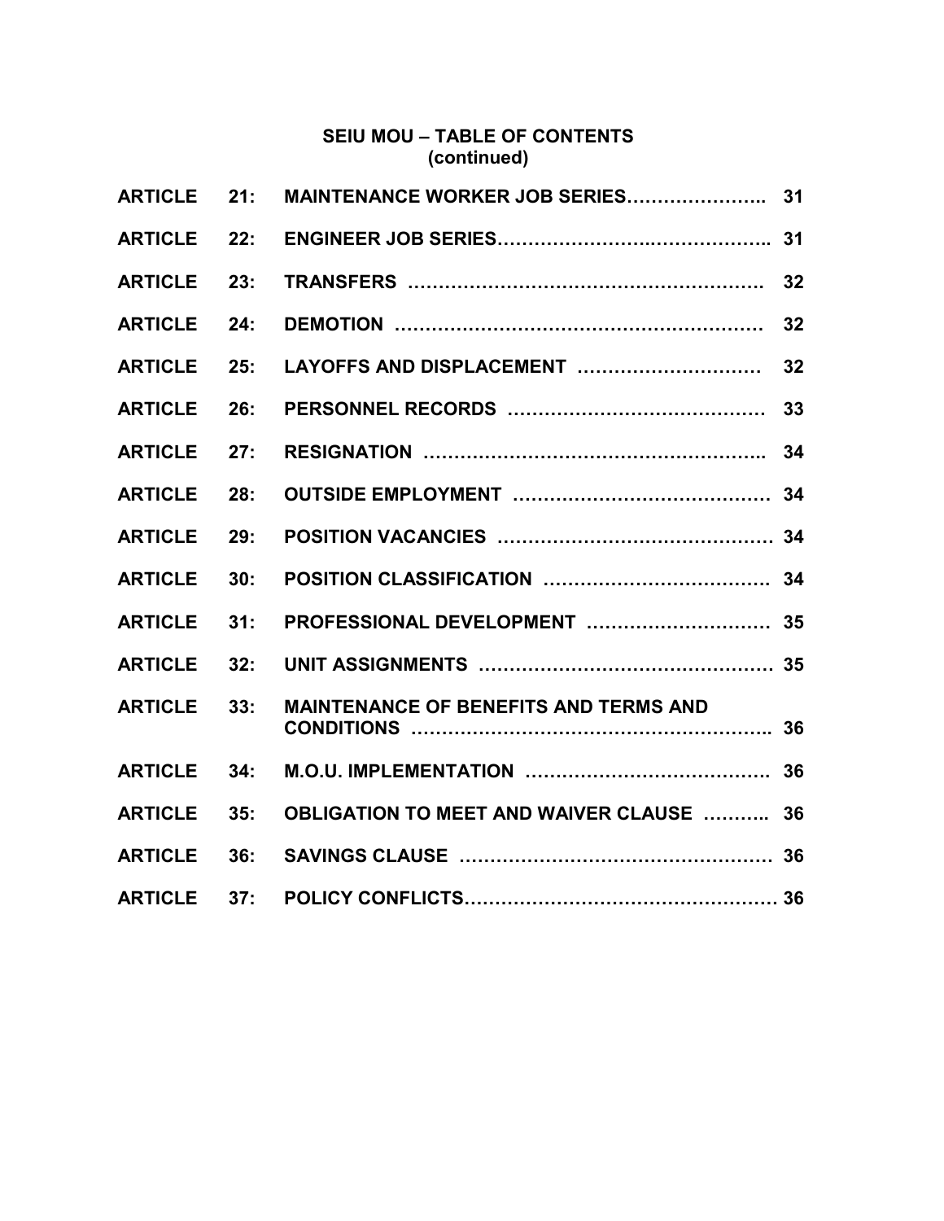# SEIU MOU – TABLE OF CONTENTS (continued)

| | | | |
|---|---|---|---|
| **ARTICLE** | **21:** | **MAINTENANCE WORKER JOB SERIES** | **31** |
| **ARTICLE** | **22:** | **ENGINEER JOB SERIES** | **31** |
| **ARTICLE** | **23:** | **TRANSFERS** | **32** |
| **ARTICLE** | **24:** | **DEMOTION** | **32** |
| **ARTICLE** | **25:** | **LAYOFFS AND DISPLACEMENT** | **32** |
| **ARTICLE** | **26:** | **PERSONNEL RECORDS** | **33** |
| **ARTICLE** | **27:** | **RESIGNATION** | **34** |
| **ARTICLE** | **28:** | **OUTSIDE EMPLOYMENT** | **34** |
| **ARTICLE** | **29:** | **POSITION VACANCIES** | **34** |
| **ARTICLE** | **30:** | **POSITION CLASSIFICATION** | **34** |
| **ARTICLE** | **31:** | **PROFESSIONAL DEVELOPMENT** | **35** |
| **ARTICLE** | **32:** | **UNIT ASSIGNMENTS** | **35** |
| **ARTICLE** | **33:** | **MAINTENANCE OF BENEFITS AND TERMS AND CONDITIONS** | **36** |
| **ARTICLE** | **34:** | **M.O.U. IMPLEMENTATION** | **36** |
| **ARTICLE** | **35:** | **OBLIGATION TO MEET AND WAIVER CLAUSE** | **36** |
| **ARTICLE** | **36:** | **SAVINGS CLAUSE** | **36** |
| **ARTICLE** | **37:** | **POLICY CONFLICTS** | **36** |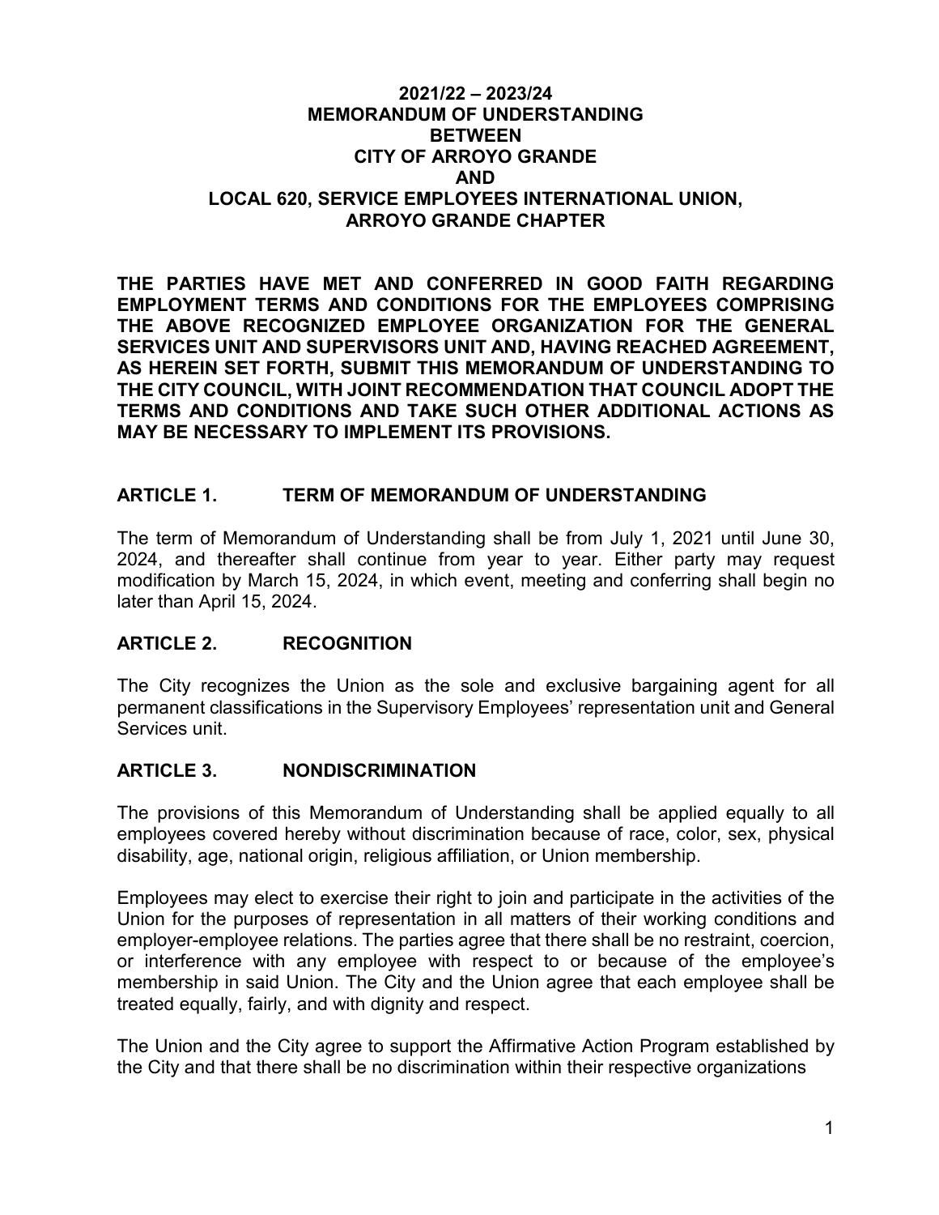# 2021/22 – 2023/24
# MEMORANDUM OF UNDERSTANDING
# BETWEEN
# CITY OF ARROYO GRANDE
# AND
# LOCAL 620, SERVICE EMPLOYEES INTERNATIONAL UNION, ARROYO GRANDE CHAPTER

**THE PARTIES HAVE MET AND CONFERRED IN GOOD FAITH REGARDING EMPLOYMENT TERMS AND CONDITIONS FOR THE EMPLOYEES COMPRISING THE ABOVE RECOGNIZED EMPLOYEE ORGANIZATION FOR THE GENERAL SERVICES UNIT AND SUPERVISORS UNIT AND, HAVING REACHED AGREEMENT, AS HEREIN SET FORTH, SUBMIT THIS MEMORANDUM OF UNDERSTANDING TO THE CITY COUNCIL, WITH JOINT RECOMMENDATION THAT COUNCIL ADOPT THE TERMS AND CONDITIONS AND TAKE SUCH OTHER ADDITIONAL ACTIONS AS MAY BE NECESSARY TO IMPLEMENT ITS PROVISIONS.**

## ARTICLE 1. TERM OF MEMORANDUM OF UNDERSTANDING

The term of Memorandum of Understanding shall be from July 1, 2021 until June 30, 2024, and thereafter shall continue from year to year. Either party may request modification by March 15, 2024, in which event, meeting and conferring shall begin no later than April 15, 2024.

## ARTICLE 2. RECOGNITION

The City recognizes the Union as the sole and exclusive bargaining agent for all permanent classifications in the Supervisory Employees' representation unit and General Services unit.

## ARTICLE 3. NONDISCRIMINATION

The provisions of this Memorandum of Understanding shall be applied equally to all employees covered hereby without discrimination because of race, color, sex, physical disability, age, national origin, religious affiliation, or Union membership.

Employees may elect to exercise their right to join and participate in the activities of the Union for the purposes of representation in all matters of their working conditions and employer-employee relations. The parties agree that there shall be no restraint, coercion, or interference with any employee with respect to or because of the employee's membership in said Union. The City and the Union agree that each employee shall be treated equally, fairly, and with dignity and respect.

The Union and the City agree to support the Affirmative Action Program established by the City and that there shall be no discrimination within their respective organizations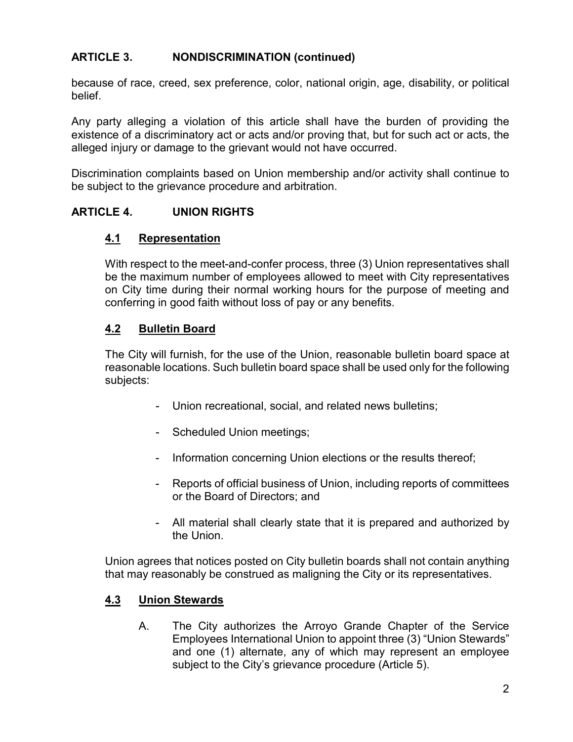## ARTICLE 3. NONDISCRIMINATION (continued)

because of race, creed, sex preference, color, national origin, age, disability, or political belief.

Any party alleging a violation of this article shall have the burden of providing the existence of a discriminatory act or acts and/or proving that, but for such act or acts, the alleged injury or damage to the grievant would not have occurred.

Discrimination complaints based on Union membership and/or activity shall continue to be subject to the grievance procedure and arbitration.

## ARTICLE 4. UNION RIGHTS

### 4.1 Representation

With respect to the meet-and-confer process, three (3) Union representatives shall be the maximum number of employees allowed to meet with City representatives on City time during their normal working hours for the purpose of meeting and conferring in good faith without loss of pay or any benefits.

### 4.2 Bulletin Board

The City will furnish, for the use of the Union, reasonable bulletin board space at reasonable locations. Such bulletin board space shall be used only for the following subjects:

- Union recreational, social, and related news bulletins;
- Scheduled Union meetings;
- Information concerning Union elections or the results thereof;
- Reports of official business of Union, including reports of committees or the Board of Directors; and
- All material shall clearly state that it is prepared and authorized by the Union.

Union agrees that notices posted on City bulletin boards shall not contain anything that may reasonably be construed as maligning the City or its representatives.

### 4.3 Union Stewards

A. The City authorizes the Arroyo Grande Chapter of the Service Employees International Union to appoint three (3) "Union Stewards" and one (1) alternate, any of which may represent an employee subject to the City's grievance procedure (Article 5).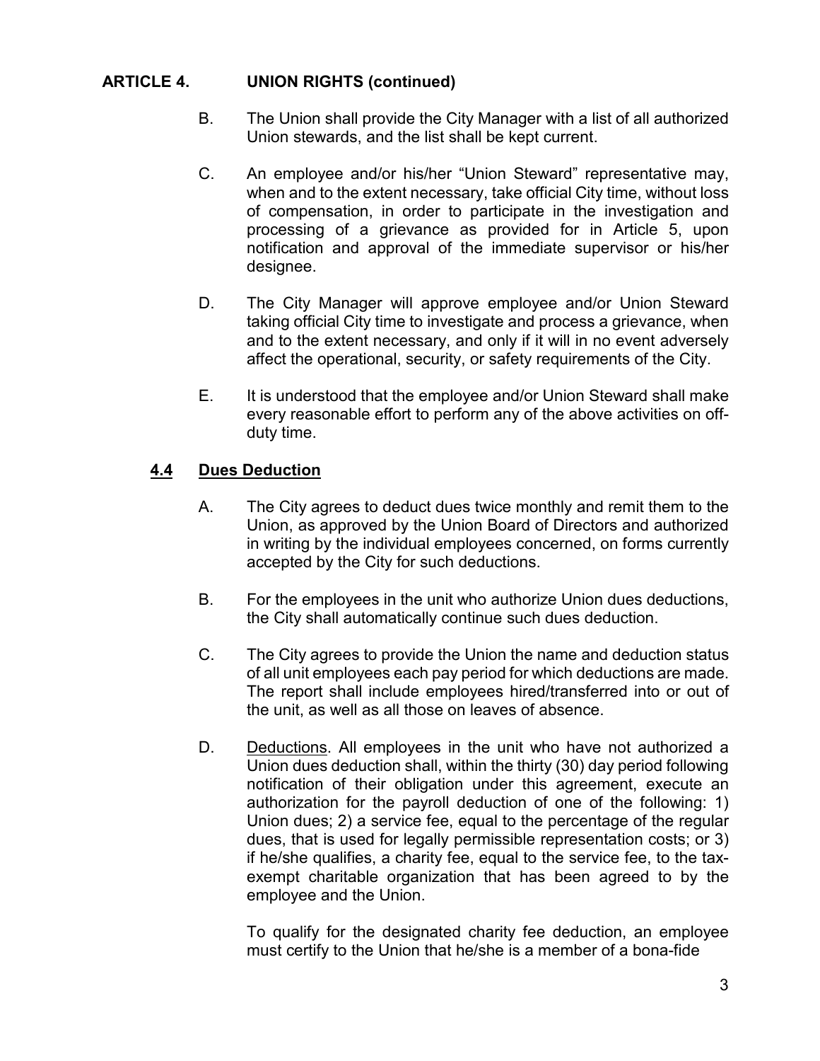## ARTICLE 4. UNION RIGHTS (continued)

B. The Union shall provide the City Manager with a list of all authorized Union stewards, and the list shall be kept current.

C. An employee and/or his/her "Union Steward" representative may, when and to the extent necessary, take official City time, without loss of compensation, in order to participate in the investigation and processing of a grievance as provided for in Article 5, upon notification and approval of the immediate supervisor or his/her designee.

D. The City Manager will approve employee and/or Union Steward taking official City time to investigate and process a grievance, when and to the extent necessary, and only if it will in no event adversely affect the operational, security, or safety requirements of the City.

E. It is understood that the employee and/or Union Steward shall make every reasonable effort to perform any of the above activities on off-duty time.

### 4.4 Dues Deduction

A. The City agrees to deduct dues twice monthly and remit them to the Union, as approved by the Union Board of Directors and authorized in writing by the individual employees concerned, on forms currently accepted by the City for such deductions.

B. For the employees in the unit who authorize Union dues deductions, the City shall automatically continue such dues deduction.

C. The City agrees to provide the Union the name and deduction status of all unit employees each pay period for which deductions are made. The report shall include employees hired/transferred into or out of the unit, as well as all those on leaves of absence.

D. Deductions. All employees in the unit who have not authorized a Union dues deduction shall, within the thirty (30) day period following notification of their obligation under this agreement, execute an authorization for the payroll deduction of one of the following: 1) Union dues; 2) a service fee, equal to the percentage of the regular dues, that is used for legally permissible representation costs; or 3) if he/she qualifies, a charity fee, equal to the service fee, to the tax-exempt charitable organization that has been agreed to by the employee and the Union.

To qualify for the designated charity fee deduction, an employee must certify to the Union that he/she is a member of a bona-fide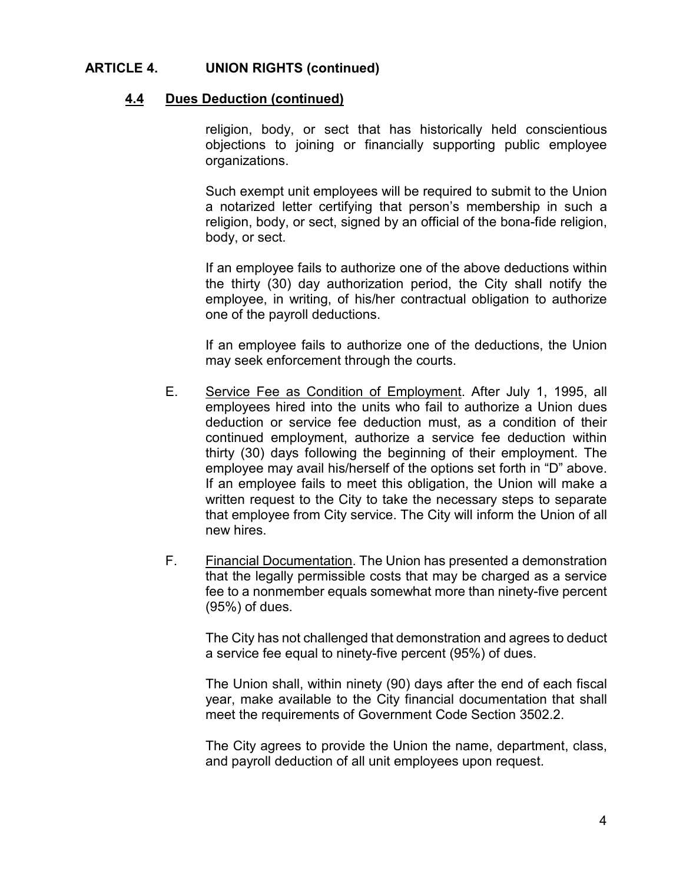## ARTICLE 4. UNION RIGHTS (continued)

### 4.4 Dues Deduction (continued)

religion, body, or sect that has historically held conscientious objections to joining or financially supporting public employee organizations.

Such exempt unit employees will be required to submit to the Union a notarized letter certifying that person's membership in such a religion, body, or sect, signed by an official of the bona-fide religion, body, or sect.

If an employee fails to authorize one of the above deductions within the thirty (30) day authorization period, the City shall notify the employee, in writing, of his/her contractual obligation to authorize one of the payroll deductions.

If an employee fails to authorize one of the deductions, the Union may seek enforcement through the courts.

E. Service Fee as Condition of Employment. After July 1, 1995, all employees hired into the units who fail to authorize a Union dues deduction or service fee deduction must, as a condition of their continued employment, authorize a service fee deduction within thirty (30) days following the beginning of their employment. The employee may avail his/herself of the options set forth in "D" above. If an employee fails to meet this obligation, the Union will make a written request to the City to take the necessary steps to separate that employee from City service. The City will inform the Union of all new hires.

F. Financial Documentation. The Union has presented a demonstration that the legally permissible costs that may be charged as a service fee to a nonmember equals somewhat more than ninety-five percent (95%) of dues.

The City has not challenged that demonstration and agrees to deduct a service fee equal to ninety-five percent (95%) of dues.

The Union shall, within ninety (90) days after the end of each fiscal year, make available to the City financial documentation that shall meet the requirements of Government Code Section 3502.2.

The City agrees to provide the Union the name, department, class, and payroll deduction of all unit employees upon request.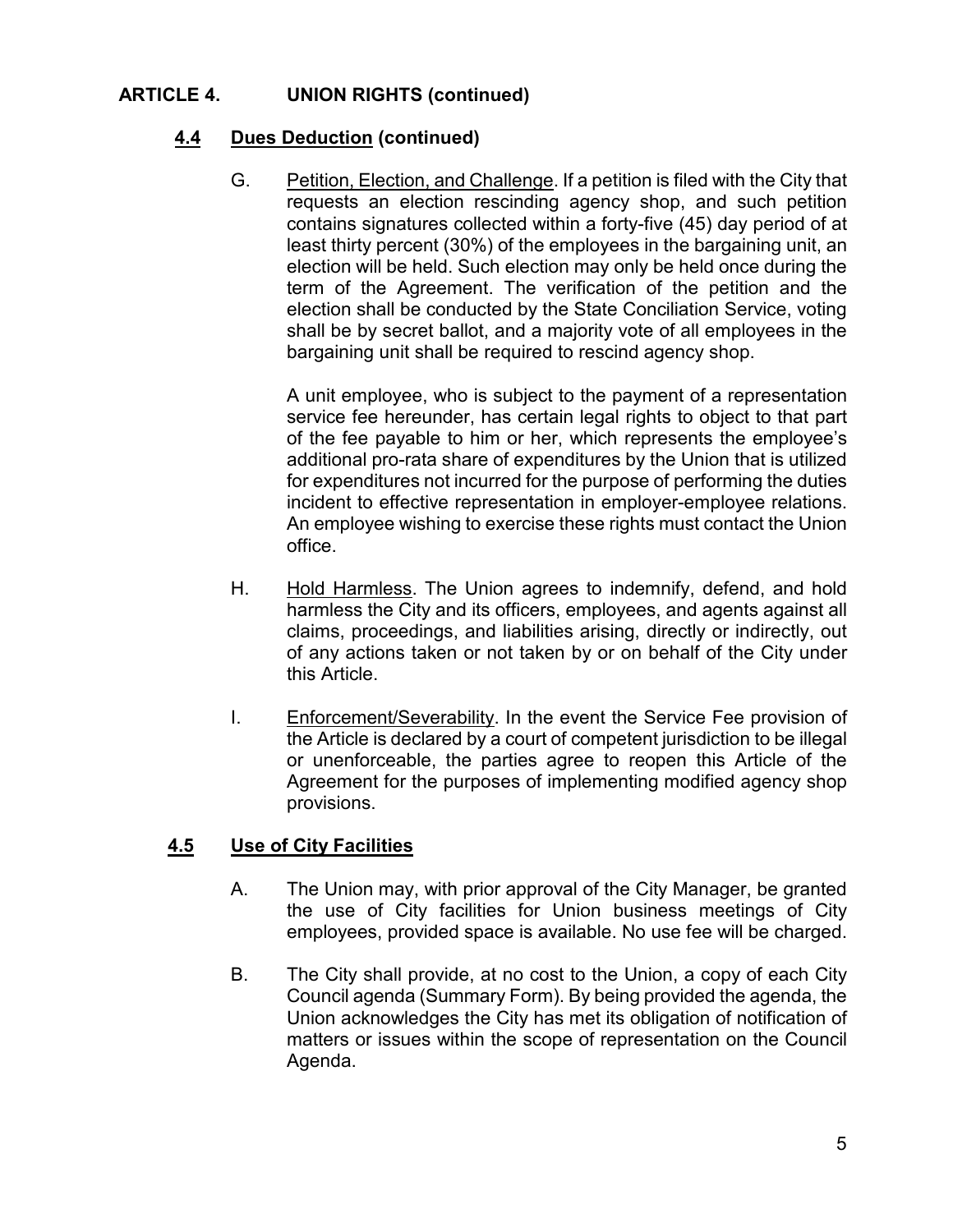## ARTICLE 4. UNION RIGHTS (continued)

### 4.4 Dues Deduction (continued)

G. Petition, Election, and Challenge. If a petition is filed with the City that requests an election rescinding agency shop, and such petition contains signatures collected within a forty-five (45) day period of at least thirty percent (30%) of the employees in the bargaining unit, an election will be held. Such election may only be held once during the term of the Agreement. The verification of the petition and the election shall be conducted by the State Conciliation Service, voting shall be by secret ballot, and a majority vote of all employees in the bargaining unit shall be required to rescind agency shop.

A unit employee, who is subject to the payment of a representation service fee hereunder, has certain legal rights to object to that part of the fee payable to him or her, which represents the employee's additional pro-rata share of expenditures by the Union that is utilized for expenditures not incurred for the purpose of performing the duties incident to effective representation in employer-employee relations. An employee wishing to exercise these rights must contact the Union office.

H. Hold Harmless. The Union agrees to indemnify, defend, and hold harmless the City and its officers, employees, and agents against all claims, proceedings, and liabilities arising, directly or indirectly, out of any actions taken or not taken by or on behalf of the City under this Article.

I. Enforcement/Severability. In the event the Service Fee provision of the Article is declared by a court of competent jurisdiction to be illegal or unenforceable, the parties agree to reopen this Article of the Agreement for the purposes of implementing modified agency shop provisions.

### 4.5 Use of City Facilities

A. The Union may, with prior approval of the City Manager, be granted the use of City facilities for Union business meetings of City employees, provided space is available. No use fee will be charged.

B. The City shall provide, at no cost to the Union, a copy of each City Council agenda (Summary Form). By being provided the agenda, the Union acknowledges the City has met its obligation of notification of matters or issues within the scope of representation on the Council Agenda.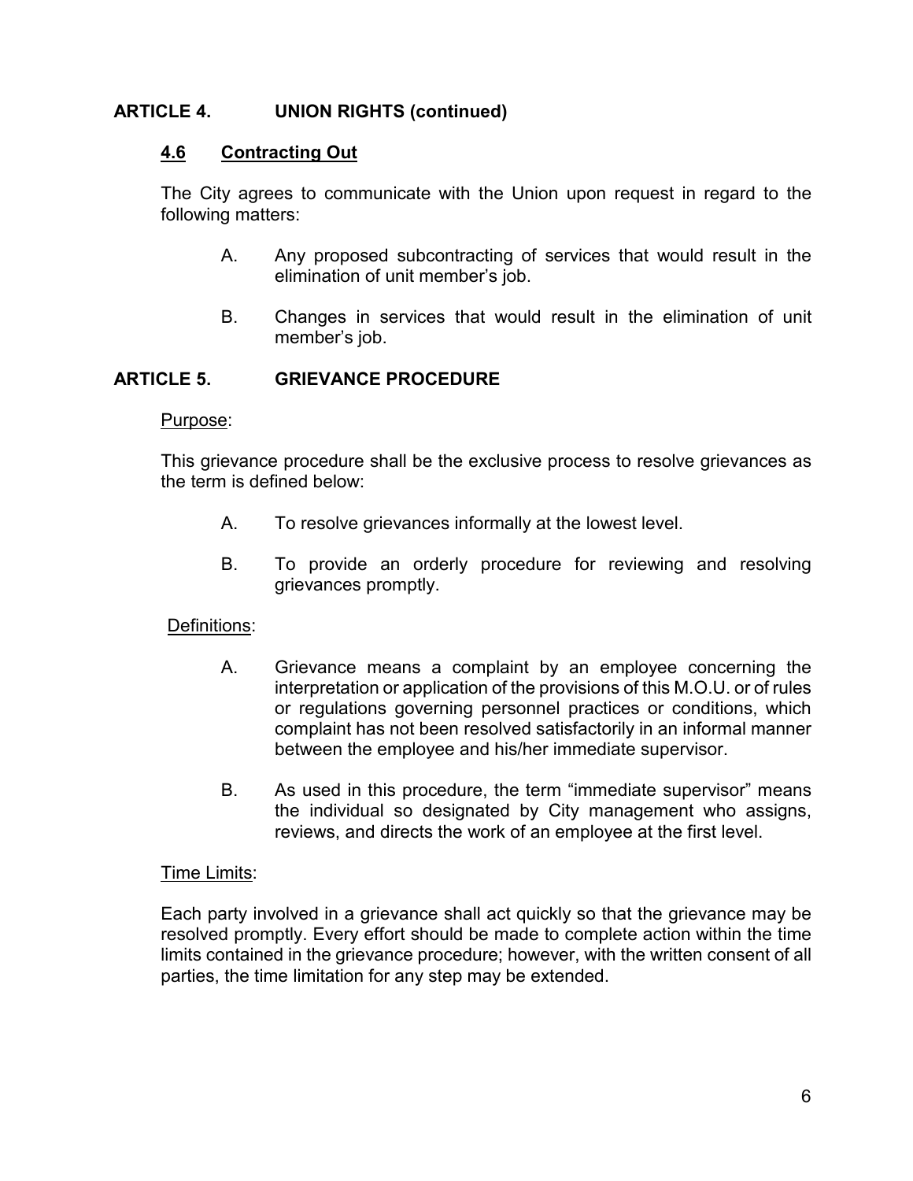## ARTICLE 4. UNION RIGHTS (continued)

### 4.6 Contracting Out

The City agrees to communicate with the Union upon request in regard to the following matters:

A. Any proposed subcontracting of services that would result in the elimination of unit member's job.

B. Changes in services that would result in the elimination of unit member's job.

## ARTICLE 5. GRIEVANCE PROCEDURE

Purpose:

This grievance procedure shall be the exclusive process to resolve grievances as the term is defined below:

A. To resolve grievances informally at the lowest level.

B. To provide an orderly procedure for reviewing and resolving grievances promptly.

Definitions:

A. Grievance means a complaint by an employee concerning the interpretation or application of the provisions of this M.O.U. or of rules or regulations governing personnel practices or conditions, which complaint has not been resolved satisfactorily in an informal manner between the employee and his/her immediate supervisor.

B. As used in this procedure, the term "immediate supervisor" means the individual so designated by City management who assigns, reviews, and directs the work of an employee at the first level.

Time Limits:

Each party involved in a grievance shall act quickly so that the grievance may be resolved promptly. Every effort should be made to complete action within the time limits contained in the grievance procedure; however, with the written consent of all parties, the time limitation for any step may be extended.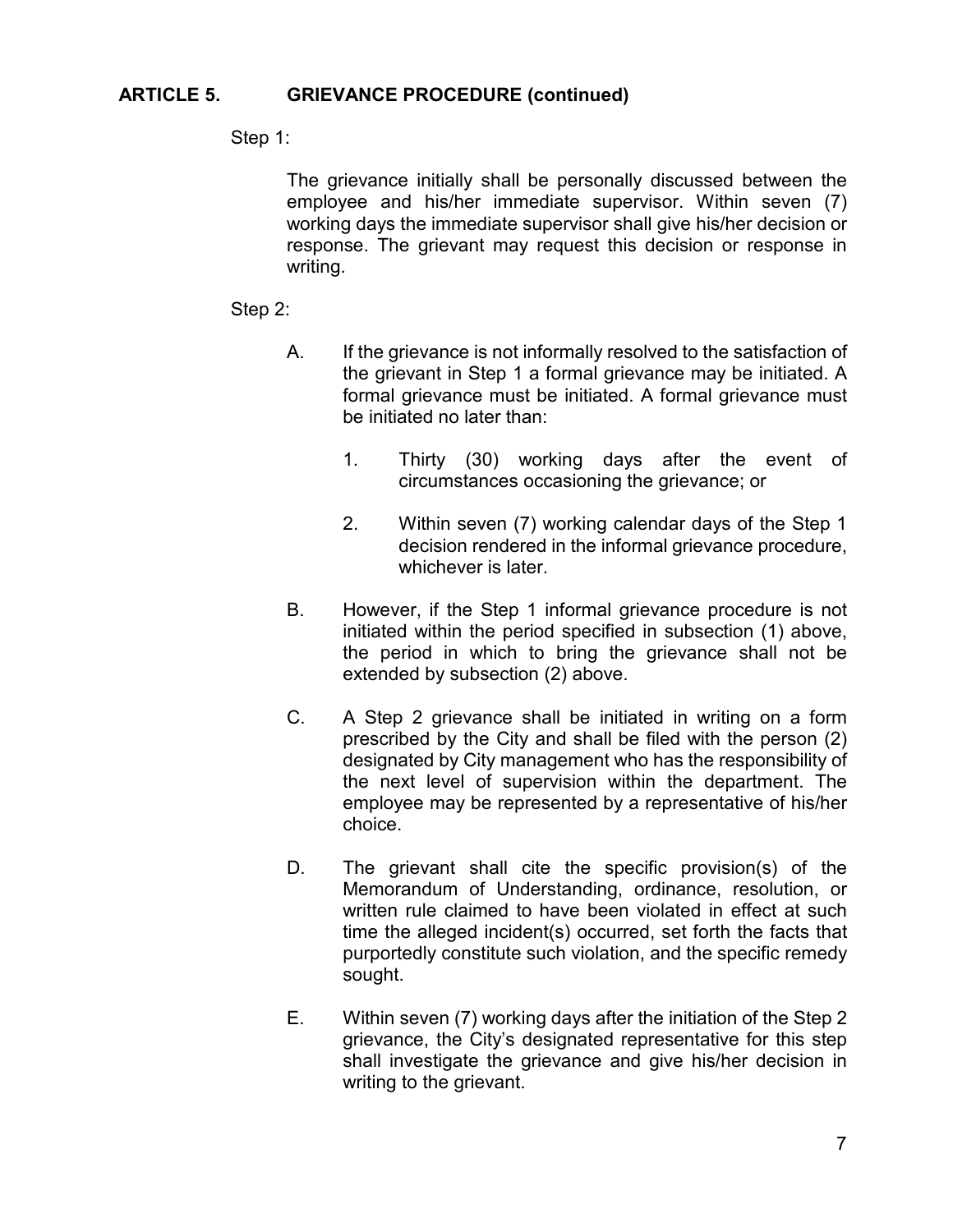## ARTICLE 5. GRIEVANCE PROCEDURE (continued)

Step 1:

The grievance initially shall be personally discussed between the employee and his/her immediate supervisor. Within seven (7) working days the immediate supervisor shall give his/her decision or response. The grievant may request this decision or response in writing.

Step 2:

A. If the grievance is not informally resolved to the satisfaction of the grievant in Step 1 a formal grievance may be initiated. A formal grievance must be initiated. A formal grievance must be initiated no later than:

   1. Thirty (30) working days after the event of circumstances occasioning the grievance; or

   2. Within seven (7) working calendar days of the Step 1 decision rendered in the informal grievance procedure, whichever is later.

B. However, if the Step 1 informal grievance procedure is not initiated within the period specified in subsection (1) above, the period in which to bring the grievance shall not be extended by subsection (2) above.

C. A Step 2 grievance shall be initiated in writing on a form prescribed by the City and shall be filed with the person (2) designated by City management who has the responsibility of the next level of supervision within the department. The employee may be represented by a representative of his/her choice.

D. The grievant shall cite the specific provision(s) of the Memorandum of Understanding, ordinance, resolution, or written rule claimed to have been violated in effect at such time the alleged incident(s) occurred, set forth the facts that purportedly constitute such violation, and the specific remedy sought.

E. Within seven (7) working days after the initiation of the Step 2 grievance, the City's designated representative for this step shall investigate the grievance and give his/her decision in writing to the grievant.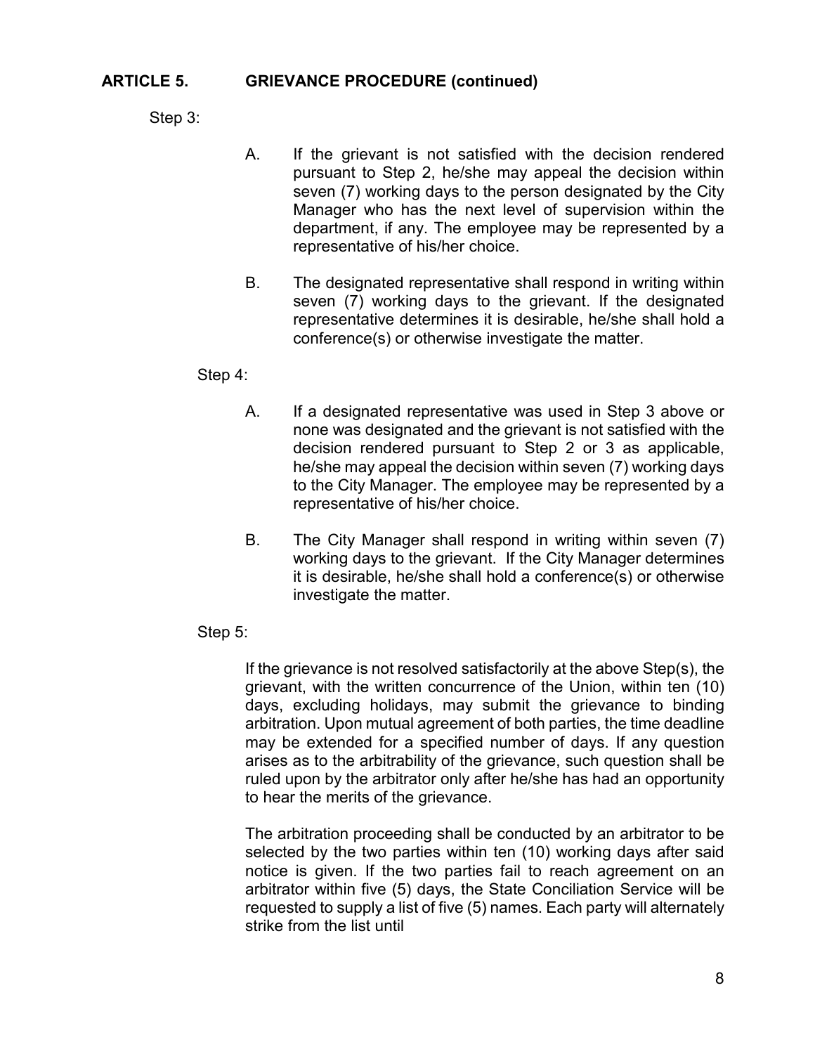## ARTICLE 5. GRIEVANCE PROCEDURE (continued)

Step 3:

A. If the grievant is not satisfied with the decision rendered pursuant to Step 2, he/she may appeal the decision within seven (7) working days to the person designated by the City Manager who has the next level of supervision within the department, if any. The employee may be represented by a representative of his/her choice.

B. The designated representative shall respond in writing within seven (7) working days to the grievant. If the designated representative determines it is desirable, he/she shall hold a conference(s) or otherwise investigate the matter.

Step 4:

A. If a designated representative was used in Step 3 above or none was designated and the grievant is not satisfied with the decision rendered pursuant to Step 2 or 3 as applicable, he/she may appeal the decision within seven (7) working days to the City Manager. The employee may be represented by a representative of his/her choice.

B. The City Manager shall respond in writing within seven (7) working days to the grievant. If the City Manager determines it is desirable, he/she shall hold a conference(s) or otherwise investigate the matter.

Step 5:

If the grievance is not resolved satisfactorily at the above Step(s), the grievant, with the written concurrence of the Union, within ten (10) days, excluding holidays, may submit the grievance to binding arbitration. Upon mutual agreement of both parties, the time deadline may be extended for a specified number of days. If any question arises as to the arbitrability of the grievance, such question shall be ruled upon by the arbitrator only after he/she has had an opportunity to hear the merits of the grievance.

The arbitration proceeding shall be conducted by an arbitrator to be selected by the two parties within ten (10) working days after said notice is given. If the two parties fail to reach agreement on an arbitrator within five (5) days, the State Conciliation Service will be requested to supply a list of five (5) names. Each party will alternately strike from the list until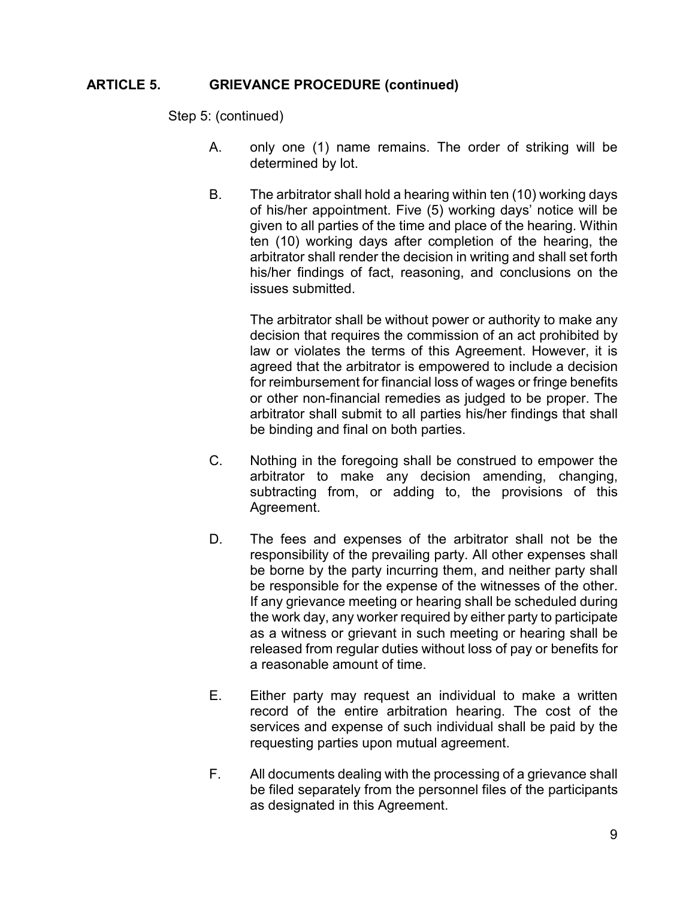## ARTICLE 5. GRIEVANCE PROCEDURE (continued)

Step 5: (continued)

A. only one (1) name remains. The order of striking will be determined by lot.

B. The arbitrator shall hold a hearing within ten (10) working days of his/her appointment. Five (5) working days' notice will be given to all parties of the time and place of the hearing. Within ten (10) working days after completion of the hearing, the arbitrator shall render the decision in writing and shall set forth his/her findings of fact, reasoning, and conclusions on the issues submitted.

   The arbitrator shall be without power or authority to make any decision that requires the commission of an act prohibited by law or violates the terms of this Agreement. However, it is agreed that the arbitrator is empowered to include a decision for reimbursement for financial loss of wages or fringe benefits or other non-financial remedies as judged to be proper. The arbitrator shall submit to all parties his/her findings that shall be binding and final on both parties.

C. Nothing in the foregoing shall be construed to empower the arbitrator to make any decision amending, changing, subtracting from, or adding to, the provisions of this Agreement.

D. The fees and expenses of the arbitrator shall not be the responsibility of the prevailing party. All other expenses shall be borne by the party incurring them, and neither party shall be responsible for the expense of the witnesses of the other. If any grievance meeting or hearing shall be scheduled during the work day, any worker required by either party to participate as a witness or grievant in such meeting or hearing shall be released from regular duties without loss of pay or benefits for a reasonable amount of time.

E. Either party may request an individual to make a written record of the entire arbitration hearing. The cost of the services and expense of such individual shall be paid by the requesting parties upon mutual agreement.

F. All documents dealing with the processing of a grievance shall be filed separately from the personnel files of the participants as designated in this Agreement.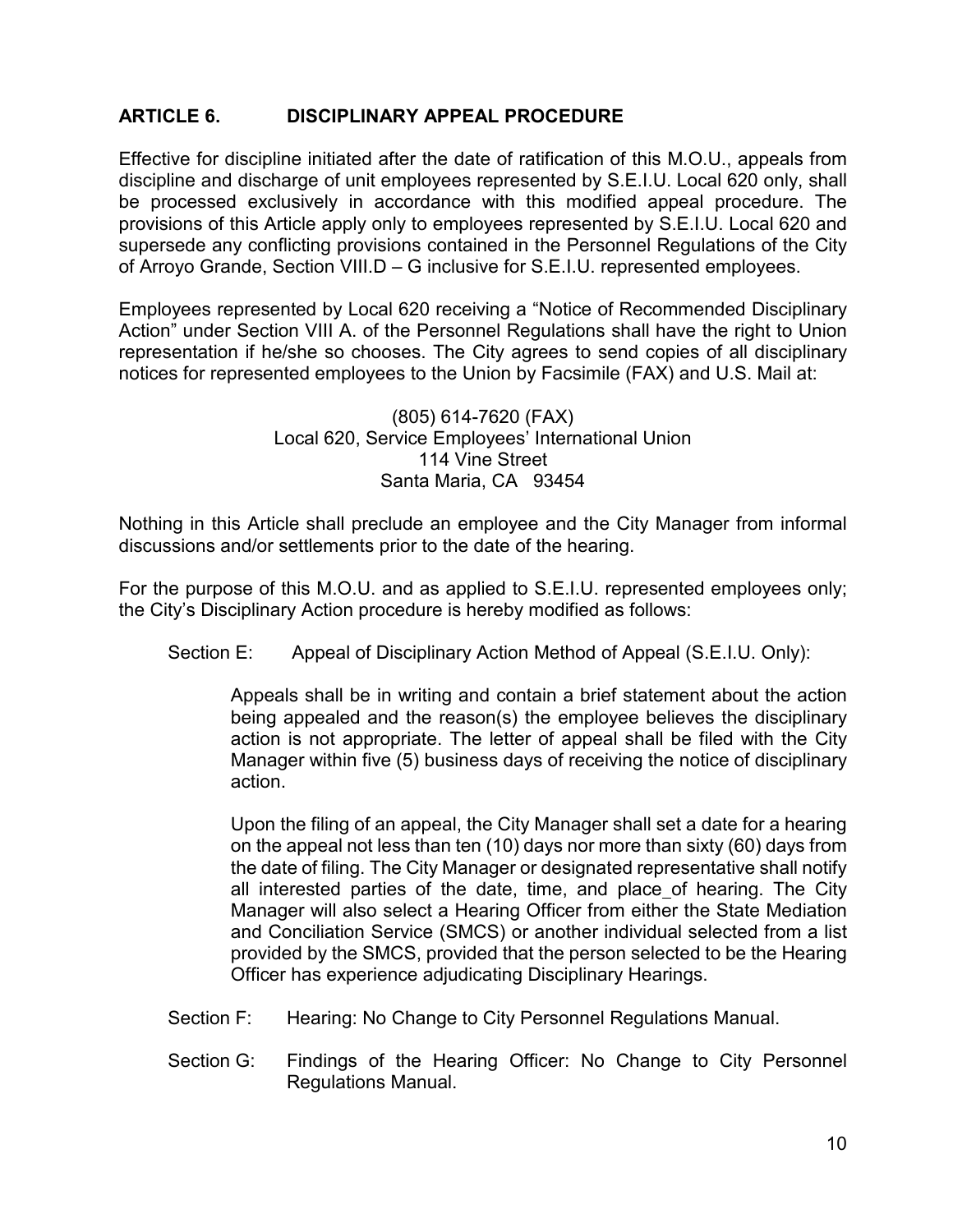## ARTICLE 6. DISCIPLINARY APPEAL PROCEDURE

Effective for discipline initiated after the date of ratification of this M.O.U., appeals from discipline and discharge of unit employees represented by S.E.I.U. Local 620 only, shall be processed exclusively in accordance with this modified appeal procedure. The provisions of this Article apply only to employees represented by S.E.I.U. Local 620 and supersede any conflicting provisions contained in the Personnel Regulations of the City of Arroyo Grande, Section VIII.D – G inclusive for S.E.I.U. represented employees.

Employees represented by Local 620 receiving a "Notice of Recommended Disciplinary Action" under Section VIII A. of the Personnel Regulations shall have the right to Union representation if he/she so chooses. The City agrees to send copies of all disciplinary notices for represented employees to the Union by Facsimile (FAX) and U.S. Mail at:

(805) 614-7620 (FAX)
Local 620, Service Employees' International Union
114 Vine Street
Santa Maria, CA 93454

Nothing in this Article shall preclude an employee and the City Manager from informal discussions and/or settlements prior to the date of the hearing.

For the purpose of this M.O.U. and as applied to S.E.I.U. represented employees only; the City's Disciplinary Action procedure is hereby modified as follows:

Section E: Appeal of Disciplinary Action Method of Appeal (S.E.I.U. Only):

Appeals shall be in writing and contain a brief statement about the action being appealed and the reason(s) the employee believes the disciplinary action is not appropriate. The letter of appeal shall be filed with the City Manager within five (5) business days of receiving the notice of disciplinary action.

Upon the filing of an appeal, the City Manager shall set a date for a hearing on the appeal not less than ten (10) days nor more than sixty (60) days from the date of filing. The City Manager or designated representative shall notify all interested parties of the date, time, and place of hearing. The City Manager will also select a Hearing Officer from either the State Mediation and Conciliation Service (SMCS) or another individual selected from a list provided by the SMCS, provided that the person selected to be the Hearing Officer has experience adjudicating Disciplinary Hearings.

Section F: Hearing: No Change to City Personnel Regulations Manual.

Section G: Findings of the Hearing Officer: No Change to City Personnel Regulations Manual.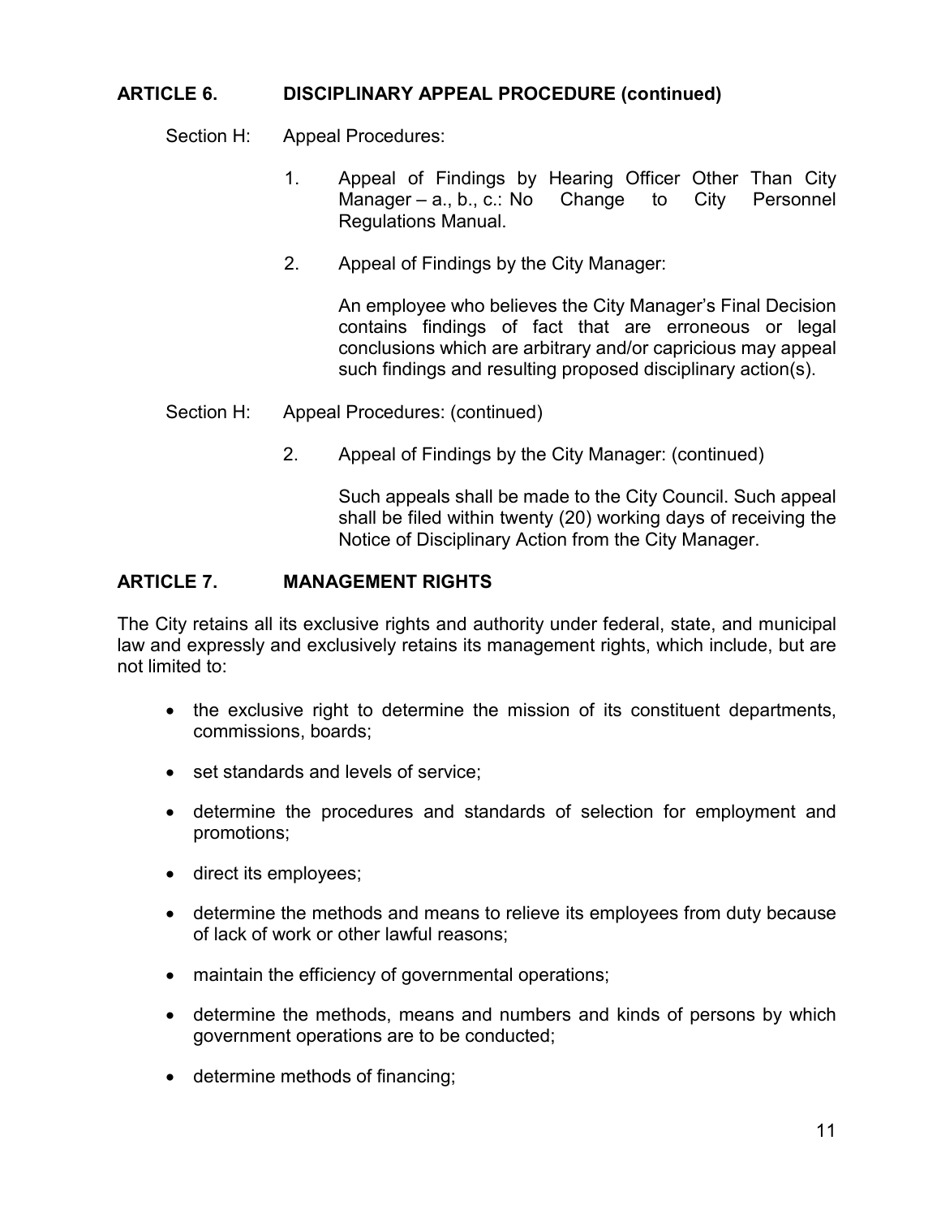## ARTICLE 6. DISCIPLINARY APPEAL PROCEDURE (continued)

Section H: Appeal Procedures:

1. Appeal of Findings by Hearing Officer Other Than City Manager – a., b., c.: No Change to City Personnel Regulations Manual.

2. Appeal of Findings by the City Manager:

   An employee who believes the City Manager's Final Decision contains findings of fact that are erroneous or legal conclusions which are arbitrary and/or capricious may appeal such findings and resulting proposed disciplinary action(s).

Section H: Appeal Procedures: (continued)

2. Appeal of Findings by the City Manager: (continued)

   Such appeals shall be made to the City Council. Such appeal shall be filed within twenty (20) working days of receiving the Notice of Disciplinary Action from the City Manager.

## ARTICLE 7. MANAGEMENT RIGHTS

The City retains all its exclusive rights and authority under federal, state, and municipal law and expressly and exclusively retains its management rights, which include, but are not limited to:

- the exclusive right to determine the mission of its constituent departments, commissions, boards;
- set standards and levels of service;
- determine the procedures and standards of selection for employment and promotions;
- direct its employees;
- determine the methods and means to relieve its employees from duty because of lack of work or other lawful reasons;
- maintain the efficiency of governmental operations;
- determine the methods, means and numbers and kinds of persons by which government operations are to be conducted;
- determine methods of financing;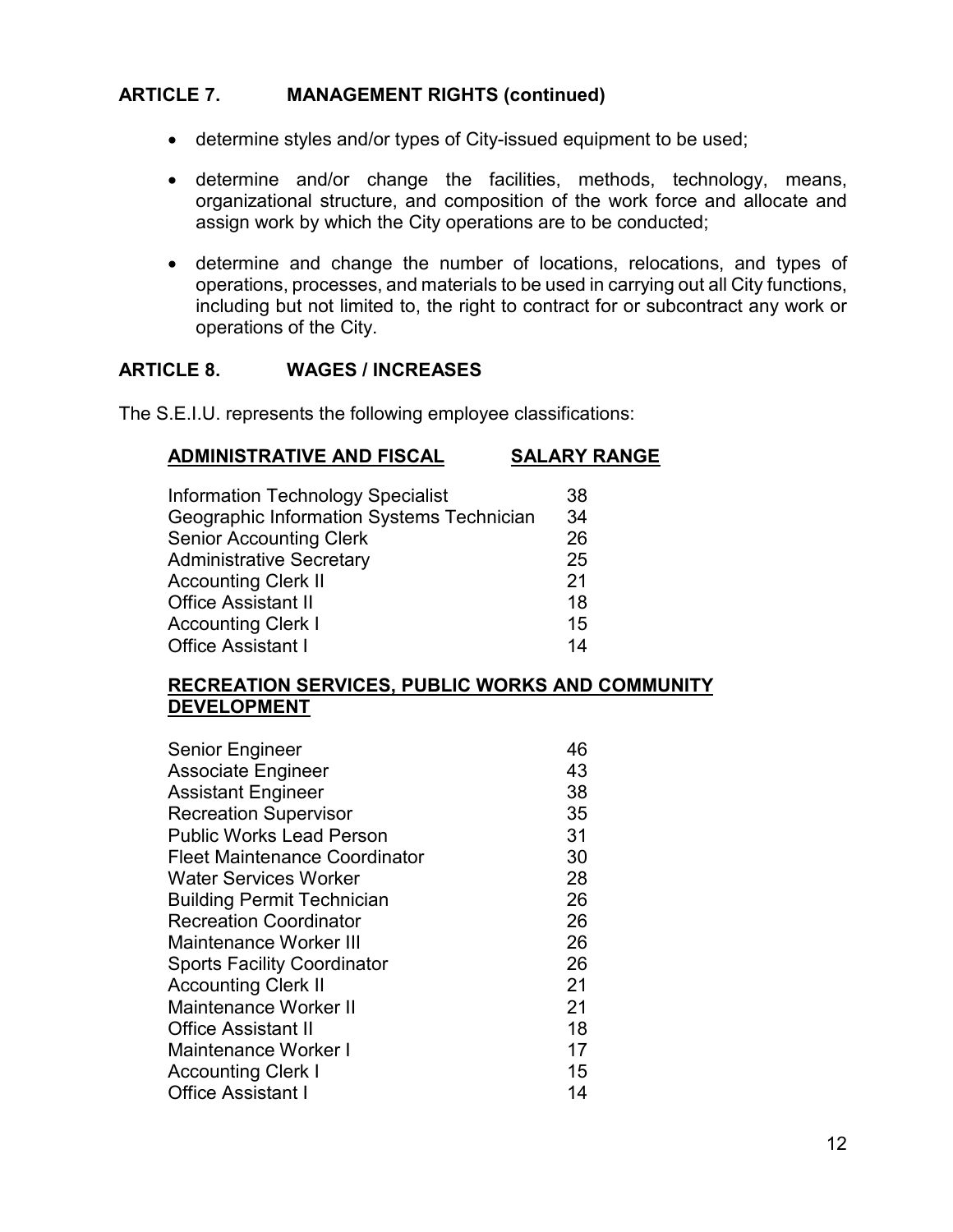## ARTICLE 7. MANAGEMENT RIGHTS (continued)

- determine styles and/or types of City-issued equipment to be used;
- determine and/or change the facilities, methods, technology, means, organizational structure, and composition of the work force and allocate and assign work by which the City operations are to be conducted;
- determine and change the number of locations, relocations, and types of operations, processes, and materials to be used in carrying out all City functions, including but not limited to, the right to contract for or subcontract any work or operations of the City.

## ARTICLE 8. WAGES / INCREASES

The S.E.I.U. represents the following employee classifications:

| ADMINISTRATIVE AND FISCAL | SALARY RANGE |
|---|---|
| Information Technology Specialist | 38 |
| Geographic Information Systems Technician | 34 |
| Senior Accounting Clerk | 26 |
| Administrative Secretary | 25 |
| Accounting Clerk II | 21 |
| Office Assistant II | 18 |
| Accounting Clerk I | 15 |
| Office Assistant I | 14 |

| RECREATION SERVICES, PUBLIC WORKS AND COMMUNITY DEVELOPMENT | |
|---|---|
| Senior Engineer | 46 |
| Associate Engineer | 43 |
| Assistant Engineer | 38 |
| Recreation Supervisor | 35 |
| Public Works Lead Person | 31 |
| Fleet Maintenance Coordinator | 30 |
| Water Services Worker | 28 |
| Building Permit Technician | 26 |
| Recreation Coordinator | 26 |
| Maintenance Worker III | 26 |
| Sports Facility Coordinator | 26 |
| Accounting Clerk II | 21 |
| Maintenance Worker II | 21 |
| Office Assistant II | 18 |
| Maintenance Worker I | 17 |
| Accounting Clerk I | 15 |
| Office Assistant I | 14 |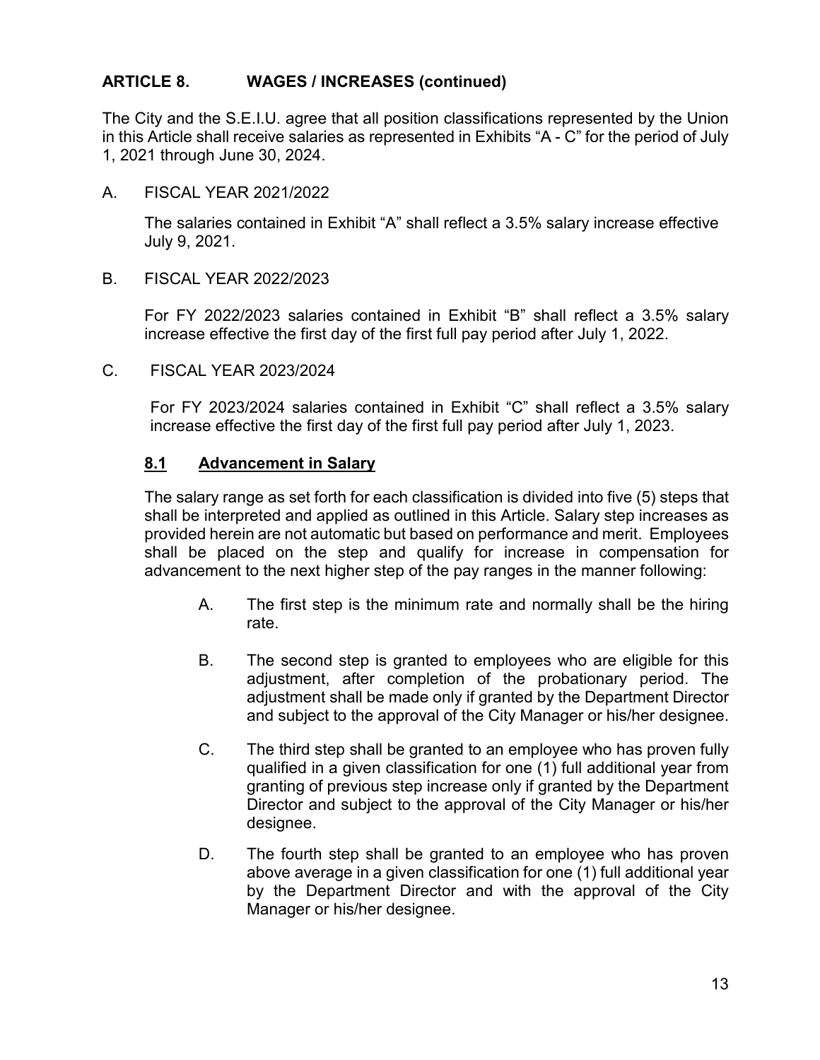## ARTICLE 8. WAGES / INCREASES (continued)

The City and the S.E.I.U. agree that all position classifications represented by the Union in this Article shall receive salaries as represented in Exhibits "A - C" for the period of July 1, 2021 through June 30, 2024.

A. FISCAL YEAR 2021/2022

The salaries contained in Exhibit "A" shall reflect a 3.5% salary increase effective July 9, 2021.

B. FISCAL YEAR 2022/2023

For FY 2022/2023 salaries contained in Exhibit "B" shall reflect a 3.5% salary increase effective the first day of the first full pay period after July 1, 2022.

C. FISCAL YEAR 2023/2024

For FY 2023/2024 salaries contained in Exhibit "C" shall reflect a 3.5% salary increase effective the first day of the first full pay period after July 1, 2023.

### 8.1 Advancement in Salary

The salary range as set forth for each classification is divided into five (5) steps that shall be interpreted and applied as outlined in this Article. Salary step increases as provided herein are not automatic but based on performance and merit. Employees shall be placed on the step and qualify for increase in compensation for advancement to the next higher step of the pay ranges in the manner following:

A. The first step is the minimum rate and normally shall be the hiring rate.

B. The second step is granted to employees who are eligible for this adjustment, after completion of the probationary period. The adjustment shall be made only if granted by the Department Director and subject to the approval of the City Manager or his/her designee.

C. The third step shall be granted to an employee who has proven fully qualified in a given classification for one (1) full additional year from granting of previous step increase only if granted by the Department Director and subject to the approval of the City Manager or his/her designee.

D. The fourth step shall be granted to an employee who has proven above average in a given classification for one (1) full additional year by the Department Director and with the approval of the City Manager or his/her designee.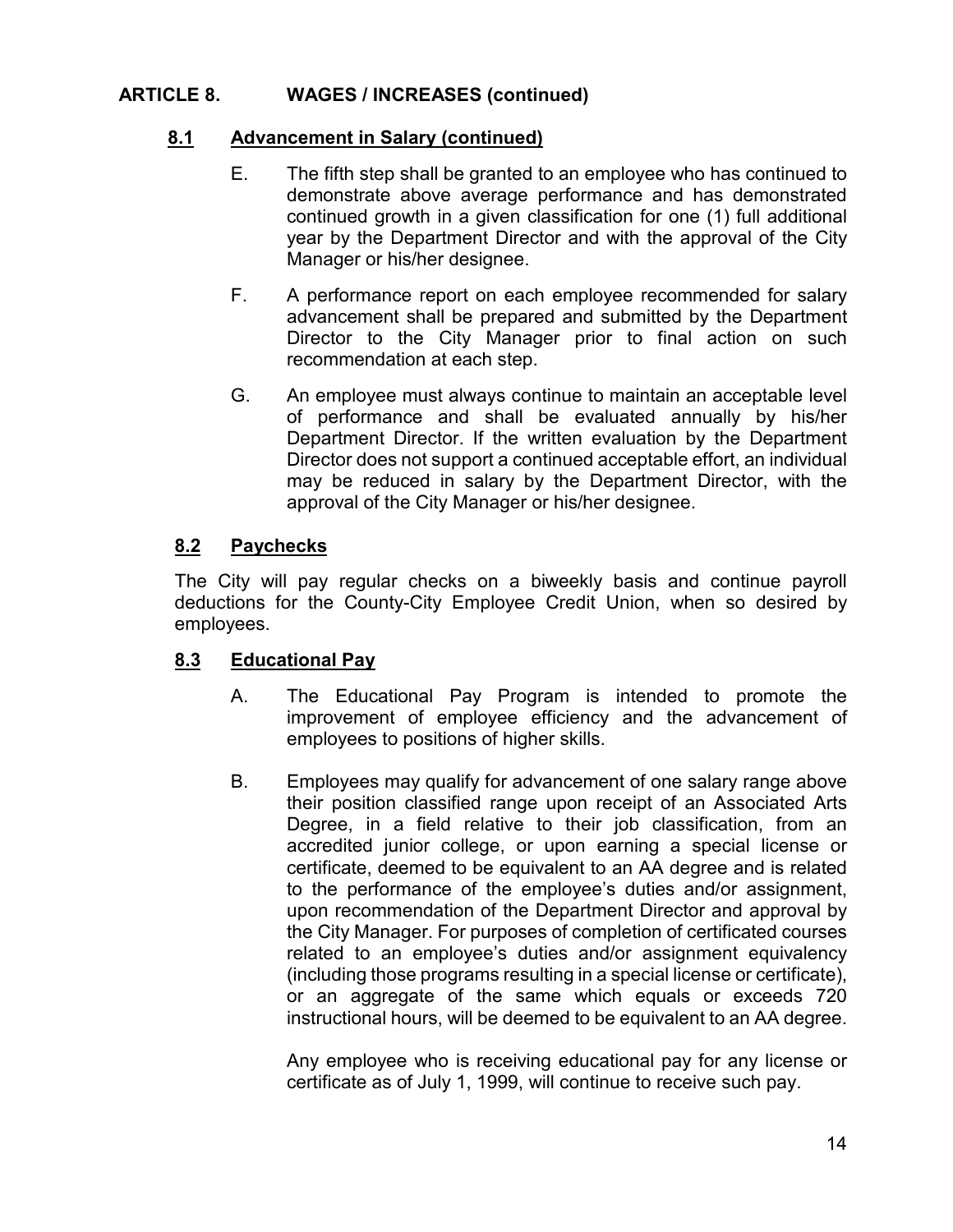## ARTICLE 8. WAGES / INCREASES (continued)

### 8.1 Advancement in Salary (continued)

E. The fifth step shall be granted to an employee who has continued to demonstrate above average performance and has demonstrated continued growth in a given classification for one (1) full additional year by the Department Director and with the approval of the City Manager or his/her designee.

F. A performance report on each employee recommended for salary advancement shall be prepared and submitted by the Department Director to the City Manager prior to final action on such recommendation at each step.

G. An employee must always continue to maintain an acceptable level of performance and shall be evaluated annually by his/her Department Director. If the written evaluation by the Department Director does not support a continued acceptable effort, an individual may be reduced in salary by the Department Director, with the approval of the City Manager or his/her designee.

### 8.2 Paychecks

The City will pay regular checks on a biweekly basis and continue payroll deductions for the County-City Employee Credit Union, when so desired by employees.

### 8.3 Educational Pay

A. The Educational Pay Program is intended to promote the improvement of employee efficiency and the advancement of employees to positions of higher skills.

B. Employees may qualify for advancement of one salary range above their position classified range upon receipt of an Associated Arts Degree, in a field relative to their job classification, from an accredited junior college, or upon earning a special license or certificate, deemed to be equivalent to an AA degree and is related to the performance of the employee's duties and/or assignment, upon recommendation of the Department Director and approval by the City Manager. For purposes of completion of certificated courses related to an employee's duties and/or assignment equivalency (including those programs resulting in a special license or certificate), or an aggregate of the same which equals or exceeds 720 instructional hours, will be deemed to be equivalent to an AA degree.

Any employee who is receiving educational pay for any license or certificate as of July 1, 1999, will continue to receive such pay.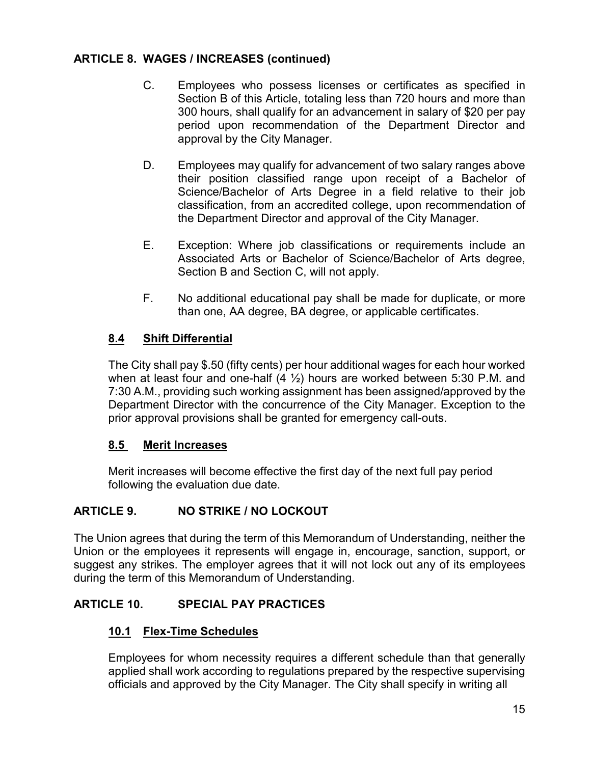## ARTICLE 8. WAGES / INCREASES (continued)

C. Employees who possess licenses or certificates as specified in Section B of this Article, totaling less than 720 hours and more than 300 hours, shall qualify for an advancement in salary of $20 per pay period upon recommendation of the Department Director and approval by the City Manager.

D. Employees may qualify for advancement of two salary ranges above their position classified range upon receipt of a Bachelor of Science/Bachelor of Arts Degree in a field relative to their job classification, from an accredited college, upon recommendation of the Department Director and approval of the City Manager.

E. Exception: Where job classifications or requirements include an Associated Arts or Bachelor of Science/Bachelor of Arts degree, Section B and Section C, will not apply.

F. No additional educational pay shall be made for duplicate, or more than one, AA degree, BA degree, or applicable certificates.

### 8.4 Shift Differential

The City shall pay $.50 (fifty cents) per hour additional wages for each hour worked when at least four and one-half (4 ½) hours are worked between 5:30 P.M. and 7:30 A.M., providing such working assignment has been assigned/approved by the Department Director with the concurrence of the City Manager. Exception to the prior approval provisions shall be granted for emergency call-outs.

### 8.5 Merit Increases

Merit increases will become effective the first day of the next full pay period following the evaluation due date.

## ARTICLE 9. NO STRIKE / NO LOCKOUT

The Union agrees that during the term of this Memorandum of Understanding, neither the Union or the employees it represents will engage in, encourage, sanction, support, or suggest any strikes. The employer agrees that it will not lock out any of its employees during the term of this Memorandum of Understanding.

## ARTICLE 10. SPECIAL PAY PRACTICES

### 10.1 Flex-Time Schedules

Employees for whom necessity requires a different schedule than that generally applied shall work according to regulations prepared by the respective supervising officials and approved by the City Manager. The City shall specify in writing all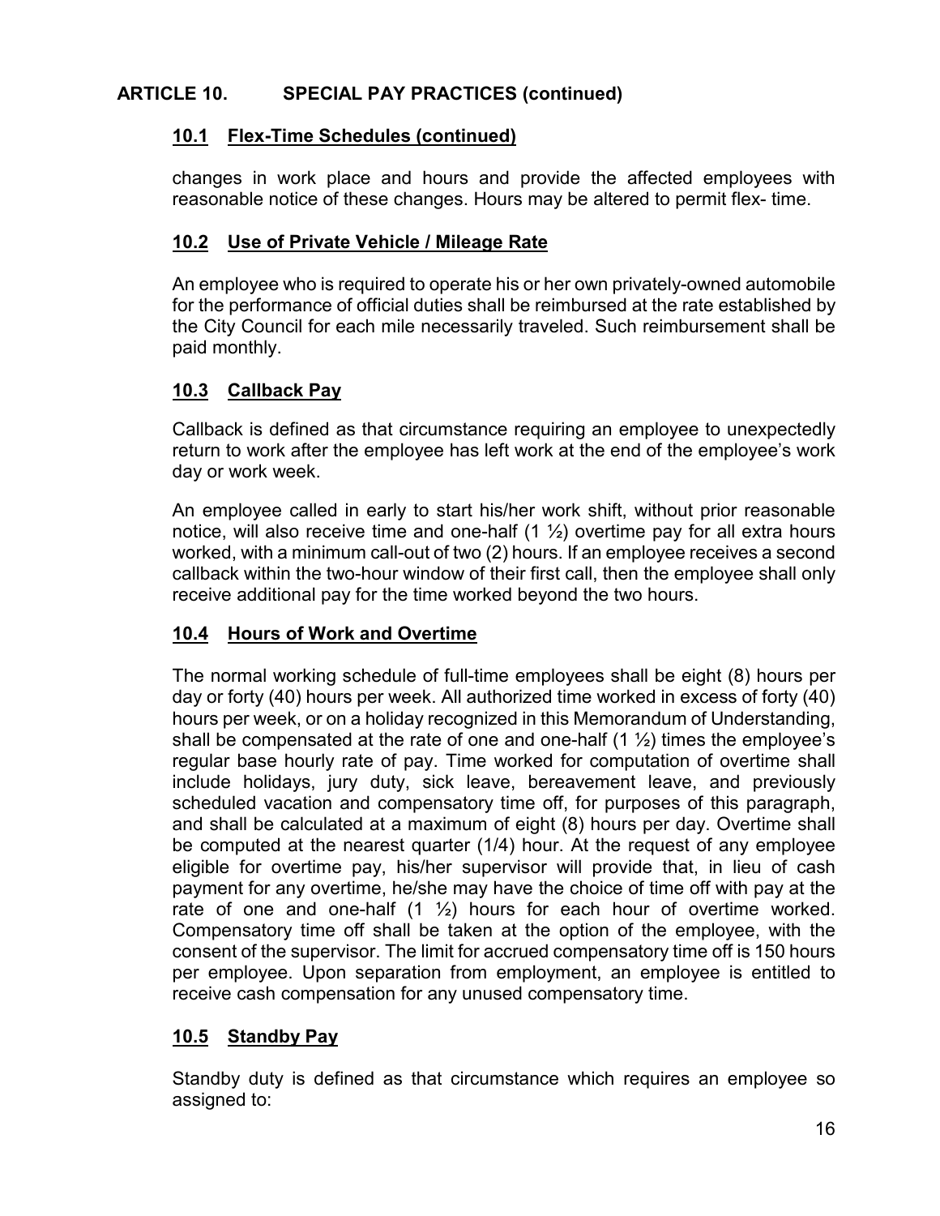## ARTICLE 10. SPECIAL PAY PRACTICES (continued)

### 10.1 Flex-Time Schedules (continued)

changes in work place and hours and provide the affected employees with reasonable notice of these changes. Hours may be altered to permit flex- time.

### 10.2 Use of Private Vehicle / Mileage Rate

An employee who is required to operate his or her own privately-owned automobile for the performance of official duties shall be reimbursed at the rate established by the City Council for each mile necessarily traveled. Such reimbursement shall be paid monthly.

### 10.3 Callback Pay

Callback is defined as that circumstance requiring an employee to unexpectedly return to work after the employee has left work at the end of the employee's work day or work week.

An employee called in early to start his/her work shift, without prior reasonable notice, will also receive time and one-half (1 ½) overtime pay for all extra hours worked, with a minimum call-out of two (2) hours. If an employee receives a second callback within the two-hour window of their first call, then the employee shall only receive additional pay for the time worked beyond the two hours.

### 10.4 Hours of Work and Overtime

The normal working schedule of full-time employees shall be eight (8) hours per day or forty (40) hours per week. All authorized time worked in excess of forty (40) hours per week, or on a holiday recognized in this Memorandum of Understanding, shall be compensated at the rate of one and one-half (1 ½) times the employee's regular base hourly rate of pay. Time worked for computation of overtime shall include holidays, jury duty, sick leave, bereavement leave, and previously scheduled vacation and compensatory time off, for purposes of this paragraph, and shall be calculated at a maximum of eight (8) hours per day. Overtime shall be computed at the nearest quarter (1/4) hour. At the request of any employee eligible for overtime pay, his/her supervisor will provide that, in lieu of cash payment for any overtime, he/she may have the choice of time off with pay at the rate of one and one-half (1 ½) hours for each hour of overtime worked. Compensatory time off shall be taken at the option of the employee, with the consent of the supervisor. The limit for accrued compensatory time off is 150 hours per employee. Upon separation from employment, an employee is entitled to receive cash compensation for any unused compensatory time.

### 10.5 Standby Pay

Standby duty is defined as that circumstance which requires an employee so assigned to: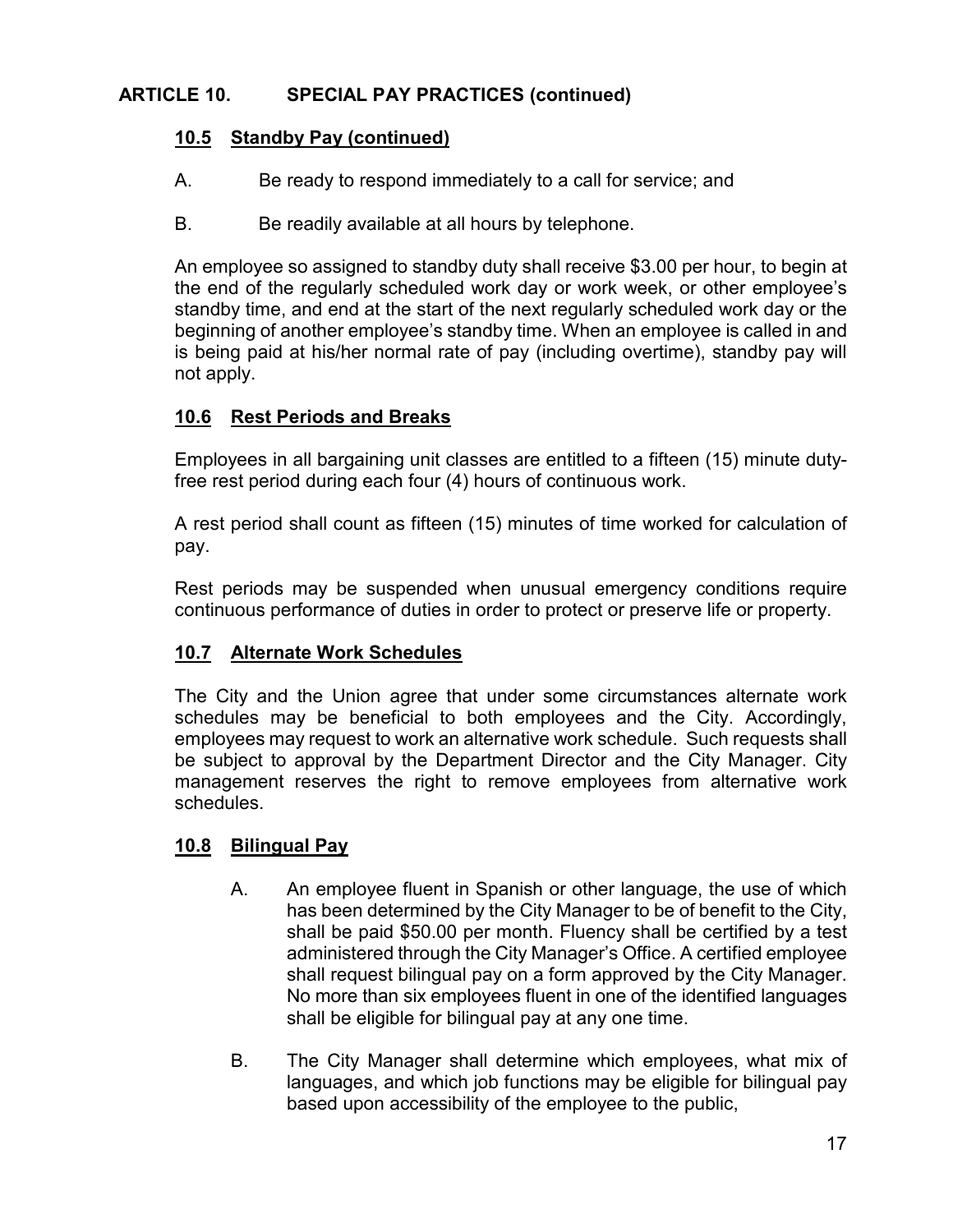## ARTICLE 10. SPECIAL PAY PRACTICES (continued)

### 10.5 Standby Pay (continued)

A. Be ready to respond immediately to a call for service; and

B. Be readily available at all hours by telephone.

An employee so assigned to standby duty shall receive $3.00 per hour, to begin at the end of the regularly scheduled work day or work week, or other employee's standby time, and end at the start of the next regularly scheduled work day or the beginning of another employee's standby time. When an employee is called in and is being paid at his/her normal rate of pay (including overtime), standby pay will not apply.

### 10.6 Rest Periods and Breaks

Employees in all bargaining unit classes are entitled to a fifteen (15) minute duty-free rest period during each four (4) hours of continuous work.

A rest period shall count as fifteen (15) minutes of time worked for calculation of pay.

Rest periods may be suspended when unusual emergency conditions require continuous performance of duties in order to protect or preserve life or property.

### 10.7 Alternate Work Schedules

The City and the Union agree that under some circumstances alternate work schedules may be beneficial to both employees and the City. Accordingly, employees may request to work an alternative work schedule. Such requests shall be subject to approval by the Department Director and the City Manager. City management reserves the right to remove employees from alternative work schedules.

### 10.8 Bilingual Pay

A. An employee fluent in Spanish or other language, the use of which has been determined by the City Manager to be of benefit to the City, shall be paid $50.00 per month. Fluency shall be certified by a test administered through the City Manager's Office. A certified employee shall request bilingual pay on a form approved by the City Manager. No more than six employees fluent in one of the identified languages shall be eligible for bilingual pay at any one time.

B. The City Manager shall determine which employees, what mix of languages, and which job functions may be eligible for bilingual pay based upon accessibility of the employee to the public,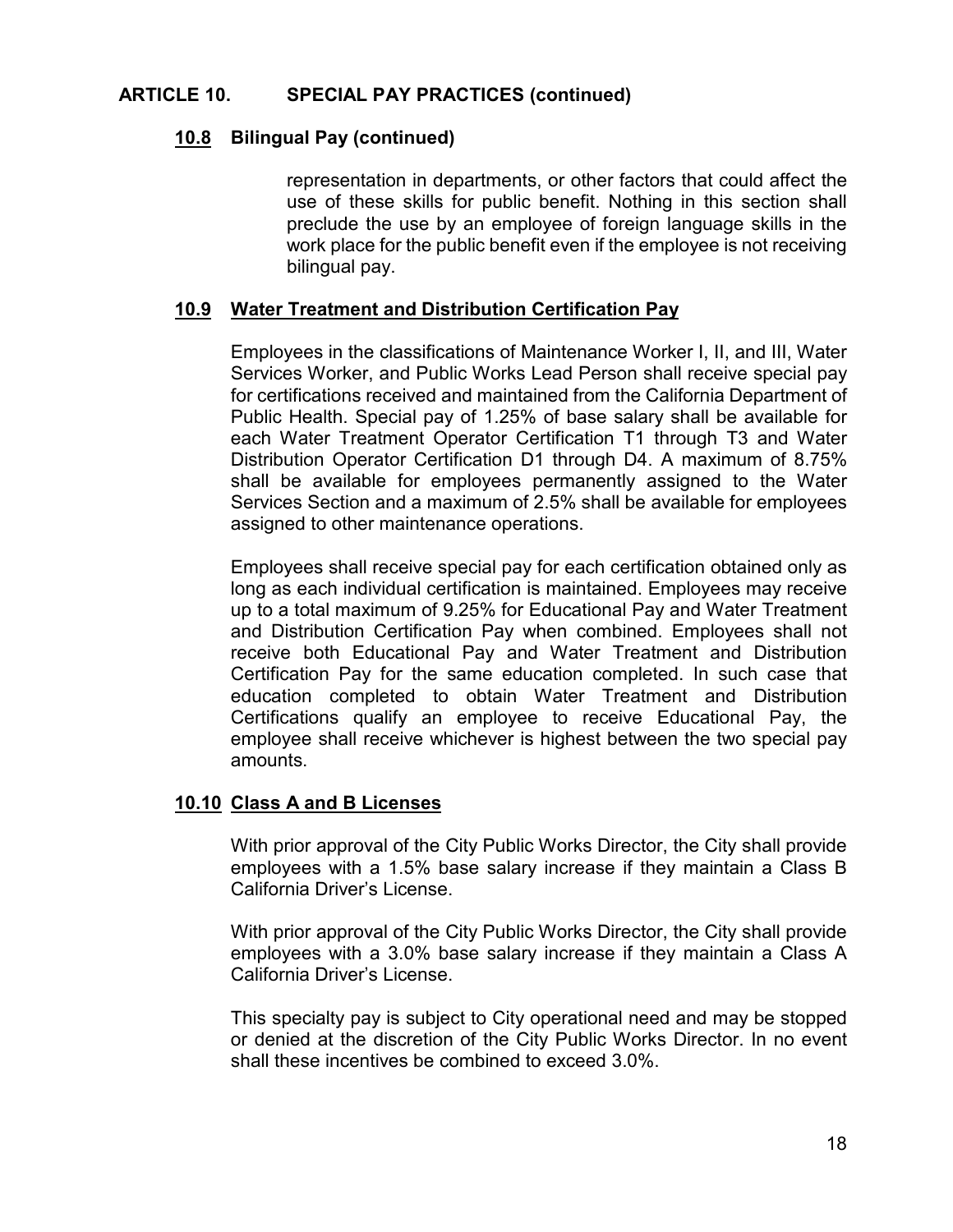## ARTICLE 10. SPECIAL PAY PRACTICES (continued)

### 10.8 Bilingual Pay (continued)

representation in departments, or other factors that could affect the use of these skills for public benefit. Nothing in this section shall preclude the use by an employee of foreign language skills in the work place for the public benefit even if the employee is not receiving bilingual pay.

### 10.9 Water Treatment and Distribution Certification Pay

Employees in the classifications of Maintenance Worker I, II, and III, Water Services Worker, and Public Works Lead Person shall receive special pay for certifications received and maintained from the California Department of Public Health. Special pay of 1.25% of base salary shall be available for each Water Treatment Operator Certification T1 through T3 and Water Distribution Operator Certification D1 through D4. A maximum of 8.75% shall be available for employees permanently assigned to the Water Services Section and a maximum of 2.5% shall be available for employees assigned to other maintenance operations.

Employees shall receive special pay for each certification obtained only as long as each individual certification is maintained. Employees may receive up to a total maximum of 9.25% for Educational Pay and Water Treatment and Distribution Certification Pay when combined. Employees shall not receive both Educational Pay and Water Treatment and Distribution Certification Pay for the same education completed. In such case that education completed to obtain Water Treatment and Distribution Certifications qualify an employee to receive Educational Pay, the employee shall receive whichever is highest between the two special pay amounts.

### 10.10 Class A and B Licenses

With prior approval of the City Public Works Director, the City shall provide employees with a 1.5% base salary increase if they maintain a Class B California Driver's License.

With prior approval of the City Public Works Director, the City shall provide employees with a 3.0% base salary increase if they maintain a Class A California Driver's License.

This specialty pay is subject to City operational need and may be stopped or denied at the discretion of the City Public Works Director. In no event shall these incentives be combined to exceed 3.0%.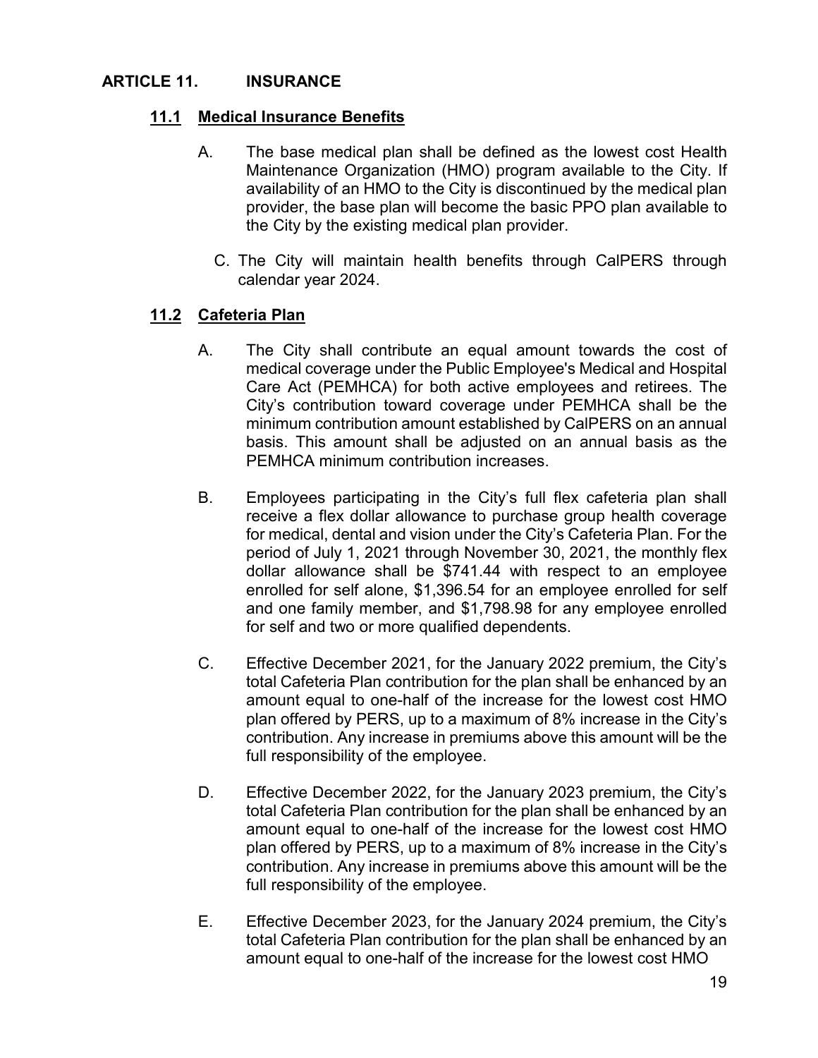## ARTICLE 11. INSURANCE

### 11.1 Medical Insurance Benefits

A. The base medical plan shall be defined as the lowest cost Health Maintenance Organization (HMO) program available to the City. If availability of an HMO to the City is discontinued by the medical plan provider, the base plan will become the basic PPO plan available to the City by the existing medical plan provider.

C. The City will maintain health benefits through CalPERS through calendar year 2024.

### 11.2 Cafeteria Plan

A. The City shall contribute an equal amount towards the cost of medical coverage under the Public Employee's Medical and Hospital Care Act (PEMHCA) for both active employees and retirees. The City's contribution toward coverage under PEMHCA shall be the minimum contribution amount established by CalPERS on an annual basis. This amount shall be adjusted on an annual basis as the PEMHCA minimum contribution increases.

B. Employees participating in the City's full flex cafeteria plan shall receive a flex dollar allowance to purchase group health coverage for medical, dental and vision under the City's Cafeteria Plan. For the period of July 1, 2021 through November 30, 2021, the monthly flex dollar allowance shall be $741.44 with respect to an employee enrolled for self alone, $1,396.54 for an employee enrolled for self and one family member, and $1,798.98 for any employee enrolled for self and two or more qualified dependents.

C. Effective December 2021, for the January 2022 premium, the City's total Cafeteria Plan contribution for the plan shall be enhanced by an amount equal to one-half of the increase for the lowest cost HMO plan offered by PERS, up to a maximum of 8% increase in the City's contribution. Any increase in premiums above this amount will be the full responsibility of the employee.

D. Effective December 2022, for the January 2023 premium, the City's total Cafeteria Plan contribution for the plan shall be enhanced by an amount equal to one-half of the increase for the lowest cost HMO plan offered by PERS, up to a maximum of 8% increase in the City's contribution. Any increase in premiums above this amount will be the full responsibility of the employee.

E. Effective December 2023, for the January 2024 premium, the City's total Cafeteria Plan contribution for the plan shall be enhanced by an amount equal to one-half of the increase for the lowest cost HMO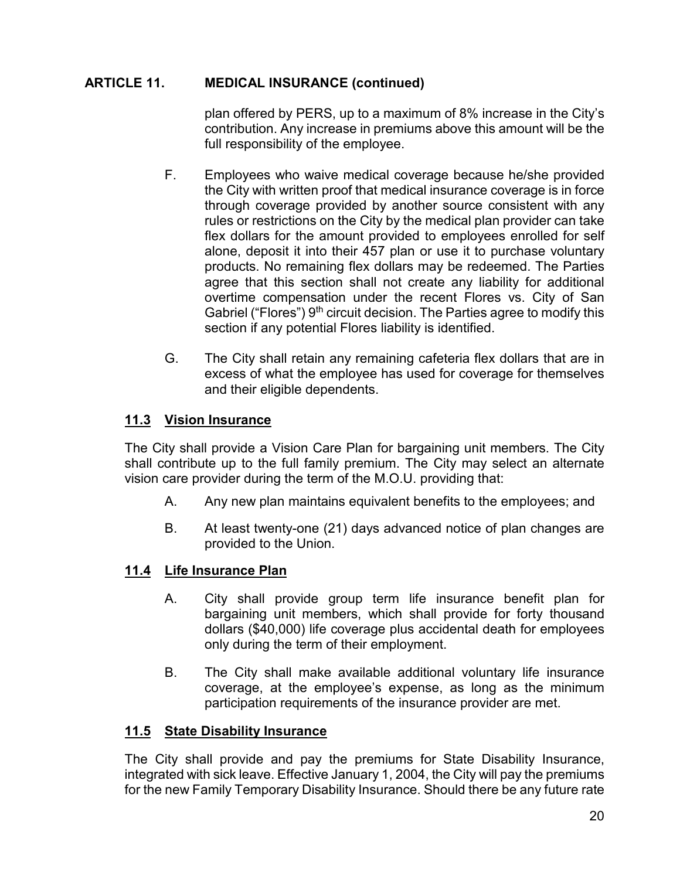## ARTICLE 11. MEDICAL INSURANCE (continued)

plan offered by PERS, up to a maximum of 8% increase in the City's contribution. Any increase in premiums above this amount will be the full responsibility of the employee.

F. Employees who waive medical coverage because he/she provided the City with written proof that medical insurance coverage is in force through coverage provided by another source consistent with any rules or restrictions on the City by the medical plan provider can take flex dollars for the amount provided to employees enrolled for self alone, deposit it into their 457 plan or use it to purchase voluntary products. No remaining flex dollars may be redeemed. The Parties agree that this section shall not create any liability for additional overtime compensation under the recent Flores vs. City of San Gabriel ("Flores") 9th circuit decision. The Parties agree to modify this section if any potential Flores liability is identified.

G. The City shall retain any remaining cafeteria flex dollars that are in excess of what the employee has used for coverage for themselves and their eligible dependents.

### 11.3 Vision Insurance

The City shall provide a Vision Care Plan for bargaining unit members. The City shall contribute up to the full family premium. The City may select an alternate vision care provider during the term of the M.O.U. providing that:

A. Any new plan maintains equivalent benefits to the employees; and

B. At least twenty-one (21) days advanced notice of plan changes are provided to the Union.

### 11.4 Life Insurance Plan

A. City shall provide group term life insurance benefit plan for bargaining unit members, which shall provide for forty thousand dollars ($40,000) life coverage plus accidental death for employees only during the term of their employment.

B. The City shall make available additional voluntary life insurance coverage, at the employee's expense, as long as the minimum participation requirements of the insurance provider are met.

### 11.5 State Disability Insurance

The City shall provide and pay the premiums for State Disability Insurance, integrated with sick leave. Effective January 1, 2004, the City will pay the premiums for the new Family Temporary Disability Insurance. Should there be any future rate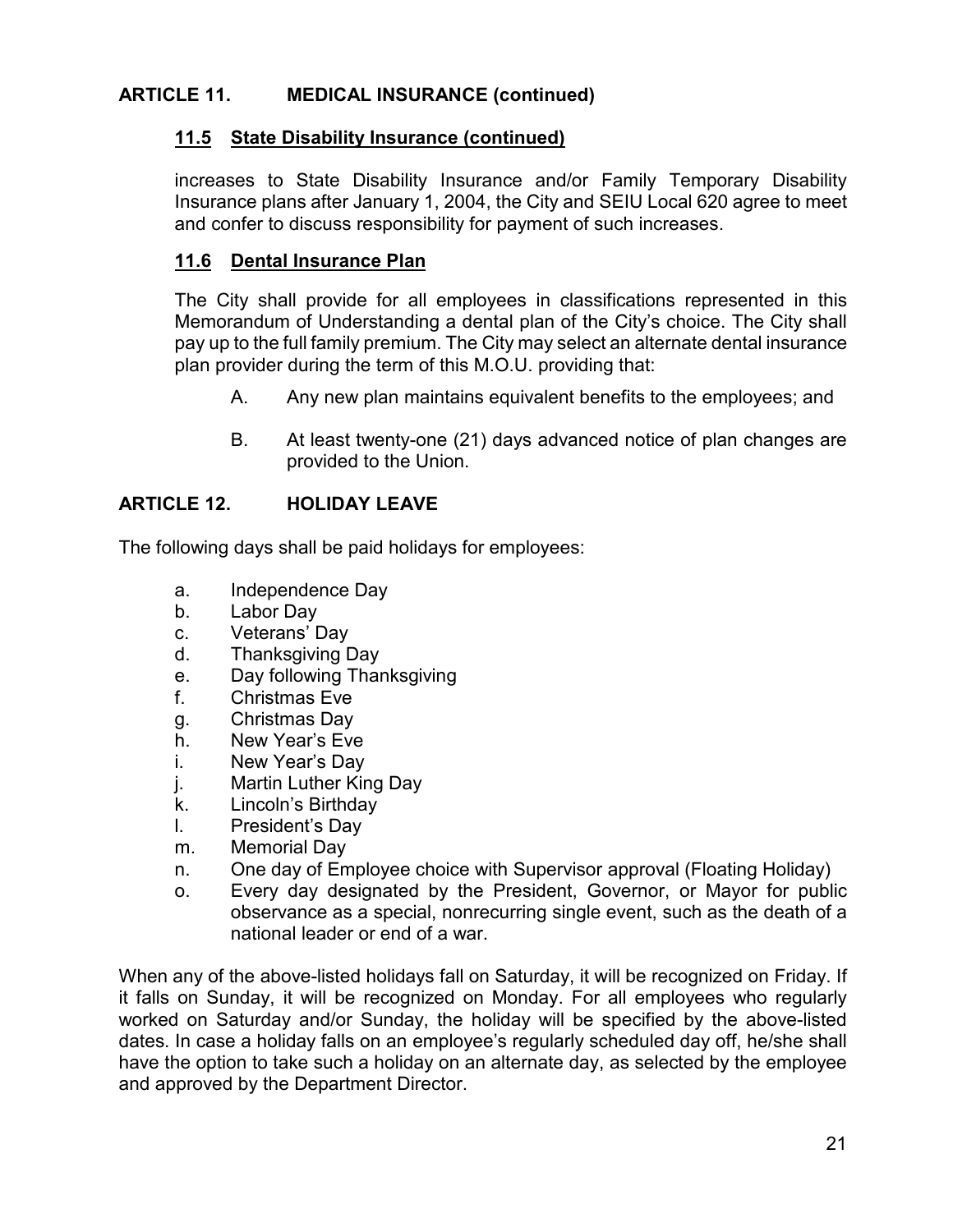## ARTICLE 11. MEDICAL INSURANCE (continued)

### 11.5 State Disability Insurance (continued)

increases to State Disability Insurance and/or Family Temporary Disability Insurance plans after January 1, 2004, the City and SEIU Local 620 agree to meet and confer to discuss responsibility for payment of such increases.

### 11.6 Dental Insurance Plan

The City shall provide for all employees in classifications represented in this Memorandum of Understanding a dental plan of the City's choice. The City shall pay up to the full family premium. The City may select an alternate dental insurance plan provider during the term of this M.O.U. providing that:

A. Any new plan maintains equivalent benefits to the employees; and

B. At least twenty-one (21) days advanced notice of plan changes are provided to the Union.

## ARTICLE 12. HOLIDAY LEAVE

The following days shall be paid holidays for employees:

a. Independence Day
b. Labor Day
c. Veterans' Day
d. Thanksgiving Day
e. Day following Thanksgiving
f. Christmas Eve
g. Christmas Day
h. New Year's Eve
i. New Year's Day
j. Martin Luther King Day
k. Lincoln's Birthday
l. President's Day
m. Memorial Day
n. One day of Employee choice with Supervisor approval (Floating Holiday)
o. Every day designated by the President, Governor, or Mayor for public observance as a special, nonrecurring single event, such as the death of a national leader or end of a war.

When any of the above-listed holidays fall on Saturday, it will be recognized on Friday. If it falls on Sunday, it will be recognized on Monday. For all employees who regularly worked on Saturday and/or Sunday, the holiday will be specified by the above-listed dates. In case a holiday falls on an employee's regularly scheduled day off, he/she shall have the option to take such a holiday on an alternate day, as selected by the employee and approved by the Department Director.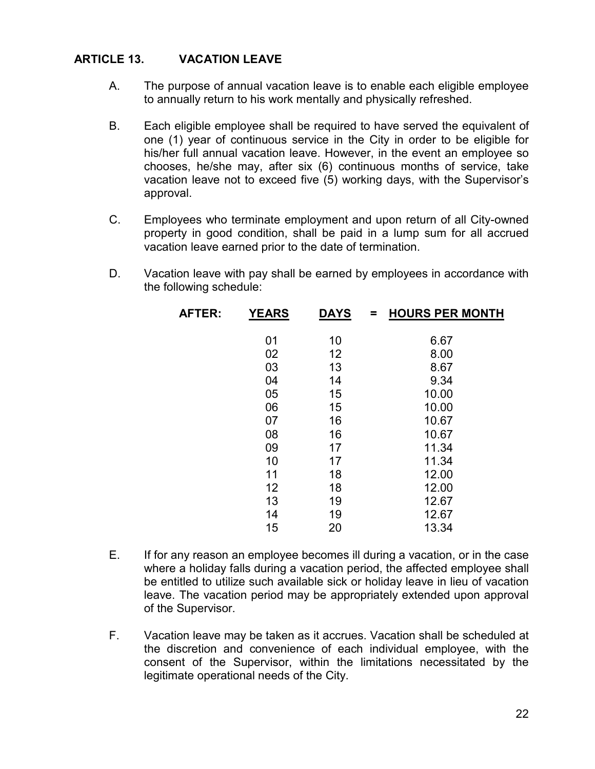## ARTICLE 13. VACATION LEAVE

A. The purpose of annual vacation leave is to enable each eligible employee to annually return to his work mentally and physically refreshed.

B. Each eligible employee shall be required to have served the equivalent of one (1) year of continuous service in the City in order to be eligible for his/her full annual vacation leave. However, in the event an employee so chooses, he/she may, after six (6) continuous months of service, take vacation leave not to exceed five (5) working days, with the Supervisor's approval.

C. Employees who terminate employment and upon return of all City-owned property in good condition, shall be paid in a lump sum for all accrued vacation leave earned prior to the date of termination.

D. Vacation leave with pay shall be earned by employees in accordance with the following schedule:

| AFTER: | YEARS | DAYS | = | HOURS PER MONTH |
|---|---|---|---|---|
| | 01 | 10 | | 6.67 |
| | 02 | 12 | | 8.00 |
| | 03 | 13 | | 8.67 |
| | 04 | 14 | | 9.34 |
| | 05 | 15 | | 10.00 |
| | 06 | 15 | | 10.00 |
| | 07 | 16 | | 10.67 |
| | 08 | 16 | | 10.67 |
| | 09 | 17 | | 11.34 |
| | 10 | 17 | | 11.34 |
| | 11 | 18 | | 12.00 |
| | 12 | 18 | | 12.00 |
| | 13 | 19 | | 12.67 |
| | 14 | 19 | | 12.67 |
| | 15 | 20 | | 13.34 |

E. If for any reason an employee becomes ill during a vacation, or in the case where a holiday falls during a vacation period, the affected employee shall be entitled to utilize such available sick or holiday leave in lieu of vacation leave. The vacation period may be appropriately extended upon approval of the Supervisor.

F. Vacation leave may be taken as it accrues. Vacation shall be scheduled at the discretion and convenience of each individual employee, with the consent of the Supervisor, within the limitations necessitated by the legitimate operational needs of the City.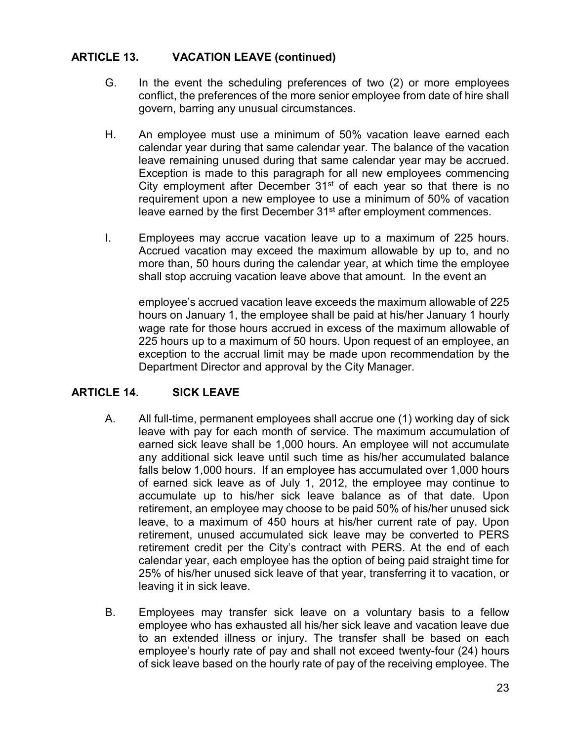## ARTICLE 13. VACATION LEAVE (continued)

G. In the event the scheduling preferences of two (2) or more employees conflict, the preferences of the more senior employee from date of hire shall govern, barring any unusual circumstances.

H. An employee must use a minimum of 50% vacation leave earned each calendar year during that same calendar year. The balance of the vacation leave remaining unused during that same calendar year may be accrued. Exception is made to this paragraph for all new employees commencing City employment after December 31st of each year so that there is no requirement upon a new employee to use a minimum of 50% of vacation leave earned by the first December 31st after employment commences.

I. Employees may accrue vacation leave up to a maximum of 225 hours. Accrued vacation may exceed the maximum allowable by up to, and no more than, 50 hours during the calendar year, at which time the employee shall stop accruing vacation leave above that amount. In the event an employee's accrued vacation leave exceeds the maximum allowable of 225 hours on January 1, the employee shall be paid at his/her January 1 hourly wage rate for those hours accrued in excess of the maximum allowable of 225 hours up to a maximum of 50 hours. Upon request of an employee, an exception to the accrual limit may be made upon recommendation by the Department Director and approval by the City Manager.

## ARTICLE 14. SICK LEAVE

A. All full-time, permanent employees shall accrue one (1) working day of sick leave with pay for each month of service. The maximum accumulation of earned sick leave shall be 1,000 hours. An employee will not accumulate any additional sick leave until such time as his/her accumulated balance falls below 1,000 hours. If an employee has accumulated over 1,000 hours of earned sick leave as of July 1, 2012, the employee may continue to accumulate up to his/her sick leave balance as of that date. Upon retirement, an employee may choose to be paid 50% of his/her unused sick leave, to a maximum of 450 hours at his/her current rate of pay. Upon retirement, unused accumulated sick leave may be converted to PERS retirement credit per the City's contract with PERS. At the end of each calendar year, each employee has the option of being paid straight time for 25% of his/her unused sick leave of that year, transferring it to vacation, or leaving it in sick leave.

B. Employees may transfer sick leave on a voluntary basis to a fellow employee who has exhausted all his/her sick leave and vacation leave due to an extended illness or injury. The transfer shall be based on each employee's hourly rate of pay and shall not exceed twenty-four (24) hours of sick leave based on the hourly rate of pay of the receiving employee. The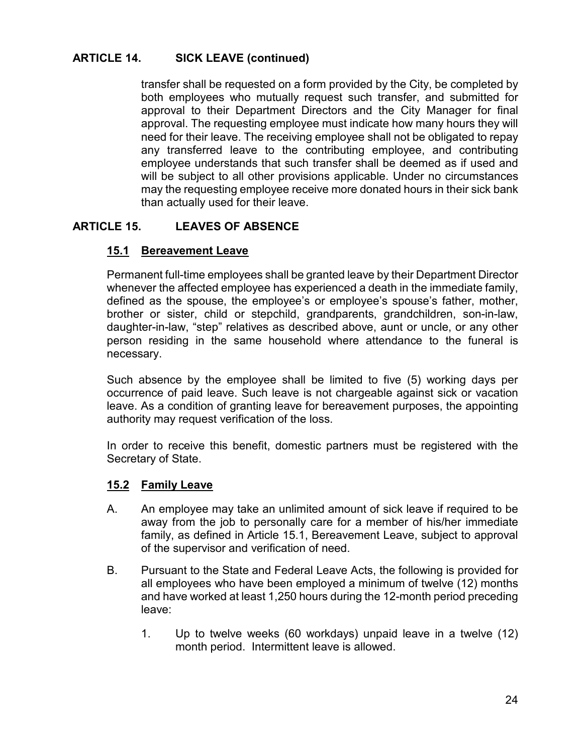## ARTICLE 14. SICK LEAVE (continued)

transfer shall be requested on a form provided by the City, be completed by both employees who mutually request such transfer, and submitted for approval to their Department Directors and the City Manager for final approval. The requesting employee must indicate how many hours they will need for their leave. The receiving employee shall not be obligated to repay any transferred leave to the contributing employee, and contributing employee understands that such transfer shall be deemed as if used and will be subject to all other provisions applicable. Under no circumstances may the requesting employee receive more donated hours in their sick bank than actually used for their leave.

## ARTICLE 15. LEAVES OF ABSENCE

### 15.1 Bereavement Leave

Permanent full-time employees shall be granted leave by their Department Director whenever the affected employee has experienced a death in the immediate family, defined as the spouse, the employee's or employee's spouse's father, mother, brother or sister, child or stepchild, grandparents, grandchildren, son-in-law, daughter-in-law, "step" relatives as described above, aunt or uncle, or any other person residing in the same household where attendance to the funeral is necessary.

Such absence by the employee shall be limited to five (5) working days per occurrence of paid leave. Such leave is not chargeable against sick or vacation leave. As a condition of granting leave for bereavement purposes, the appointing authority may request verification of the loss.

In order to receive this benefit, domestic partners must be registered with the Secretary of State.

### 15.2 Family Leave

A. An employee may take an unlimited amount of sick leave if required to be away from the job to personally care for a member of his/her immediate family, as defined in Article 15.1, Bereavement Leave, subject to approval of the supervisor and verification of need.

B. Pursuant to the State and Federal Leave Acts, the following is provided for all employees who have been employed a minimum of twelve (12) months and have worked at least 1,250 hours during the 12-month period preceding leave:

1. Up to twelve weeks (60 workdays) unpaid leave in a twelve (12) month period. Intermittent leave is allowed.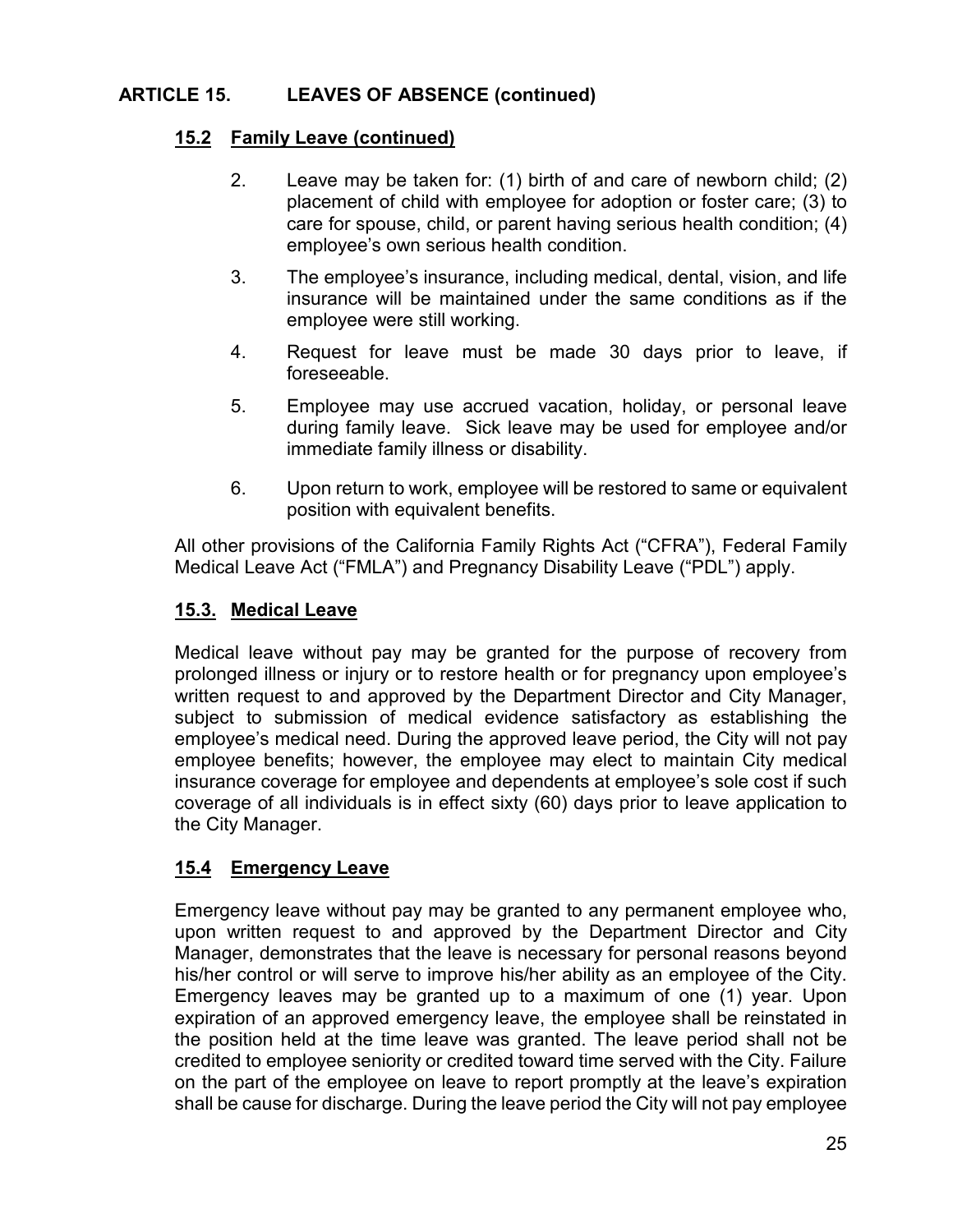## ARTICLE 15. LEAVES OF ABSENCE (continued)

### 15.2 Family Leave (continued)

2. Leave may be taken for: (1) birth of and care of newborn child; (2) placement of child with employee for adoption or foster care; (3) to care for spouse, child, or parent having serious health condition; (4) employee's own serious health condition.

3. The employee's insurance, including medical, dental, vision, and life insurance will be maintained under the same conditions as if the employee were still working.

4. Request for leave must be made 30 days prior to leave, if foreseeable.

5. Employee may use accrued vacation, holiday, or personal leave during family leave. Sick leave may be used for employee and/or immediate family illness or disability.

6. Upon return to work, employee will be restored to same or equivalent position with equivalent benefits.

All other provisions of the California Family Rights Act ("CFRA"), Federal Family Medical Leave Act ("FMLA") and Pregnancy Disability Leave ("PDL") apply.

### 15.3. Medical Leave

Medical leave without pay may be granted for the purpose of recovery from prolonged illness or injury or to restore health or for pregnancy upon employee's written request to and approved by the Department Director and City Manager, subject to submission of medical evidence satisfactory as establishing the employee's medical need. During the approved leave period, the City will not pay employee benefits; however, the employee may elect to maintain City medical insurance coverage for employee and dependents at employee's sole cost if such coverage of all individuals is in effect sixty (60) days prior to leave application to the City Manager.

### 15.4 Emergency Leave

Emergency leave without pay may be granted to any permanent employee who, upon written request to and approved by the Department Director and City Manager, demonstrates that the leave is necessary for personal reasons beyond his/her control or will serve to improve his/her ability as an employee of the City. Emergency leaves may be granted up to a maximum of one (1) year. Upon expiration of an approved emergency leave, the employee shall be reinstated in the position held at the time leave was granted. The leave period shall not be credited to employee seniority or credited toward time served with the City. Failure on the part of the employee on leave to report promptly at the leave's expiration shall be cause for discharge. During the leave period the City will not pay employee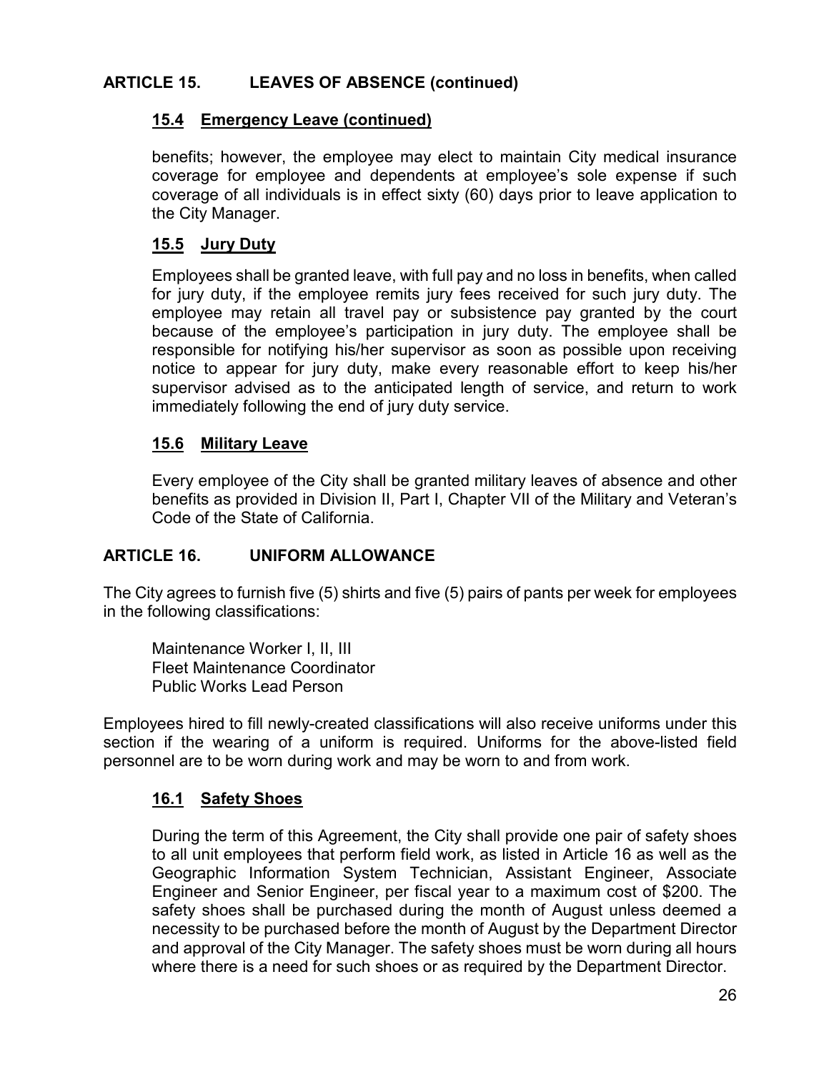## ARTICLE 15. LEAVES OF ABSENCE (continued)

### 15.4 Emergency Leave (continued)

benefits; however, the employee may elect to maintain City medical insurance coverage for employee and dependents at employee's sole expense if such coverage of all individuals is in effect sixty (60) days prior to leave application to the City Manager.

### 15.5 Jury Duty

Employees shall be granted leave, with full pay and no loss in benefits, when called for jury duty, if the employee remits jury fees received for such jury duty. The employee may retain all travel pay or subsistence pay granted by the court because of the employee's participation in jury duty. The employee shall be responsible for notifying his/her supervisor as soon as possible upon receiving notice to appear for jury duty, make every reasonable effort to keep his/her supervisor advised as to the anticipated length of service, and return to work immediately following the end of jury duty service.

### 15.6 Military Leave

Every employee of the City shall be granted military leaves of absence and other benefits as provided in Division II, Part I, Chapter VII of the Military and Veteran's Code of the State of California.

## ARTICLE 16. UNIFORM ALLOWANCE

The City agrees to furnish five (5) shirts and five (5) pairs of pants per week for employees in the following classifications:

Maintenance Worker I, II, III
Fleet Maintenance Coordinator
Public Works Lead Person

Employees hired to fill newly-created classifications will also receive uniforms under this section if the wearing of a uniform is required. Uniforms for the above-listed field personnel are to be worn during work and may be worn to and from work.

### 16.1 Safety Shoes

During the term of this Agreement, the City shall provide one pair of safety shoes to all unit employees that perform field work, as listed in Article 16 as well as the Geographic Information System Technician, Assistant Engineer, Associate Engineer and Senior Engineer, per fiscal year to a maximum cost of $200. The safety shoes shall be purchased during the month of August unless deemed a necessity to be purchased before the month of August by the Department Director and approval of the City Manager. The safety shoes must be worn during all hours where there is a need for such shoes or as required by the Department Director.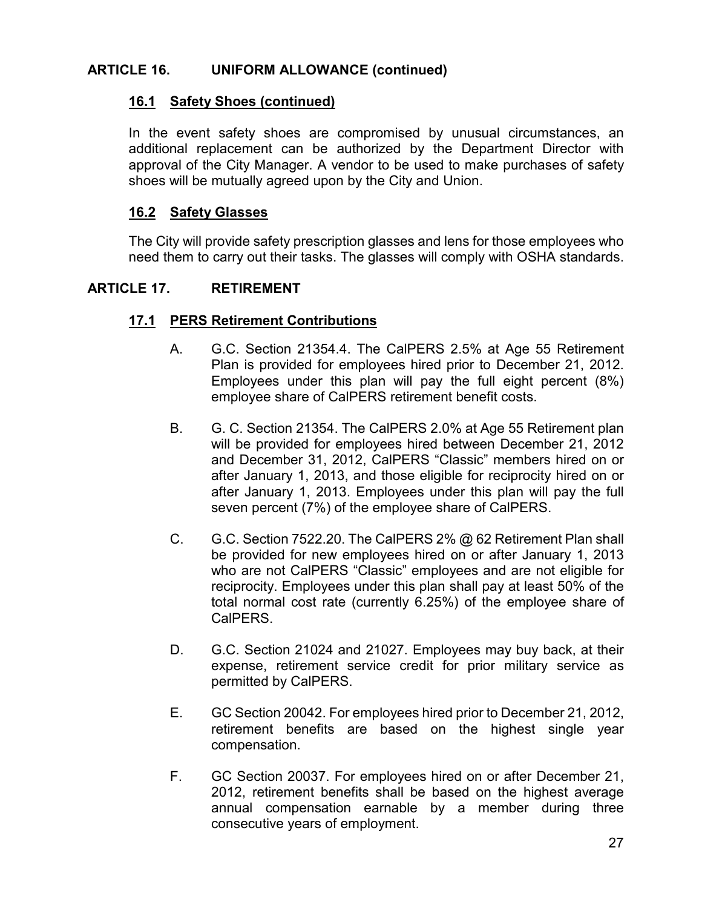## ARTICLE 16. UNIFORM ALLOWANCE (continued)

### 16.1 Safety Shoes (continued)

In the event safety shoes are compromised by unusual circumstances, an additional replacement can be authorized by the Department Director with approval of the City Manager. A vendor to be used to make purchases of safety shoes will be mutually agreed upon by the City and Union.

### 16.2 Safety Glasses

The City will provide safety prescription glasses and lens for those employees who need them to carry out their tasks. The glasses will comply with OSHA standards.

## ARTICLE 17. RETIREMENT

### 17.1 PERS Retirement Contributions

A. G.C. Section 21354.4. The CalPERS 2.5% at Age 55 Retirement Plan is provided for employees hired prior to December 21, 2012. Employees under this plan will pay the full eight percent (8%) employee share of CalPERS retirement benefit costs.

B. G. C. Section 21354. The CalPERS 2.0% at Age 55 Retirement plan will be provided for employees hired between December 21, 2012 and December 31, 2012, CalPERS "Classic" members hired on or after January 1, 2013, and those eligible for reciprocity hired on or after January 1, 2013. Employees under this plan will pay the full seven percent (7%) of the employee share of CalPERS.

C. G.C. Section 7522.20. The CalPERS 2% @ 62 Retirement Plan shall be provided for new employees hired on or after January 1, 2013 who are not CalPERS "Classic" employees and are not eligible for reciprocity. Employees under this plan shall pay at least 50% of the total normal cost rate (currently 6.25%) of the employee share of CalPERS.

D. G.C. Section 21024 and 21027. Employees may buy back, at their expense, retirement service credit for prior military service as permitted by CalPERS.

E. GC Section 20042. For employees hired prior to December 21, 2012, retirement benefits are based on the highest single year compensation.

F. GC Section 20037. For employees hired on or after December 21, 2012, retirement benefits shall be based on the highest average annual compensation earnable by a member during three consecutive years of employment.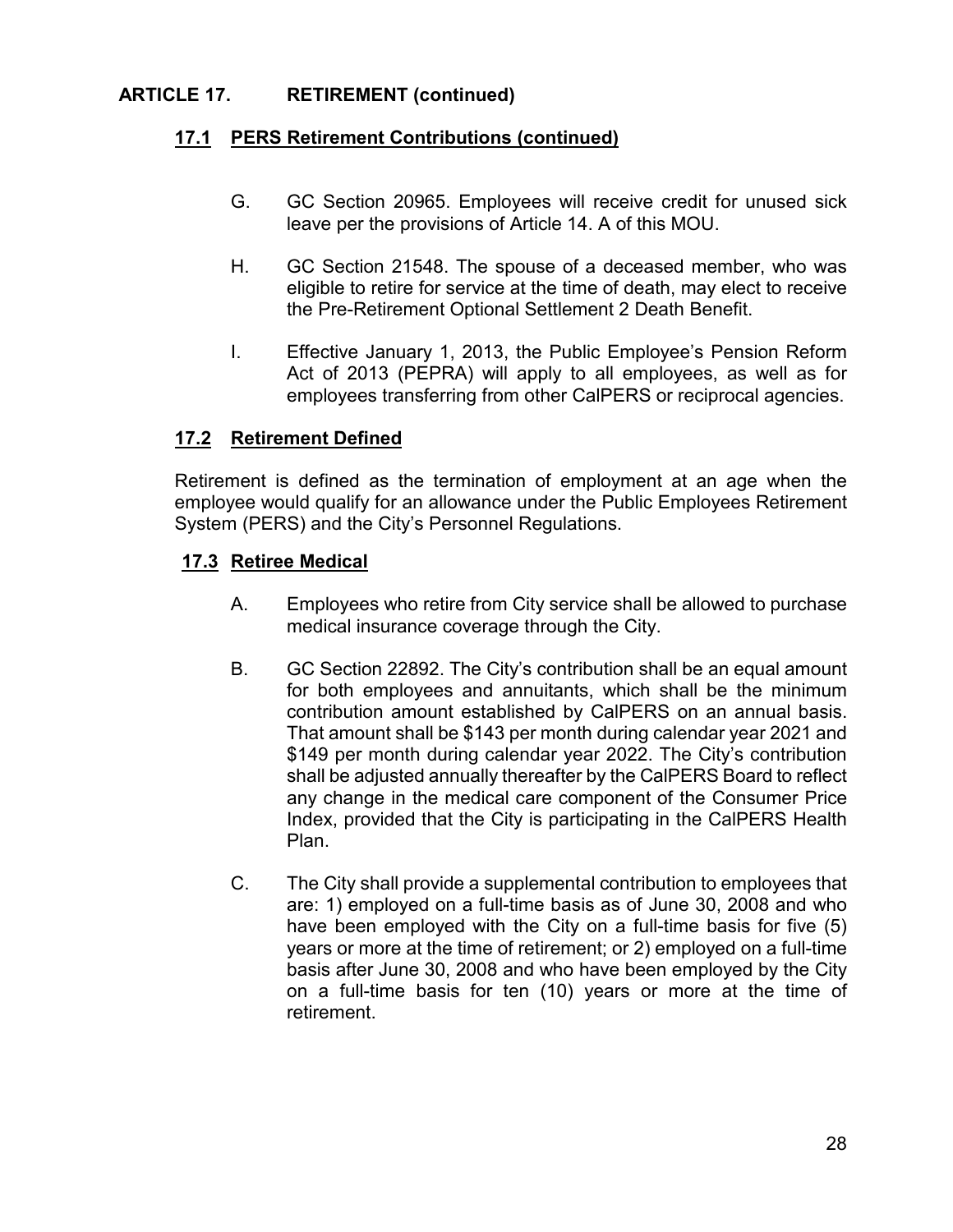## ARTICLE 17. RETIREMENT (continued)

### 17.1 PERS Retirement Contributions (continued)

G. GC Section 20965. Employees will receive credit for unused sick leave per the provisions of Article 14. A of this MOU.

H. GC Section 21548. The spouse of a deceased member, who was eligible to retire for service at the time of death, may elect to receive the Pre-Retirement Optional Settlement 2 Death Benefit.

I. Effective January 1, 2013, the Public Employee's Pension Reform Act of 2013 (PEPRA) will apply to all employees, as well as for employees transferring from other CalPERS or reciprocal agencies.

### 17.2 Retirement Defined

Retirement is defined as the termination of employment at an age when the employee would qualify for an allowance under the Public Employees Retirement System (PERS) and the City's Personnel Regulations.

### 17.3 Retiree Medical

A. Employees who retire from City service shall be allowed to purchase medical insurance coverage through the City.

B. GC Section 22892. The City's contribution shall be an equal amount for both employees and annuitants, which shall be the minimum contribution amount established by CalPERS on an annual basis. That amount shall be $143 per month during calendar year 2021 and $149 per month during calendar year 2022. The City's contribution shall be adjusted annually thereafter by the CalPERS Board to reflect any change in the medical care component of the Consumer Price Index, provided that the City is participating in the CalPERS Health Plan.

C. The City shall provide a supplemental contribution to employees that are: 1) employed on a full-time basis as of June 30, 2008 and who have been employed with the City on a full-time basis for five (5) years or more at the time of retirement; or 2) employed on a full-time basis after June 30, 2008 and who have been employed by the City on a full-time basis for ten (10) years or more at the time of retirement.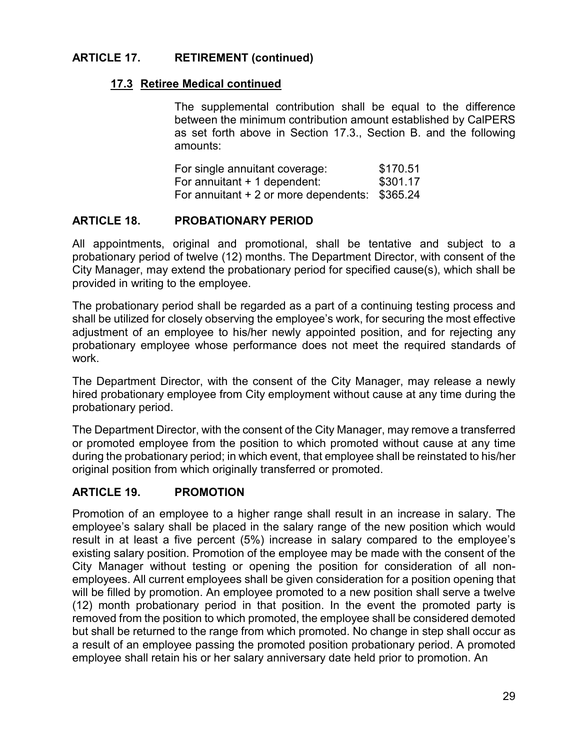## ARTICLE 17. RETIREMENT (continued)

### 17.3 Retiree Medical continued

The supplemental contribution shall be equal to the difference between the minimum contribution amount established by CalPERS as set forth above in Section 17.3., Section B. and the following amounts:

| | |
|---|---|
| For single annuitant coverage: | \$170.51 |
| For annuitant + 1 dependent: | \$301.17 |
| For annuitant + 2 or more dependents: | \$365.24 |

## ARTICLE 18. PROBATIONARY PERIOD

All appointments, original and promotional, shall be tentative and subject to a probationary period of twelve (12) months. The Department Director, with consent of the City Manager, may extend the probationary period for specified cause(s), which shall be provided in writing to the employee.

The probationary period shall be regarded as a part of a continuing testing process and shall be utilized for closely observing the employee's work, for securing the most effective adjustment of an employee to his/her newly appointed position, and for rejecting any probationary employee whose performance does not meet the required standards of work.

The Department Director, with the consent of the City Manager, may release a newly hired probationary employee from City employment without cause at any time during the probationary period.

The Department Director, with the consent of the City Manager, may remove a transferred or promoted employee from the position to which promoted without cause at any time during the probationary period; in which event, that employee shall be reinstated to his/her original position from which originally transferred or promoted.

## ARTICLE 19. PROMOTION

Promotion of an employee to a higher range shall result in an increase in salary. The employee's salary shall be placed in the salary range of the new position which would result in at least a five percent (5%) increase in salary compared to the employee's existing salary position. Promotion of the employee may be made with the consent of the City Manager without testing or opening the position for consideration of all non-employees. All current employees shall be given consideration for a position opening that will be filled by promotion. An employee promoted to a new position shall serve a twelve (12) month probationary period in that position. In the event the promoted party is removed from the position to which promoted, the employee shall be considered demoted but shall be returned to the range from which promoted. No change in step shall occur as a result of an employee passing the promoted position probationary period. A promoted employee shall retain his or her salary anniversary date held prior to promotion. An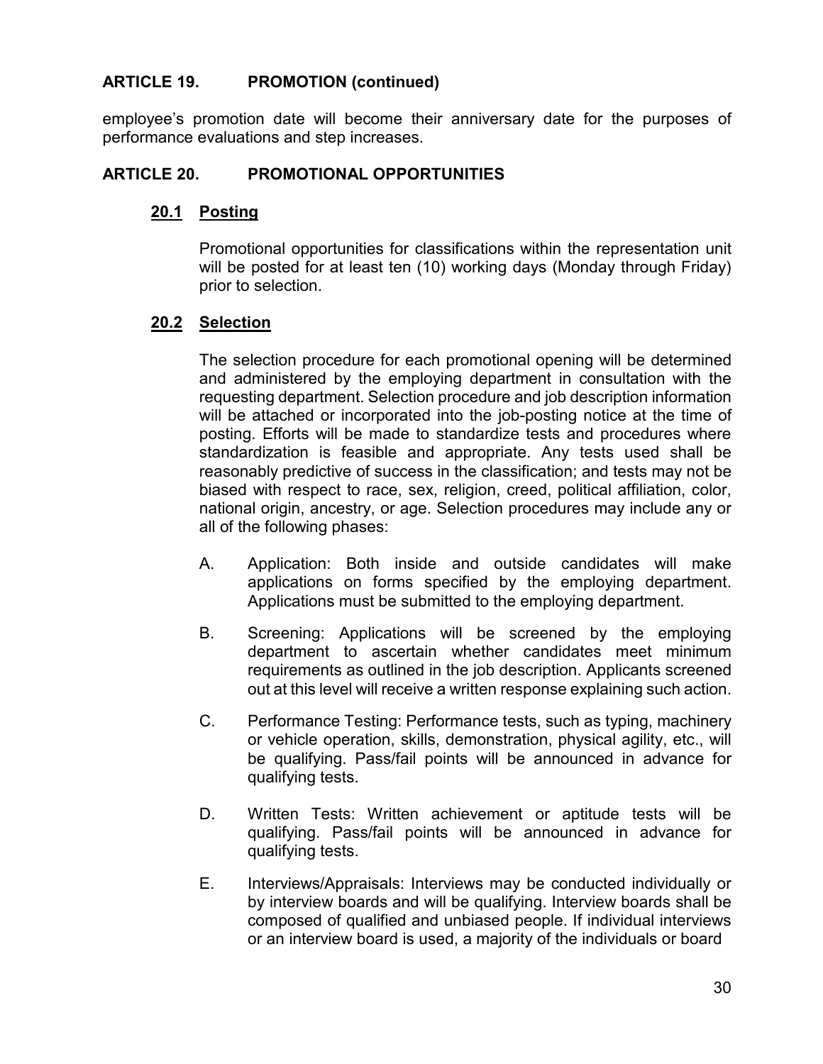## ARTICLE 19. PROMOTION (continued)

employee's promotion date will become their anniversary date for the purposes of performance evaluations and step increases.

## ARTICLE 20. PROMOTIONAL OPPORTUNITIES

### 20.1 Posting

Promotional opportunities for classifications within the representation unit will be posted for at least ten (10) working days (Monday through Friday) prior to selection.

### 20.2 Selection

The selection procedure for each promotional opening will be determined and administered by the employing department in consultation with the requesting department. Selection procedure and job description information will be attached or incorporated into the job-posting notice at the time of posting. Efforts will be made to standardize tests and procedures where standardization is feasible and appropriate. Any tests used shall be reasonably predictive of success in the classification; and tests may not be biased with respect to race, sex, religion, creed, political affiliation, color, national origin, ancestry, or age. Selection procedures may include any or all of the following phases:

A. Application: Both inside and outside candidates will make applications on forms specified by the employing department. Applications must be submitted to the employing department.

B. Screening: Applications will be screened by the employing department to ascertain whether candidates meet minimum requirements as outlined in the job description. Applicants screened out at this level will receive a written response explaining such action.

C. Performance Testing: Performance tests, such as typing, machinery or vehicle operation, skills, demonstration, physical agility, etc., will be qualifying. Pass/fail points will be announced in advance for qualifying tests.

D. Written Tests: Written achievement or aptitude tests will be qualifying. Pass/fail points will be announced in advance for qualifying tests.

E. Interviews/Appraisals: Interviews may be conducted individually or by interview boards and will be qualifying. Interview boards shall be composed of qualified and unbiased people. If individual interviews or an interview board is used, a majority of the individuals or board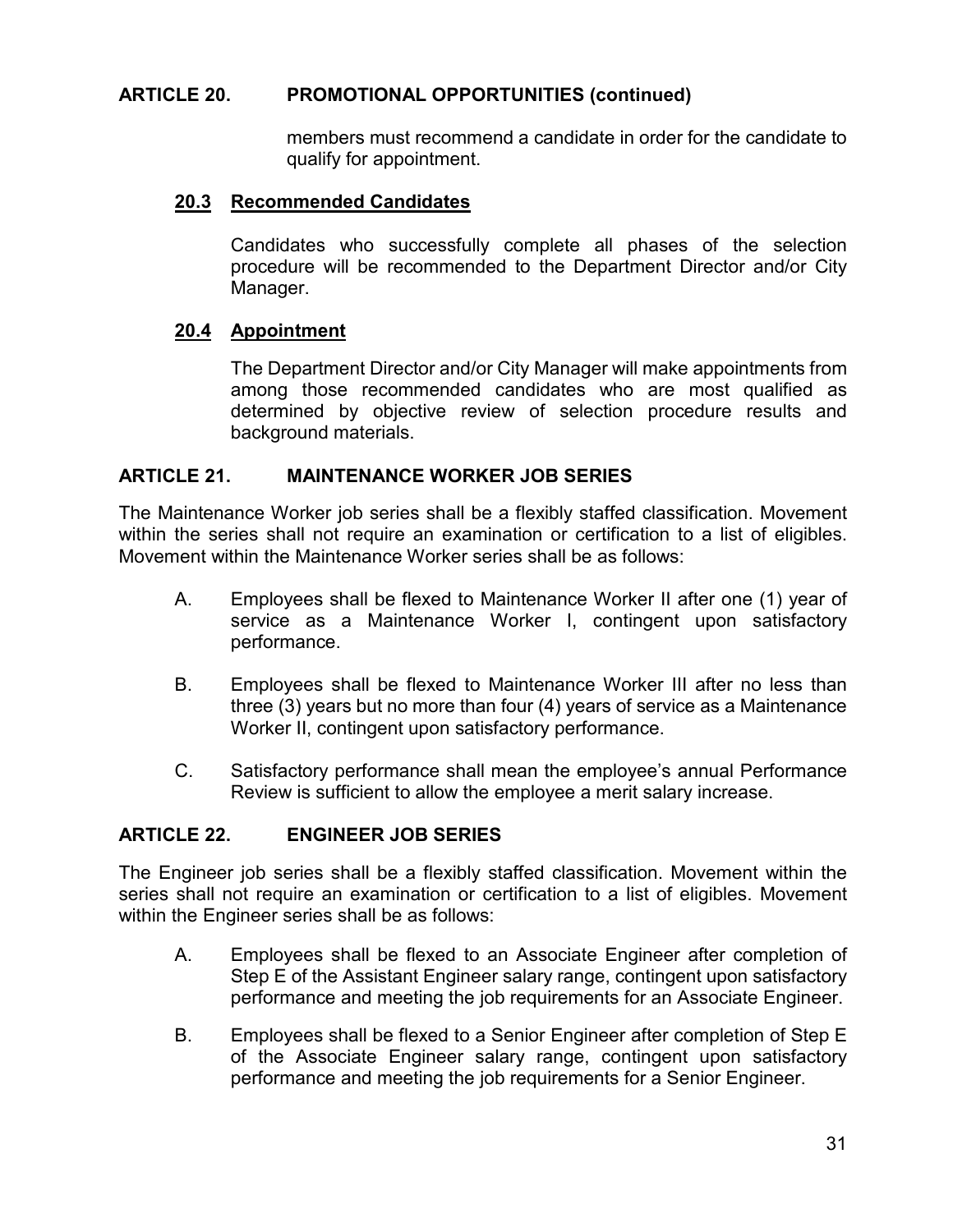## ARTICLE 20. PROMOTIONAL OPPORTUNITIES (continued)

members must recommend a candidate in order for the candidate to qualify for appointment.

### 20.3 Recommended Candidates

Candidates who successfully complete all phases of the selection procedure will be recommended to the Department Director and/or City Manager.

### 20.4 Appointment

The Department Director and/or City Manager will make appointments from among those recommended candidates who are most qualified as determined by objective review of selection procedure results and background materials.

## ARTICLE 21. MAINTENANCE WORKER JOB SERIES

The Maintenance Worker job series shall be a flexibly staffed classification. Movement within the series shall not require an examination or certification to a list of eligibles. Movement within the Maintenance Worker series shall be as follows:

A. Employees shall be flexed to Maintenance Worker II after one (1) year of service as a Maintenance Worker I, contingent upon satisfactory performance.

B. Employees shall be flexed to Maintenance Worker III after no less than three (3) years but no more than four (4) years of service as a Maintenance Worker II, contingent upon satisfactory performance.

C. Satisfactory performance shall mean the employee's annual Performance Review is sufficient to allow the employee a merit salary increase.

## ARTICLE 22. ENGINEER JOB SERIES

The Engineer job series shall be a flexibly staffed classification. Movement within the series shall not require an examination or certification to a list of eligibles. Movement within the Engineer series shall be as follows:

A. Employees shall be flexed to an Associate Engineer after completion of Step E of the Assistant Engineer salary range, contingent upon satisfactory performance and meeting the job requirements for an Associate Engineer.

B. Employees shall be flexed to a Senior Engineer after completion of Step E of the Associate Engineer salary range, contingent upon satisfactory performance and meeting the job requirements for a Senior Engineer.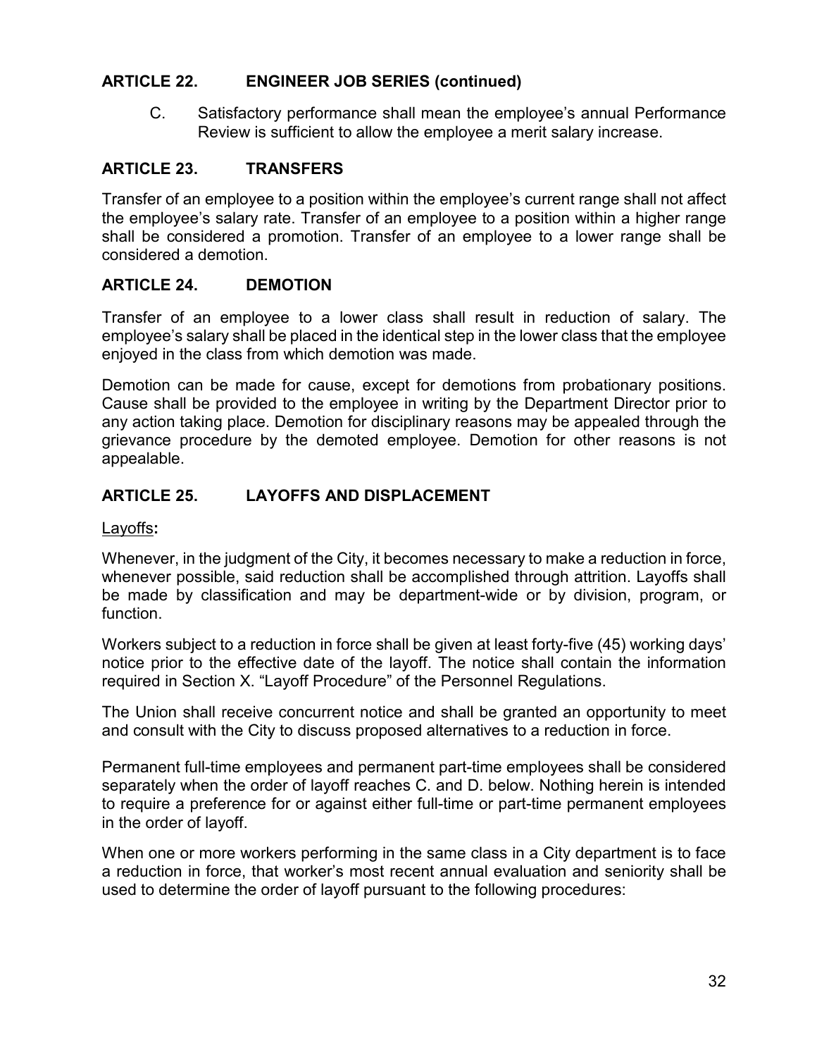## ARTICLE 22. ENGINEER JOB SERIES (continued)

C. Satisfactory performance shall mean the employee's annual Performance Review is sufficient to allow the employee a merit salary increase.

## ARTICLE 23. TRANSFERS

Transfer of an employee to a position within the employee's current range shall not affect the employee's salary rate. Transfer of an employee to a position within a higher range shall be considered a promotion. Transfer of an employee to a lower range shall be considered a demotion.

## ARTICLE 24. DEMOTION

Transfer of an employee to a lower class shall result in reduction of salary. The employee's salary shall be placed in the identical step in the lower class that the employee enjoyed in the class from which demotion was made.

Demotion can be made for cause, except for demotions from probationary positions. Cause shall be provided to the employee in writing by the Department Director prior to any action taking place. Demotion for disciplinary reasons may be appealed through the grievance procedure by the demoted employee. Demotion for other reasons is not appealable.

## ARTICLE 25. LAYOFFS AND DISPLACEMENT

Layoffs**:**

Whenever, in the judgment of the City, it becomes necessary to make a reduction in force, whenever possible, said reduction shall be accomplished through attrition. Layoffs shall be made by classification and may be department-wide or by division, program, or function.

Workers subject to a reduction in force shall be given at least forty-five (45) working days' notice prior to the effective date of the layoff. The notice shall contain the information required in Section X. "Layoff Procedure" of the Personnel Regulations.

The Union shall receive concurrent notice and shall be granted an opportunity to meet and consult with the City to discuss proposed alternatives to a reduction in force.

Permanent full-time employees and permanent part-time employees shall be considered separately when the order of layoff reaches C. and D. below. Nothing herein is intended to require a preference for or against either full-time or part-time permanent employees in the order of layoff.

When one or more workers performing in the same class in a City department is to face a reduction in force, that worker's most recent annual evaluation and seniority shall be used to determine the order of layoff pursuant to the following procedures: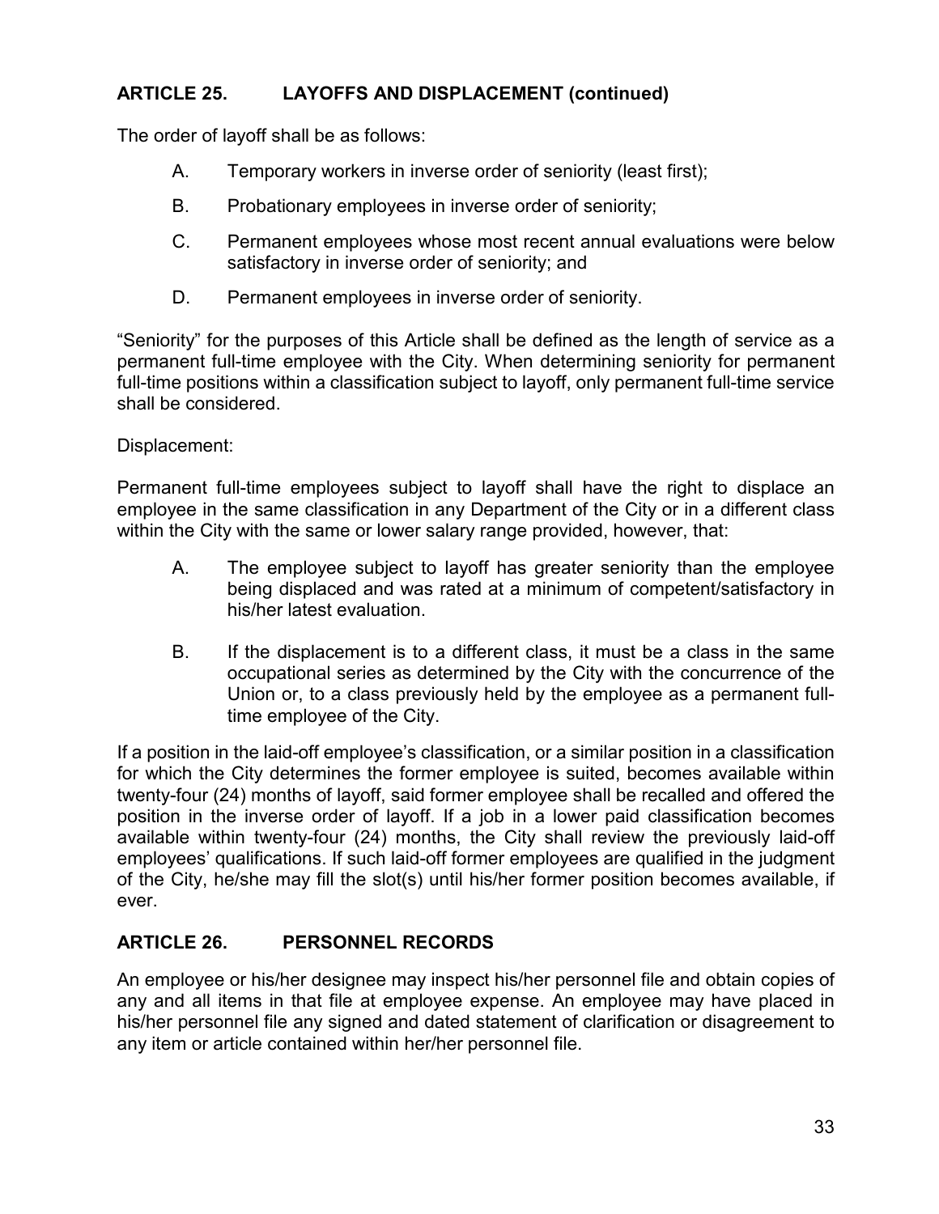## ARTICLE 25. LAYOFFS AND DISPLACEMENT (continued)

The order of layoff shall be as follows:

A. Temporary workers in inverse order of seniority (least first);

B. Probationary employees in inverse order of seniority;

C. Permanent employees whose most recent annual evaluations were below satisfactory in inverse order of seniority; and

D. Permanent employees in inverse order of seniority.

"Seniority" for the purposes of this Article shall be defined as the length of service as a permanent full-time employee with the City. When determining seniority for permanent full-time positions within a classification subject to layoff, only permanent full-time service shall be considered.

Displacement:

Permanent full-time employees subject to layoff shall have the right to displace an employee in the same classification in any Department of the City or in a different class within the City with the same or lower salary range provided, however, that:

A. The employee subject to layoff has greater seniority than the employee being displaced and was rated at a minimum of competent/satisfactory in his/her latest evaluation.

B. If the displacement is to a different class, it must be a class in the same occupational series as determined by the City with the concurrence of the Union or, to a class previously held by the employee as a permanent full-time employee of the City.

If a position in the laid-off employee's classification, or a similar position in a classification for which the City determines the former employee is suited, becomes available within twenty-four (24) months of layoff, said former employee shall be recalled and offered the position in the inverse order of layoff. If a job in a lower paid classification becomes available within twenty-four (24) months, the City shall review the previously laid-off employees' qualifications. If such laid-off former employees are qualified in the judgment of the City, he/she may fill the slot(s) until his/her former position becomes available, if ever.

## ARTICLE 26. PERSONNEL RECORDS

An employee or his/her designee may inspect his/her personnel file and obtain copies of any and all items in that file at employee expense. An employee may have placed in his/her personnel file any signed and dated statement of clarification or disagreement to any item or article contained within her/her personnel file.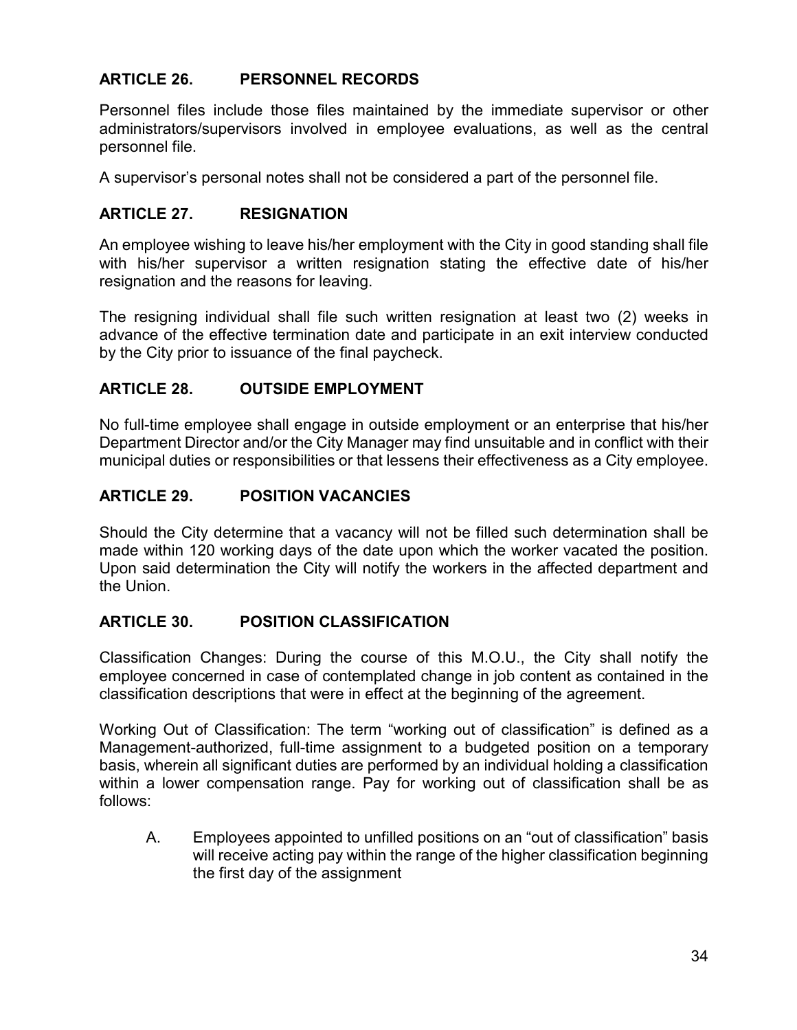## ARTICLE 26. PERSONNEL RECORDS

Personnel files include those files maintained by the immediate supervisor or other administrators/supervisors involved in employee evaluations, as well as the central personnel file.

A supervisor's personal notes shall not be considered a part of the personnel file.

## ARTICLE 27. RESIGNATION

An employee wishing to leave his/her employment with the City in good standing shall file with his/her supervisor a written resignation stating the effective date of his/her resignation and the reasons for leaving.

The resigning individual shall file such written resignation at least two (2) weeks in advance of the effective termination date and participate in an exit interview conducted by the City prior to issuance of the final paycheck.

## ARTICLE 28. OUTSIDE EMPLOYMENT

No full-time employee shall engage in outside employment or an enterprise that his/her Department Director and/or the City Manager may find unsuitable and in conflict with their municipal duties or responsibilities or that lessens their effectiveness as a City employee.

## ARTICLE 29. POSITION VACANCIES

Should the City determine that a vacancy will not be filled such determination shall be made within 120 working days of the date upon which the worker vacated the position. Upon said determination the City will notify the workers in the affected department and the Union.

## ARTICLE 30. POSITION CLASSIFICATION

Classification Changes: During the course of this M.O.U., the City shall notify the employee concerned in case of contemplated change in job content as contained in the classification descriptions that were in effect at the beginning of the agreement.

Working Out of Classification: The term "working out of classification" is defined as a Management-authorized, full-time assignment to a budgeted position on a temporary basis, wherein all significant duties are performed by an individual holding a classification within a lower compensation range. Pay for working out of classification shall be as follows:

A. Employees appointed to unfilled positions on an "out of classification" basis will receive acting pay within the range of the higher classification beginning the first day of the assignment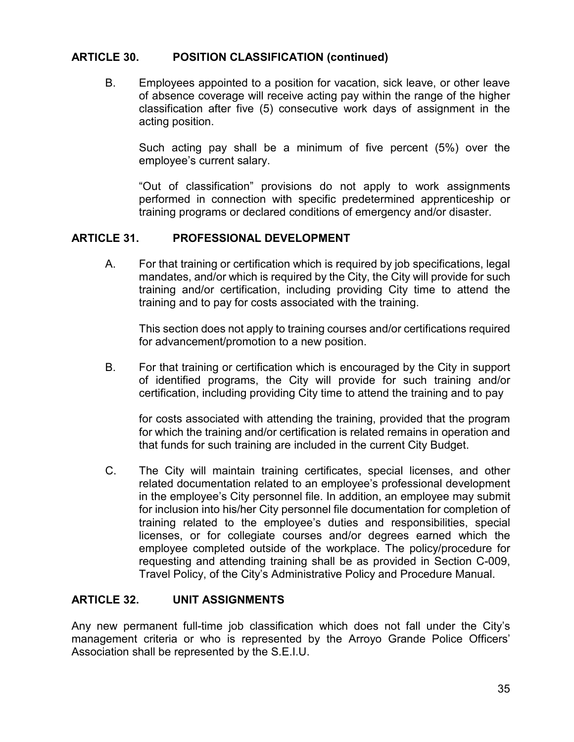## ARTICLE 30. POSITION CLASSIFICATION (continued)

B. Employees appointed to a position for vacation, sick leave, or other leave of absence coverage will receive acting pay within the range of the higher classification after five (5) consecutive work days of assignment in the acting position.

Such acting pay shall be a minimum of five percent (5%) over the employee's current salary.

"Out of classification" provisions do not apply to work assignments performed in connection with specific predetermined apprenticeship or training programs or declared conditions of emergency and/or disaster.

## ARTICLE 31. PROFESSIONAL DEVELOPMENT

A. For that training or certification which is required by job specifications, legal mandates, and/or which is required by the City, the City will provide for such training and/or certification, including providing City time to attend the training and to pay for costs associated with the training.

This section does not apply to training courses and/or certifications required for advancement/promotion to a new position.

B. For that training or certification which is encouraged by the City in support of identified programs, the City will provide for such training and/or certification, including providing City time to attend the training and to pay for costs associated with attending the training, provided that the program for which the training and/or certification is related remains in operation and that funds for such training are included in the current City Budget.

C. The City will maintain training certificates, special licenses, and other related documentation related to an employee's professional development in the employee's City personnel file. In addition, an employee may submit for inclusion into his/her City personnel file documentation for completion of training related to the employee's duties and responsibilities, special licenses, or for collegiate courses and/or degrees earned which the employee completed outside of the workplace. The policy/procedure for requesting and attending training shall be as provided in Section C-009, Travel Policy, of the City's Administrative Policy and Procedure Manual.

## ARTICLE 32. UNIT ASSIGNMENTS

Any new permanent full-time job classification which does not fall under the City's management criteria or who is represented by the Arroyo Grande Police Officers' Association shall be represented by the S.E.I.U.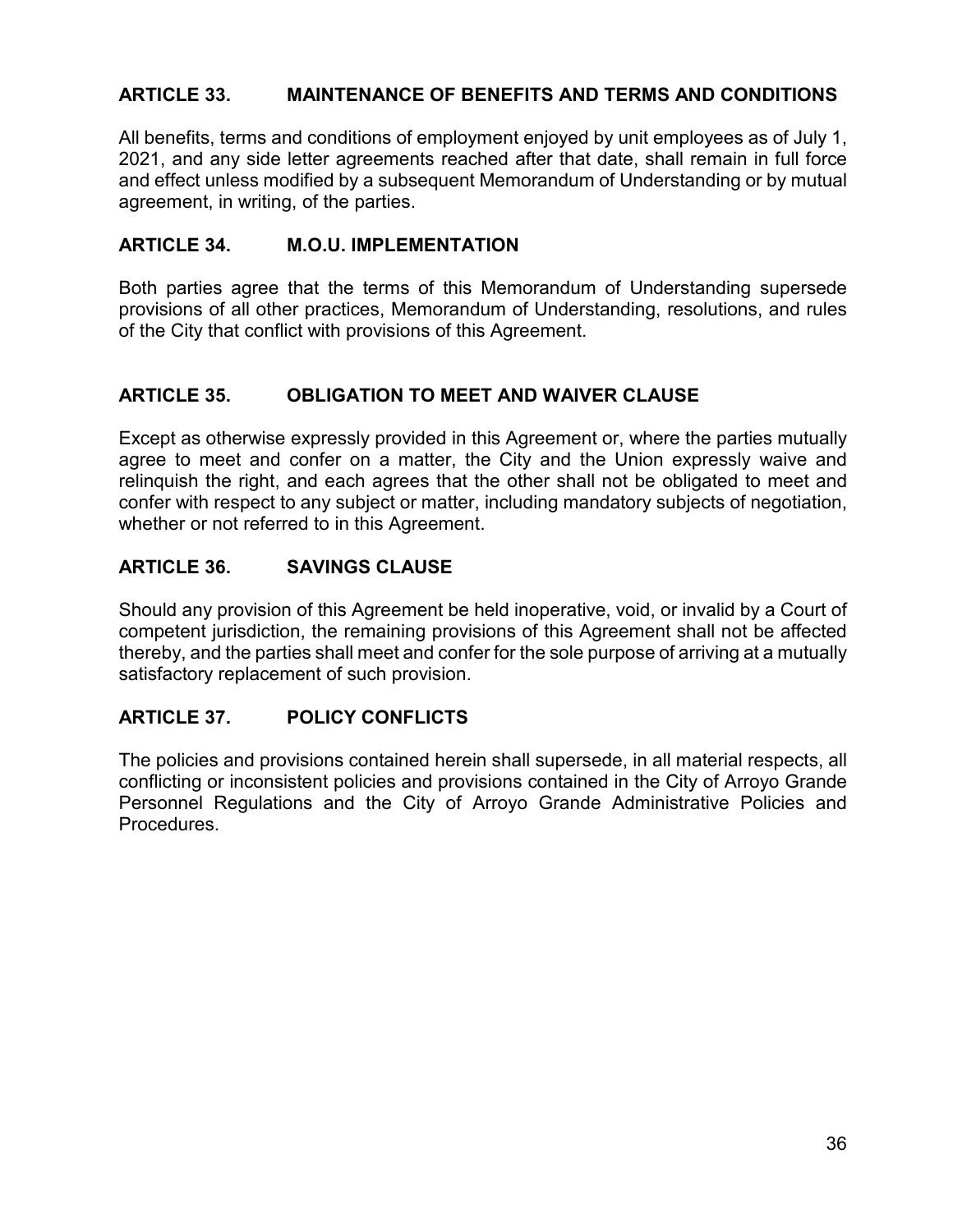## ARTICLE 33. MAINTENANCE OF BENEFITS AND TERMS AND CONDITIONS

All benefits, terms and conditions of employment enjoyed by unit employees as of July 1, 2021, and any side letter agreements reached after that date, shall remain in full force and effect unless modified by a subsequent Memorandum of Understanding or by mutual agreement, in writing, of the parties.

## ARTICLE 34. M.O.U. IMPLEMENTATION

Both parties agree that the terms of this Memorandum of Understanding supersede provisions of all other practices, Memorandum of Understanding, resolutions, and rules of the City that conflict with provisions of this Agreement.

## ARTICLE 35. OBLIGATION TO MEET AND WAIVER CLAUSE

Except as otherwise expressly provided in this Agreement or, where the parties mutually agree to meet and confer on a matter, the City and the Union expressly waive and relinquish the right, and each agrees that the other shall not be obligated to meet and confer with respect to any subject or matter, including mandatory subjects of negotiation, whether or not referred to in this Agreement.

## ARTICLE 36. SAVINGS CLAUSE

Should any provision of this Agreement be held inoperative, void, or invalid by a Court of competent jurisdiction, the remaining provisions of this Agreement shall not be affected thereby, and the parties shall meet and confer for the sole purpose of arriving at a mutually satisfactory replacement of such provision.

## ARTICLE 37. POLICY CONFLICTS

The policies and provisions contained herein shall supersede, in all material respects, all conflicting or inconsistent policies and provisions contained in the City of Arroyo Grande Personnel Regulations and the City of Arroyo Grande Administrative Policies and Procedures.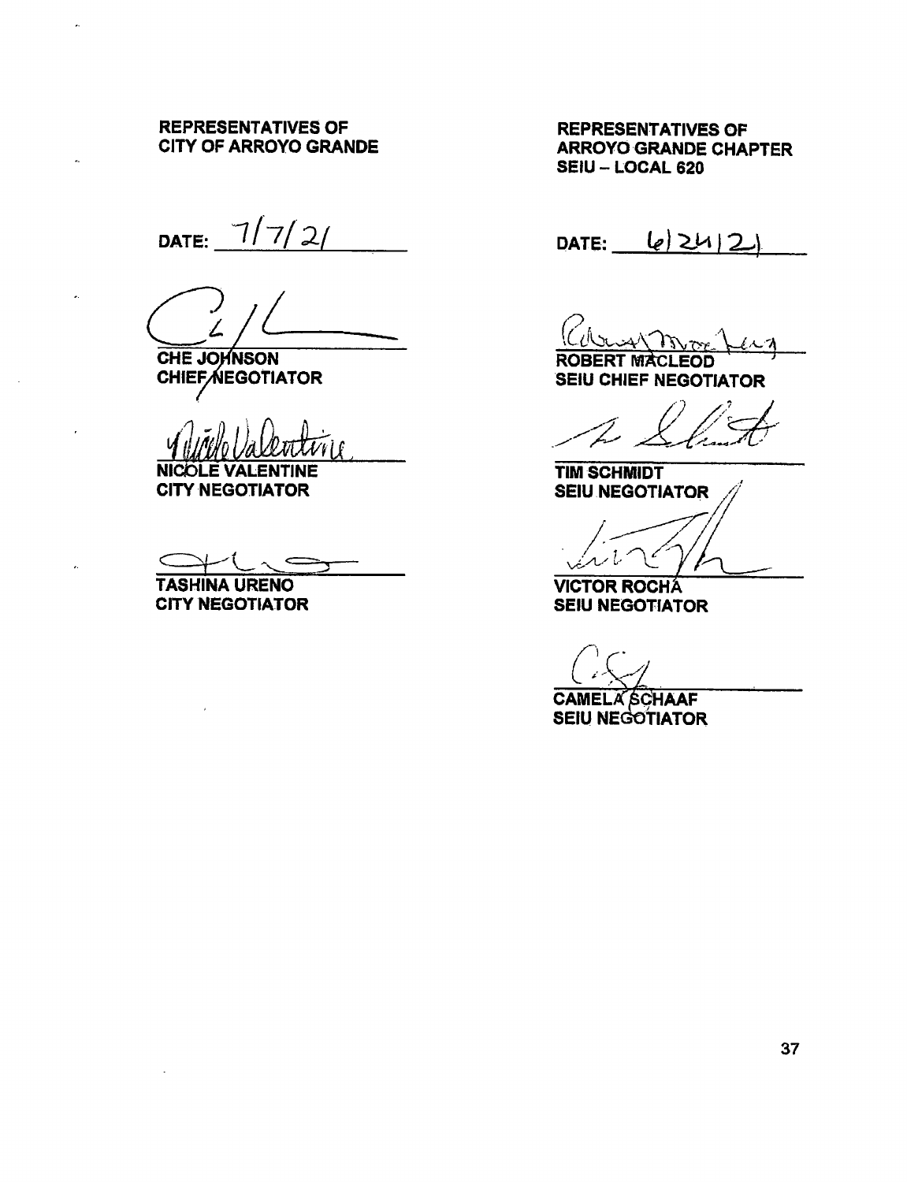**REPRESENTATIVES OF CITY OF ARROYO GRANDE**

DATE: 7/7/21

**CHE JOHNSON**
**CHIEF NEGOTIATOR**

**NICOLE VALENTINE**
**CITY NEGOTIATOR**

**TASHINA URENO**
**CITY NEGOTIATOR**

**REPRESENTATIVES OF ARROYO GRANDE CHAPTER SEIU – LOCAL 620**

DATE: 6/24/21

**ROBERT MACLEOD**
**SEIU CHIEF NEGOTIATOR**

**TIM SCHMIDT**
**SEIU NEGOTIATOR**

**VICTOR ROCHA**
**SEIU NEGOTIATOR**

**CAMELA SCHAAF**
**SEIU NEGOTIATOR**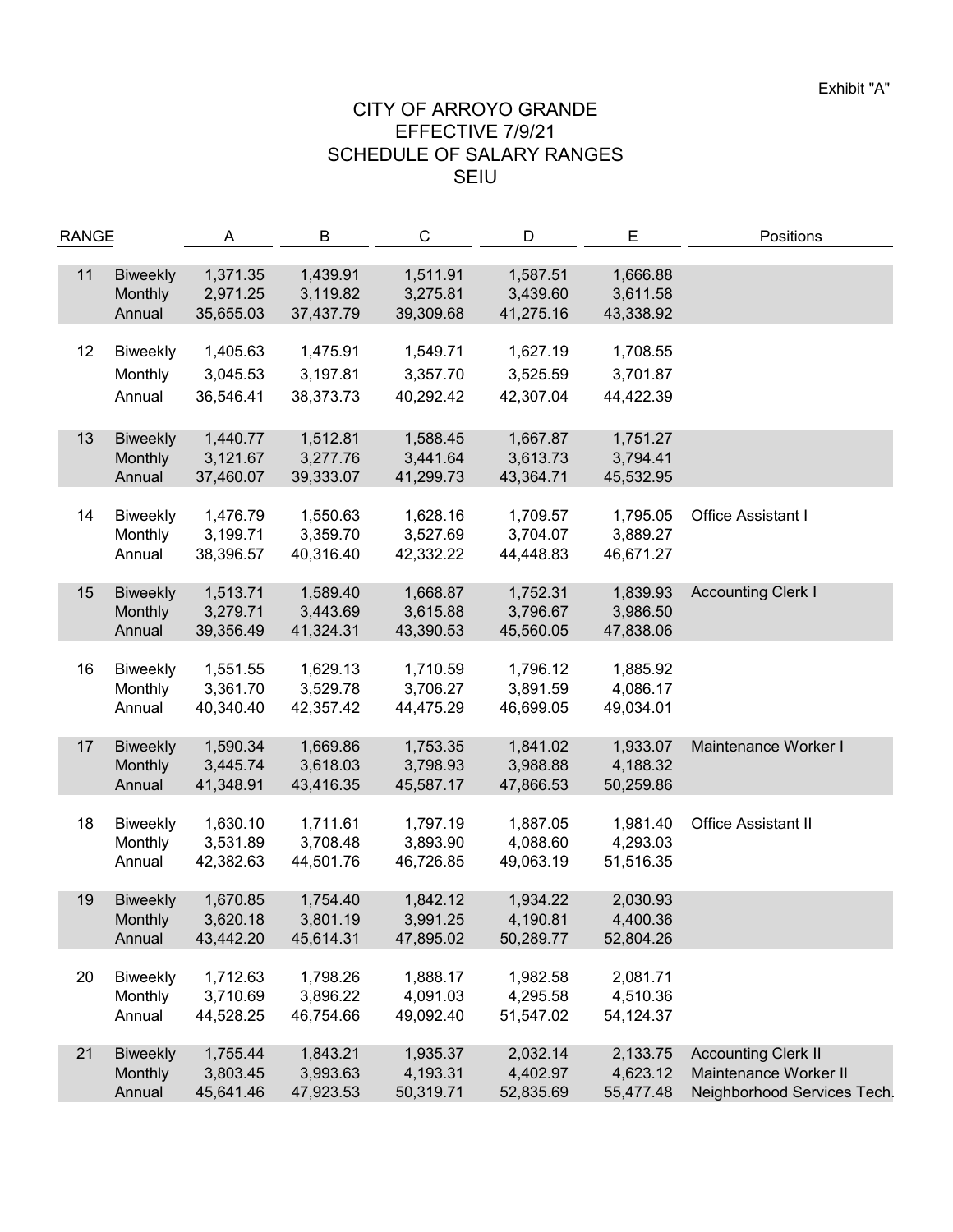Exhibit "A"

# CITY OF ARROYO GRANDE
## EFFECTIVE 7/9/21
## SCHEDULE OF SALARY RANGES
## SEIU

| RANGE | | A | B | C | D | E | Positions |
|---|---|---|---|---|---|---|---|
| 11 | Biweekly | 1,371.35 | 1,439.91 | 1,511.91 | 1,587.51 | 1,666.88 | |
| | Monthly | 2,971.25 | 3,119.82 | 3,275.81 | 3,439.60 | 3,611.58 | |
| | Annual | 35,655.03 | 37,437.79 | 39,309.68 | 41,275.16 | 43,338.92 | |
| 12 | Biweekly | 1,405.63 | 1,475.91 | 1,549.71 | 1,627.19 | 1,708.55 | |
| | Monthly | 3,045.53 | 3,197.81 | 3,357.70 | 3,525.59 | 3,701.87 | |
| | Annual | 36,546.41 | 38,373.73 | 40,292.42 | 42,307.04 | 44,422.39 | |
| 13 | Biweekly | 1,440.77 | 1,512.81 | 1,588.45 | 1,667.87 | 1,751.27 | |
| | Monthly | 3,121.67 | 3,277.76 | 3,441.64 | 3,613.73 | 3,794.41 | |
| | Annual | 37,460.07 | 39,333.07 | 41,299.73 | 43,364.71 | 45,532.95 | |
| 14 | Biweekly | 1,476.79 | 1,550.63 | 1,628.16 | 1,709.57 | 1,795.05 | Office Assistant I |
| | Monthly | 3,199.71 | 3,359.70 | 3,527.69 | 3,704.07 | 3,889.27 | |
| | Annual | 38,396.57 | 40,316.40 | 42,332.22 | 44,448.83 | 46,671.27 | |
| 15 | Biweekly | 1,513.71 | 1,589.40 | 1,668.87 | 1,752.31 | 1,839.93 | Accounting Clerk I |
| | Monthly | 3,279.71 | 3,443.69 | 3,615.88 | 3,796.67 | 3,986.50 | |
| | Annual | 39,356.49 | 41,324.31 | 43,390.53 | 45,560.05 | 47,838.06 | |
| 16 | Biweekly | 1,551.55 | 1,629.13 | 1,710.59 | 1,796.12 | 1,885.92 | |
| | Monthly | 3,361.70 | 3,529.78 | 3,706.27 | 3,891.59 | 4,086.17 | |
| | Annual | 40,340.40 | 42,357.42 | 44,475.29 | 46,699.05 | 49,034.01 | |
| 17 | Biweekly | 1,590.34 | 1,669.86 | 1,753.35 | 1,841.02 | 1,933.07 | Maintenance Worker I |
| | Monthly | 3,445.74 | 3,618.03 | 3,798.93 | 3,988.88 | 4,188.32 | |
| | Annual | 41,348.91 | 43,416.35 | 45,587.17 | 47,866.53 | 50,259.86 | |
| 18 | Biweekly | 1,630.10 | 1,711.61 | 1,797.19 | 1,887.05 | 1,981.40 | Office Assistant II |
| | Monthly | 3,531.89 | 3,708.48 | 3,893.90 | 4,088.60 | 4,293.03 | |
| | Annual | 42,382.63 | 44,501.76 | 46,726.85 | 49,063.19 | 51,516.35 | |
| 19 | Biweekly | 1,670.85 | 1,754.40 | 1,842.12 | 1,934.22 | 2,030.93 | |
| | Monthly | 3,620.18 | 3,801.19 | 3,991.25 | 4,190.81 | 4,400.36 | |
| | Annual | 43,442.20 | 45,614.31 | 47,895.02 | 50,289.77 | 52,804.26 | |
| 20 | Biweekly | 1,712.63 | 1,798.26 | 1,888.17 | 1,982.58 | 2,081.71 | |
| | Monthly | 3,710.69 | 3,896.22 | 4,091.03 | 4,295.58 | 4,510.36 | |
| | Annual | 44,528.25 | 46,754.66 | 49,092.40 | 51,547.02 | 54,124.37 | |
| 21 | Biweekly | 1,755.44 | 1,843.21 | 1,935.37 | 2,032.14 | 2,133.75 | Accounting Clerk II |
| | Monthly | 3,803.45 | 3,993.63 | 4,193.31 | 4,402.97 | 4,623.12 | Maintenance Worker II |
| | Annual | 45,641.46 | 47,923.53 | 50,319.71 | 52,835.69 | 55,477.48 | Neighborhood Services Tech. |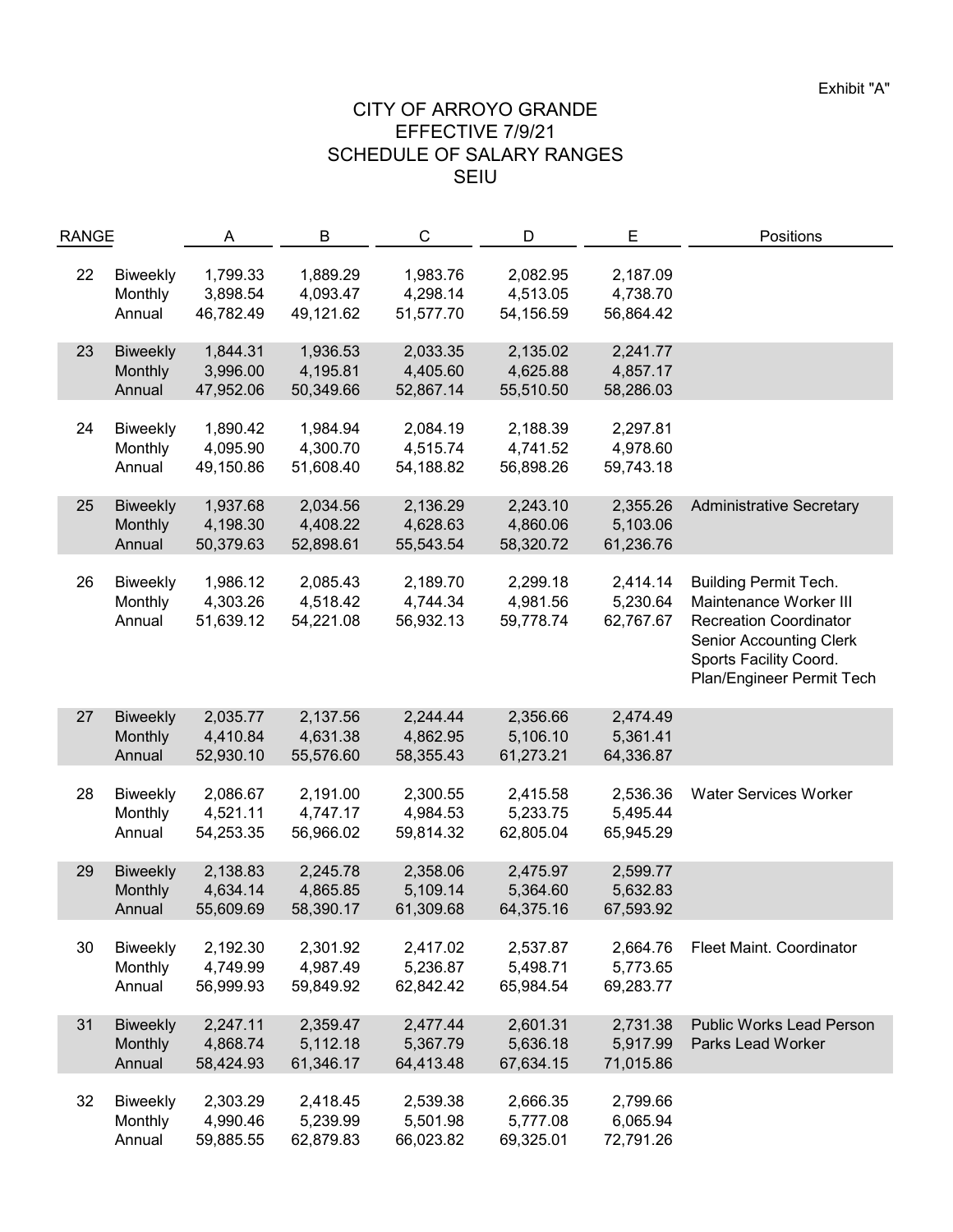Exhibit "A"

# CITY OF ARROYO GRANDE
## EFFECTIVE 7/9/21
## SCHEDULE OF SALARY RANGES
## SEIU

| RANGE | | A | B | C | D | E | Positions |
|---|---|---|---|---|---|---|---|
| 22 | Biweekly | 1,799.33 | 1,889.29 | 1,983.76 | 2,082.95 | 2,187.09 | |
| | Monthly | 3,898.54 | 4,093.47 | 4,298.14 | 4,513.05 | 4,738.70 | |
| | Annual | 46,782.49 | 49,121.62 | 51,577.70 | 54,156.59 | 56,864.42 | |
| 23 | Biweekly | 1,844.31 | 1,936.53 | 2,033.35 | 2,135.02 | 2,241.77 | |
| | Monthly | 3,996.00 | 4,195.81 | 4,405.60 | 4,625.88 | 4,857.17 | |
| | Annual | 47,952.06 | 50,349.66 | 52,867.14 | 55,510.50 | 58,286.03 | |
| 24 | Biweekly | 1,890.42 | 1,984.94 | 2,084.19 | 2,188.39 | 2,297.81 | |
| | Monthly | 4,095.90 | 4,300.70 | 4,515.74 | 4,741.52 | 4,978.60 | |
| | Annual | 49,150.86 | 51,608.40 | 54,188.82 | 56,898.26 | 59,743.18 | |
| 25 | Biweekly | 1,937.68 | 2,034.56 | 2,136.29 | 2,243.10 | 2,355.26 | Administrative Secretary |
| | Monthly | 4,198.30 | 4,408.22 | 4,628.63 | 4,860.06 | 5,103.06 | |
| | Annual | 50,379.63 | 52,898.61 | 55,543.54 | 58,320.72 | 61,236.76 | |
| 26 | Biweekly | 1,986.12 | 2,085.43 | 2,189.70 | 2,299.18 | 2,414.14 | Building Permit Tech. |
| | Monthly | 4,303.26 | 4,518.42 | 4,744.34 | 4,981.56 | 5,230.64 | Maintenance Worker III |
| | Annual | 51,639.12 | 54,221.08 | 56,932.13 | 59,778.74 | 62,767.67 | Recreation Coordinator |
| | | | | | | | Senior Accounting Clerk |
| | | | | | | | Sports Facility Coord. |
| | | | | | | | Plan/Engineer Permit Tech |
| 27 | Biweekly | 2,035.77 | 2,137.56 | 2,244.44 | 2,356.66 | 2,474.49 | |
| | Monthly | 4,410.84 | 4,631.38 | 4,862.95 | 5,106.10 | 5,361.41 | |
| | Annual | 52,930.10 | 55,576.60 | 58,355.43 | 61,273.21 | 64,336.87 | |
| 28 | Biweekly | 2,086.67 | 2,191.00 | 2,300.55 | 2,415.58 | 2,536.36 | Water Services Worker |
| | Monthly | 4,521.11 | 4,747.17 | 4,984.53 | 5,233.75 | 5,495.44 | |
| | Annual | 54,253.35 | 56,966.02 | 59,814.32 | 62,805.04 | 65,945.29 | |
| 29 | Biweekly | 2,138.83 | 2,245.78 | 2,358.06 | 2,475.97 | 2,599.77 | |
| | Monthly | 4,634.14 | 4,865.85 | 5,109.14 | 5,364.60 | 5,632.83 | |
| | Annual | 55,609.69 | 58,390.17 | 61,309.68 | 64,375.16 | 67,593.92 | |
| 30 | Biweekly | 2,192.30 | 2,301.92 | 2,417.02 | 2,537.87 | 2,664.76 | Fleet Maint. Coordinator |
| | Monthly | 4,749.99 | 4,987.49 | 5,236.87 | 5,498.71 | 5,773.65 | |
| | Annual | 56,999.93 | 59,849.92 | 62,842.42 | 65,984.54 | 69,283.77 | |
| 31 | Biweekly | 2,247.11 | 2,359.47 | 2,477.44 | 2,601.31 | 2,731.38 | Public Works Lead Person |
| | Monthly | 4,868.74 | 5,112.18 | 5,367.79 | 5,636.18 | 5,917.99 | Parks Lead Worker |
| | Annual | 58,424.93 | 61,346.17 | 64,413.48 | 67,634.15 | 71,015.86 | |
| 32 | Biweekly | 2,303.29 | 2,418.45 | 2,539.38 | 2,666.35 | 2,799.66 | |
| | Monthly | 4,990.46 | 5,239.99 | 5,501.98 | 5,777.08 | 6,065.94 | |
| | Annual | 59,885.55 | 62,879.83 | 66,023.82 | 69,325.01 | 72,791.26 | |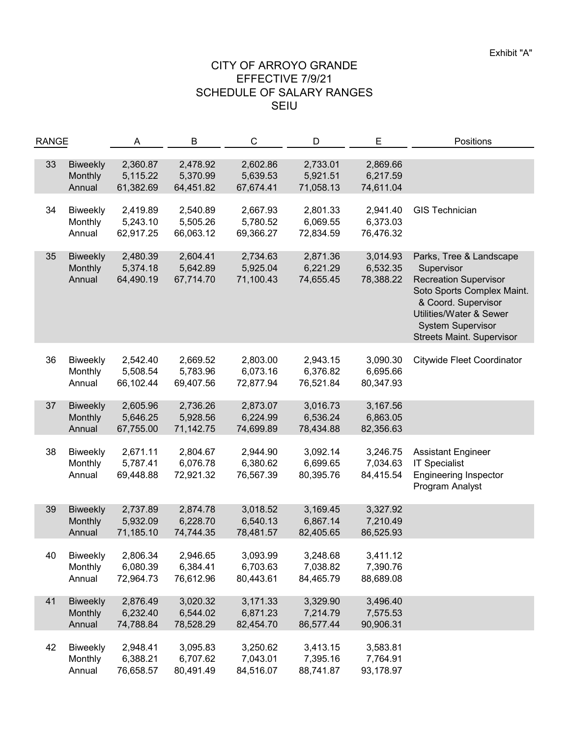Exhibit "A"

# CITY OF ARROYO GRANDE
## EFFECTIVE 7/9/21
## SCHEDULE OF SALARY RANGES
## SEIU

| RANGE | | A | B | C | D | E | Positions |
|---|---|---|---|---|---|---|---|
| 33 | Biweekly | 2,360.87 | 2,478.92 | 2,602.86 | 2,733.01 | 2,869.66 | |
| | Monthly | 5,115.22 | 5,370.99 | 5,639.53 | 5,921.51 | 6,217.59 | |
| | Annual | 61,382.69 | 64,451.82 | 67,674.41 | 71,058.13 | 74,611.04 | |
| 34 | Biweekly | 2,419.89 | 2,540.89 | 2,667.93 | 2,801.33 | 2,941.40 | GIS Technician |
| | Monthly | 5,243.10 | 5,505.26 | 5,780.52 | 6,069.55 | 6,373.03 | |
| | Annual | 62,917.25 | 66,063.12 | 69,366.27 | 72,834.59 | 76,476.32 | |
| 35 | Biweekly | 2,480.39 | 2,604.41 | 2,734.63 | 2,871.36 | 3,014.93 | Parks, Tree & Landscape Supervisor |
| | Monthly | 5,374.18 | 5,642.89 | 5,925.04 | 6,221.29 | 6,532.35 | Recreation Supervisor |
| | Annual | 64,490.19 | 67,714.70 | 71,100.43 | 74,655.45 | 78,388.22 | Soto Sports Complex Maint. & Coord. Supervisor |
| | | | | | | | Utilities/Water & Sewer System Supervisor |
| | | | | | | | Streets Maint. Supervisor |
| 36 | Biweekly | 2,542.40 | 2,669.52 | 2,803.00 | 2,943.15 | 3,090.30 | Citywide Fleet Coordinator |
| | Monthly | 5,508.54 | 5,783.96 | 6,073.16 | 6,376.82 | 6,695.66 | |
| | Annual | 66,102.44 | 69,407.56 | 72,877.94 | 76,521.84 | 80,347.93 | |
| 37 | Biweekly | 2,605.96 | 2,736.26 | 2,873.07 | 3,016.73 | 3,167.56 | |
| | Monthly | 5,646.25 | 5,928.56 | 6,224.99 | 6,536.24 | 6,863.05 | |
| | Annual | 67,755.00 | 71,142.75 | 74,699.89 | 78,434.88 | 82,356.63 | |
| 38 | Biweekly | 2,671.11 | 2,804.67 | 2,944.90 | 3,092.14 | 3,246.75 | Assistant Engineer |
| | Monthly | 5,787.41 | 6,076.78 | 6,380.62 | 6,699.65 | 7,034.63 | IT Specialist |
| | Annual | 69,448.88 | 72,921.32 | 76,567.39 | 80,395.76 | 84,415.54 | Engineering Inspector |
| | | | | | | | Program Analyst |
| 39 | Biweekly | 2,737.89 | 2,874.78 | 3,018.52 | 3,169.45 | 3,327.92 | |
| | Monthly | 5,932.09 | 6,228.70 | 6,540.13 | 6,867.14 | 7,210.49 | |
| | Annual | 71,185.10 | 74,744.35 | 78,481.57 | 82,405.65 | 86,525.93 | |
| 40 | Biweekly | 2,806.34 | 2,946.65 | 3,093.99 | 3,248.68 | 3,411.12 | |
| | Monthly | 6,080.39 | 6,384.41 | 6,703.63 | 7,038.82 | 7,390.76 | |
| | Annual | 72,964.73 | 76,612.96 | 80,443.61 | 84,465.79 | 88,689.08 | |
| 41 | Biweekly | 2,876.49 | 3,020.32 | 3,171.33 | 3,329.90 | 3,496.40 | |
| | Monthly | 6,232.40 | 6,544.02 | 6,871.23 | 7,214.79 | 7,575.53 | |
| | Annual | 74,788.84 | 78,528.29 | 82,454.70 | 86,577.44 | 90,906.31 | |
| 42 | Biweekly | 2,948.41 | 3,095.83 | 3,250.62 | 3,413.15 | 3,583.81 | |
| | Monthly | 6,388.21 | 6,707.62 | 7,043.01 | 7,395.16 | 7,764.91 | |
| | Annual | 76,658.57 | 80,491.49 | 84,516.07 | 88,741.87 | 93,178.97 | |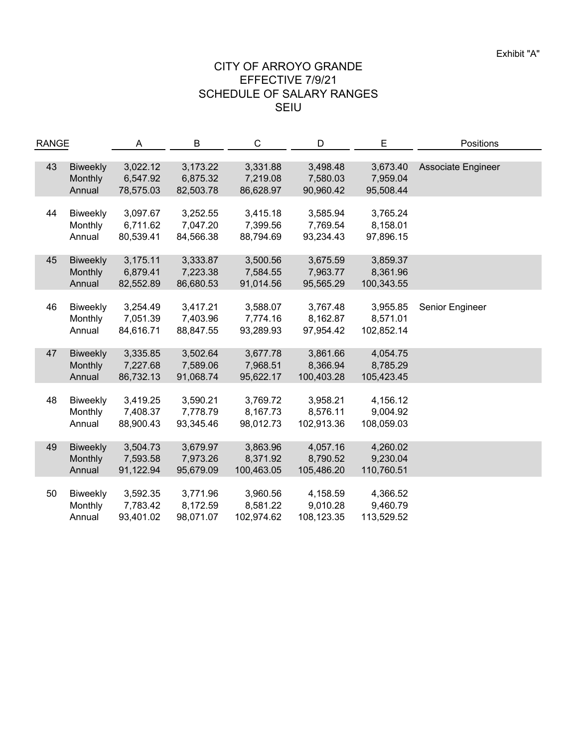Exhibit "A"

# CITY OF ARROYO GRANDE
## EFFECTIVE 7/9/21
## SCHEDULE OF SALARY RANGES
## SEIU

| RANGE | | A | B | C | D | E | Positions |
|---|---|---|---|---|---|---|---|
| 43 | Biweekly | 3,022.12 | 3,173.22 | 3,331.88 | 3,498.48 | 3,673.40 | Associate Engineer |
| | Monthly | 6,547.92 | 6,875.32 | 7,219.08 | 7,580.03 | 7,959.04 | |
| | Annual | 78,575.03 | 82,503.78 | 86,628.97 | 90,960.42 | 95,508.44 | |
| 44 | Biweekly | 3,097.67 | 3,252.55 | 3,415.18 | 3,585.94 | 3,765.24 | |
| | Monthly | 6,711.62 | 7,047.20 | 7,399.56 | 7,769.54 | 8,158.01 | |
| | Annual | 80,539.41 | 84,566.38 | 88,794.69 | 93,234.43 | 97,896.15 | |
| 45 | Biweekly | 3,175.11 | 3,333.87 | 3,500.56 | 3,675.59 | 3,859.37 | |
| | Monthly | 6,879.41 | 7,223.38 | 7,584.55 | 7,963.77 | 8,361.96 | |
| | Annual | 82,552.89 | 86,680.53 | 91,014.56 | 95,565.29 | 100,343.55 | |
| 46 | Biweekly | 3,254.49 | 3,417.21 | 3,588.07 | 3,767.48 | 3,955.85 | Senior Engineer |
| | Monthly | 7,051.39 | 7,403.96 | 7,774.16 | 8,162.87 | 8,571.01 | |
| | Annual | 84,616.71 | 88,847.55 | 93,289.93 | 97,954.42 | 102,852.14 | |
| 47 | Biweekly | 3,335.85 | 3,502.64 | 3,677.78 | 3,861.66 | 4,054.75 | |
| | Monthly | 7,227.68 | 7,589.06 | 7,968.51 | 8,366.94 | 8,785.29 | |
| | Annual | 86,732.13 | 91,068.74 | 95,622.17 | 100,403.28 | 105,423.45 | |
| 48 | Biweekly | 3,419.25 | 3,590.21 | 3,769.72 | 3,958.21 | 4,156.12 | |
| | Monthly | 7,408.37 | 7,778.79 | 8,167.73 | 8,576.11 | 9,004.92 | |
| | Annual | 88,900.43 | 93,345.46 | 98,012.73 | 102,913.36 | 108,059.03 | |
| 49 | Biweekly | 3,504.73 | 3,679.97 | 3,863.96 | 4,057.16 | 4,260.02 | |
| | Monthly | 7,593.58 | 7,973.26 | 8,371.92 | 8,790.52 | 9,230.04 | |
| | Annual | 91,122.94 | 95,679.09 | 100,463.05 | 105,486.20 | 110,760.51 | |
| 50 | Biweekly | 3,592.35 | 3,771.96 | 3,960.56 | 4,158.59 | 4,366.52 | |
| | Monthly | 7,783.42 | 8,172.59 | 8,581.22 | 9,010.28 | 9,460.79 | |
| | Annual | 93,401.02 | 98,071.07 | 102,974.62 | 108,123.35 | 113,529.52 | |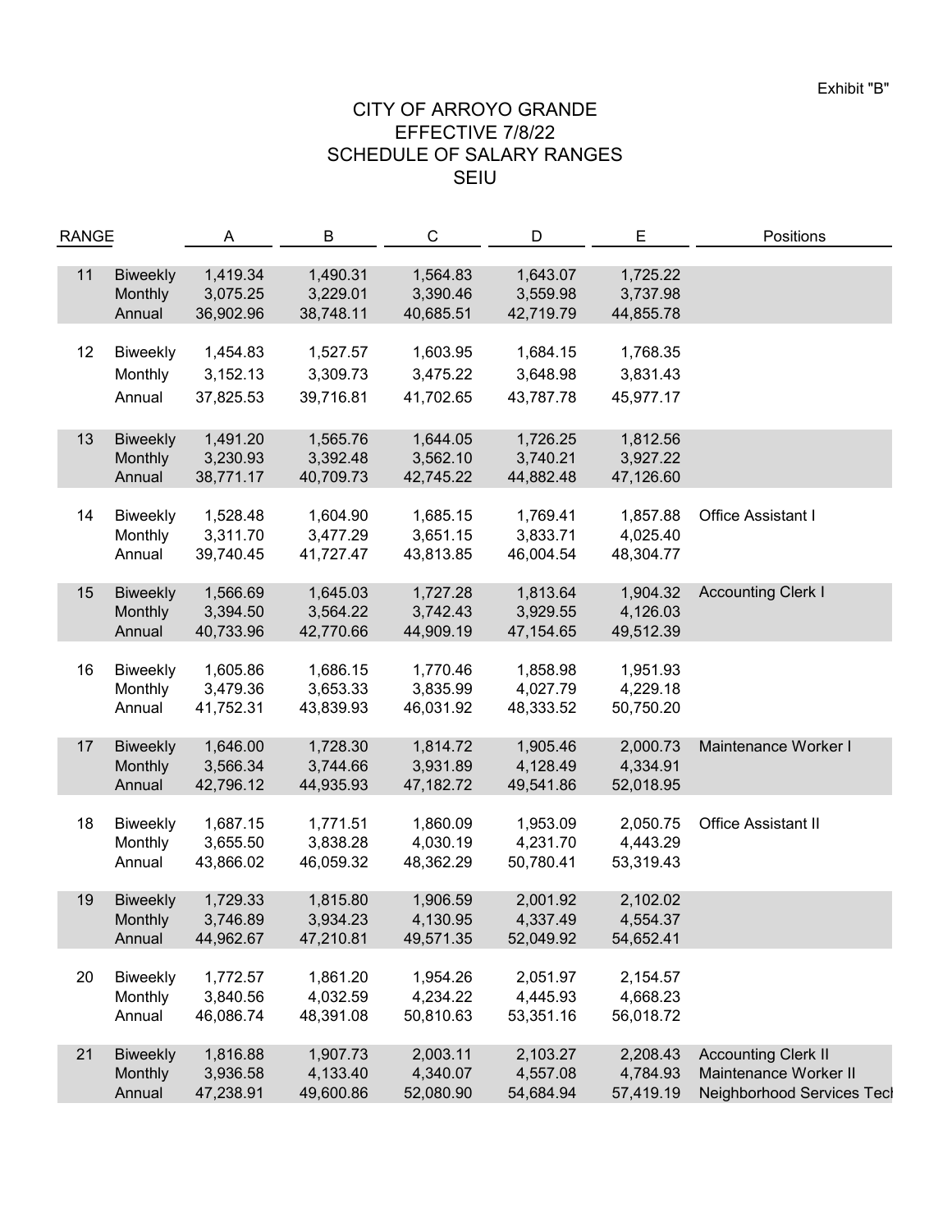Exhibit "B"

# CITY OF ARROYO GRANDE
## EFFECTIVE 7/8/22
## SCHEDULE OF SALARY RANGES
## SEIU

| RANGE | | A | B | C | D | E | Positions |
|---|---|---|---|---|---|---|---|
| 11 | Biweekly | 1,419.34 | 1,490.31 | 1,564.83 | 1,643.07 | 1,725.22 | |
| | Monthly | 3,075.25 | 3,229.01 | 3,390.46 | 3,559.98 | 3,737.98 | |
| | Annual | 36,902.96 | 38,748.11 | 40,685.51 | 42,719.79 | 44,855.78 | |
| 12 | Biweekly | 1,454.83 | 1,527.57 | 1,603.95 | 1,684.15 | 1,768.35 | |
| | Monthly | 3,152.13 | 3,309.73 | 3,475.22 | 3,648.98 | 3,831.43 | |
| | Annual | 37,825.53 | 39,716.81 | 41,702.65 | 43,787.78 | 45,977.17 | |
| 13 | Biweekly | 1,491.20 | 1,565.76 | 1,644.05 | 1,726.25 | 1,812.56 | |
| | Monthly | 3,230.93 | 3,392.48 | 3,562.10 | 3,740.21 | 3,927.22 | |
| | Annual | 38,771.17 | 40,709.73 | 42,745.22 | 44,882.48 | 47,126.60 | |
| 14 | Biweekly | 1,528.48 | 1,604.90 | 1,685.15 | 1,769.41 | 1,857.88 | Office Assistant I |
| | Monthly | 3,311.70 | 3,477.29 | 3,651.15 | 3,833.71 | 4,025.40 | |
| | Annual | 39,740.45 | 41,727.47 | 43,813.85 | 46,004.54 | 48,304.77 | |
| 15 | Biweekly | 1,566.69 | 1,645.03 | 1,727.28 | 1,813.64 | 1,904.32 | Accounting Clerk I |
| | Monthly | 3,394.50 | 3,564.22 | 3,742.43 | 3,929.55 | 4,126.03 | |
| | Annual | 40,733.96 | 42,770.66 | 44,909.19 | 47,154.65 | 49,512.39 | |
| 16 | Biweekly | 1,605.86 | 1,686.15 | 1,770.46 | 1,858.98 | 1,951.93 | |
| | Monthly | 3,479.36 | 3,653.33 | 3,835.99 | 4,027.79 | 4,229.18 | |
| | Annual | 41,752.31 | 43,839.93 | 46,031.92 | 48,333.52 | 50,750.20 | |
| 17 | Biweekly | 1,646.00 | 1,728.30 | 1,814.72 | 1,905.46 | 2,000.73 | Maintenance Worker I |
| | Monthly | 3,566.34 | 3,744.66 | 3,931.89 | 4,128.49 | 4,334.91 | |
| | Annual | 42,796.12 | 44,935.93 | 47,182.72 | 49,541.86 | 52,018.95 | |
| 18 | Biweekly | 1,687.15 | 1,771.51 | 1,860.09 | 1,953.09 | 2,050.75 | Office Assistant II |
| | Monthly | 3,655.50 | 3,838.28 | 4,030.19 | 4,231.70 | 4,443.29 | |
| | Annual | 43,866.02 | 46,059.32 | 48,362.29 | 50,780.41 | 53,319.43 | |
| 19 | Biweekly | 1,729.33 | 1,815.80 | 1,906.59 | 2,001.92 | 2,102.02 | |
| | Monthly | 3,746.89 | 3,934.23 | 4,130.95 | 4,337.49 | 4,554.37 | |
| | Annual | 44,962.67 | 47,210.81 | 49,571.35 | 52,049.92 | 54,652.41 | |
| 20 | Biweekly | 1,772.57 | 1,861.20 | 1,954.26 | 2,051.97 | 2,154.57 | |
| | Monthly | 3,840.56 | 4,032.59 | 4,234.22 | 4,445.93 | 4,668.23 | |
| | Annual | 46,086.74 | 48,391.08 | 50,810.63 | 53,351.16 | 56,018.72 | |
| 21 | Biweekly | 1,816.88 | 1,907.73 | 2,003.11 | 2,103.27 | 2,208.43 | Accounting Clerk II |
| | Monthly | 3,936.58 | 4,133.40 | 4,340.07 | 4,557.08 | 4,784.93 | Maintenance Worker II |
| | Annual | 47,238.91 | 49,600.86 | 52,080.90 | 54,684.94 | 57,419.19 | Neighborhood Services Tech |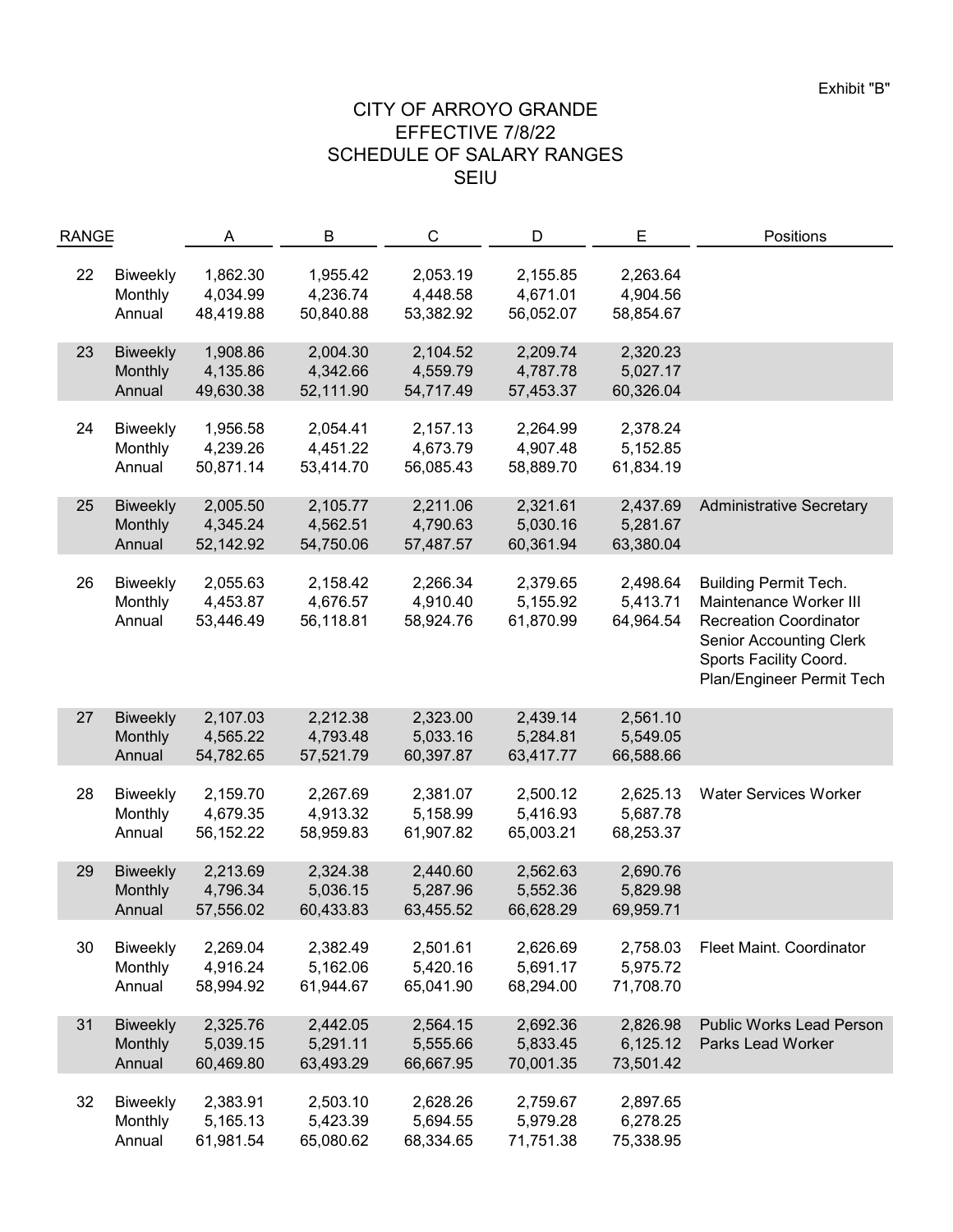Exhibit "B"

# CITY OF ARROYO GRANDE
## EFFECTIVE 7/8/22
## SCHEDULE OF SALARY RANGES
## SEIU

| RANGE | | A | B | C | D | E | Positions |
|---|---|---|---|---|---|---|---|
| 22 | Biweekly | 1,862.30 | 1,955.42 | 2,053.19 | 2,155.85 | 2,263.64 | |
| | Monthly | 4,034.99 | 4,236.74 | 4,448.58 | 4,671.01 | 4,904.56 | |
| | Annual | 48,419.88 | 50,840.88 | 53,382.92 | 56,052.07 | 58,854.67 | |
| 23 | Biweekly | 1,908.86 | 2,004.30 | 2,104.52 | 2,209.74 | 2,320.23 | |
| | Monthly | 4,135.86 | 4,342.66 | 4,559.79 | 4,787.78 | 5,027.17 | |
| | Annual | 49,630.38 | 52,111.90 | 54,717.49 | 57,453.37 | 60,326.04 | |
| 24 | Biweekly | 1,956.58 | 2,054.41 | 2,157.13 | 2,264.99 | 2,378.24 | |
| | Monthly | 4,239.26 | 4,451.22 | 4,673.79 | 4,907.48 | 5,152.85 | |
| | Annual | 50,871.14 | 53,414.70 | 56,085.43 | 58,889.70 | 61,834.19 | |
| 25 | Biweekly | 2,005.50 | 2,105.77 | 2,211.06 | 2,321.61 | 2,437.69 | Administrative Secretary |
| | Monthly | 4,345.24 | 4,562.51 | 4,790.63 | 5,030.16 | 5,281.67 | |
| | Annual | 52,142.92 | 54,750.06 | 57,487.57 | 60,361.94 | 63,380.04 | |
| 26 | Biweekly | 2,055.63 | 2,158.42 | 2,266.34 | 2,379.65 | 2,498.64 | Building Permit Tech. |
| | Monthly | 4,453.87 | 4,676.57 | 4,910.40 | 5,155.92 | 5,413.71 | Maintenance Worker III |
| | Annual | 53,446.49 | 56,118.81 | 58,924.76 | 61,870.99 | 64,964.54 | Recreation Coordinator |
| | | | | | | | Senior Accounting Clerk |
| | | | | | | | Sports Facility Coord. |
| | | | | | | | Plan/Engineer Permit Tech |
| 27 | Biweekly | 2,107.03 | 2,212.38 | 2,323.00 | 2,439.14 | 2,561.10 | |
| | Monthly | 4,565.22 | 4,793.48 | 5,033.16 | 5,284.81 | 5,549.05 | |
| | Annual | 54,782.65 | 57,521.79 | 60,397.87 | 63,417.77 | 66,588.66 | |
| 28 | Biweekly | 2,159.70 | 2,267.69 | 2,381.07 | 2,500.12 | 2,625.13 | Water Services Worker |
| | Monthly | 4,679.35 | 4,913.32 | 5,158.99 | 5,416.93 | 5,687.78 | |
| | Annual | 56,152.22 | 58,959.83 | 61,907.82 | 65,003.21 | 68,253.37 | |
| 29 | Biweekly | 2,213.69 | 2,324.38 | 2,440.60 | 2,562.63 | 2,690.76 | |
| | Monthly | 4,796.34 | 5,036.15 | 5,287.96 | 5,552.36 | 5,829.98 | |
| | Annual | 57,556.02 | 60,433.83 | 63,455.52 | 66,628.29 | 69,959.71 | |
| 30 | Biweekly | 2,269.04 | 2,382.49 | 2,501.61 | 2,626.69 | 2,758.03 | Fleet Maint. Coordinator |
| | Monthly | 4,916.24 | 5,162.06 | 5,420.16 | 5,691.17 | 5,975.72 | |
| | Annual | 58,994.92 | 61,944.67 | 65,041.90 | 68,294.00 | 71,708.70 | |
| 31 | Biweekly | 2,325.76 | 2,442.05 | 2,564.15 | 2,692.36 | 2,826.98 | Public Works Lead Person |
| | Monthly | 5,039.15 | 5,291.11 | 5,555.66 | 5,833.45 | 6,125.12 | Parks Lead Worker |
| | Annual | 60,469.80 | 63,493.29 | 66,667.95 | 70,001.35 | 73,501.42 | |
| 32 | Biweekly | 2,383.91 | 2,503.10 | 2,628.26 | 2,759.67 | 2,897.65 | |
| | Monthly | 5,165.13 | 5,423.39 | 5,694.55 | 5,979.28 | 6,278.25 | |
| | Annual | 61,981.54 | 65,080.62 | 68,334.65 | 71,751.38 | 75,338.95 | |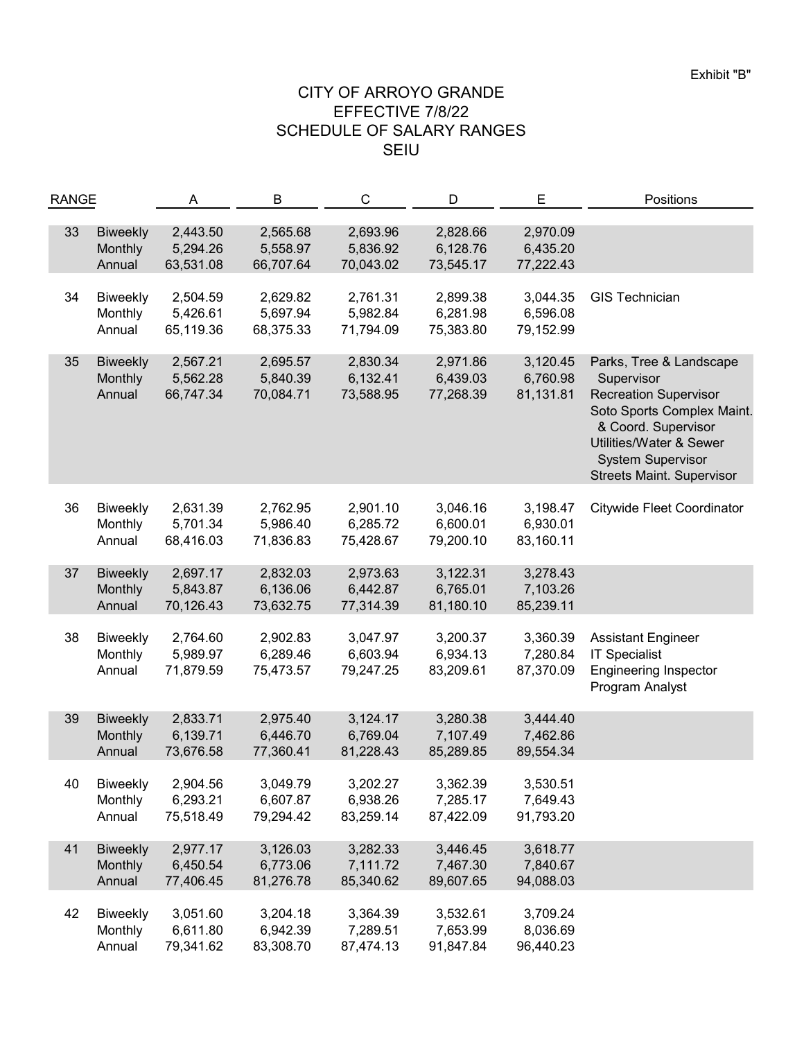Exhibit "B"

# CITY OF ARROYO GRANDE
## EFFECTIVE 7/8/22
## SCHEDULE OF SALARY RANGES
## SEIU

| RANGE | | A | B | C | D | E | Positions |
|---|---|---|---|---|---|---|---|
| 33 | Biweekly | 2,443.50 | 2,565.68 | 2,693.96 | 2,828.66 | 2,970.09 | |
| | Monthly | 5,294.26 | 5,558.97 | 5,836.92 | 6,128.76 | 6,435.20 | |
| | Annual | 63,531.08 | 66,707.64 | 70,043.02 | 73,545.17 | 77,222.43 | |
| 34 | Biweekly | 2,504.59 | 2,629.82 | 2,761.31 | 2,899.38 | 3,044.35 | GIS Technician |
| | Monthly | 5,426.61 | 5,697.94 | 5,982.84 | 6,281.98 | 6,596.08 | |
| | Annual | 65,119.36 | 68,375.33 | 71,794.09 | 75,383.80 | 79,152.99 | |
| 35 | Biweekly | 2,567.21 | 2,695.57 | 2,830.34 | 2,971.86 | 3,120.45 | Parks, Tree & Landscape Supervisor |
| | Monthly | 5,562.28 | 5,840.39 | 6,132.41 | 6,439.03 | 6,760.98 | Recreation Supervisor |
| | Annual | 66,747.34 | 70,084.71 | 73,588.95 | 77,268.39 | 81,131.81 | Soto Sports Complex Maint. & Coord. Supervisor |
| | | | | | | | Utilities/Water & Sewer System Supervisor |
| | | | | | | | Streets Maint. Supervisor |
| 36 | Biweekly | 2,631.39 | 2,762.95 | 2,901.10 | 3,046.16 | 3,198.47 | Citywide Fleet Coordinator |
| | Monthly | 5,701.34 | 5,986.40 | 6,285.72 | 6,600.01 | 6,930.01 | |
| | Annual | 68,416.03 | 71,836.83 | 75,428.67 | 79,200.10 | 83,160.11 | |
| 37 | Biweekly | 2,697.17 | 2,832.03 | 2,973.63 | 3,122.31 | 3,278.43 | |
| | Monthly | 5,843.87 | 6,136.06 | 6,442.87 | 6,765.01 | 7,103.26 | |
| | Annual | 70,126.43 | 73,632.75 | 77,314.39 | 81,180.10 | 85,239.11 | |
| 38 | Biweekly | 2,764.60 | 2,902.83 | 3,047.97 | 3,200.37 | 3,360.39 | Assistant Engineer |
| | Monthly | 5,989.97 | 6,289.46 | 6,603.94 | 6,934.13 | 7,280.84 | IT Specialist |
| | Annual | 71,879.59 | 75,473.57 | 79,247.25 | 83,209.61 | 87,370.09 | Engineering Inspector |
| | | | | | | | Program Analyst |
| 39 | Biweekly | 2,833.71 | 2,975.40 | 3,124.17 | 3,280.38 | 3,444.40 | |
| | Monthly | 6,139.71 | 6,446.70 | 6,769.04 | 7,107.49 | 7,462.86 | |
| | Annual | 73,676.58 | 77,360.41 | 81,228.43 | 85,289.85 | 89,554.34 | |
| 40 | Biweekly | 2,904.56 | 3,049.79 | 3,202.27 | 3,362.39 | 3,530.51 | |
| | Monthly | 6,293.21 | 6,607.87 | 6,938.26 | 7,285.17 | 7,649.43 | |
| | Annual | 75,518.49 | 79,294.42 | 83,259.14 | 87,422.09 | 91,793.20 | |
| 41 | Biweekly | 2,977.17 | 3,126.03 | 3,282.33 | 3,446.45 | 3,618.77 | |
| | Monthly | 6,450.54 | 6,773.06 | 7,111.72 | 7,467.30 | 7,840.67 | |
| | Annual | 77,406.45 | 81,276.78 | 85,340.62 | 89,607.65 | 94,088.03 | |
| 42 | Biweekly | 3,051.60 | 3,204.18 | 3,364.39 | 3,532.61 | 3,709.24 | |
| | Monthly | 6,611.80 | 6,942.39 | 7,289.51 | 7,653.99 | 8,036.69 | |
| | Annual | 79,341.62 | 83,308.70 | 87,474.13 | 91,847.84 | 96,440.23 | |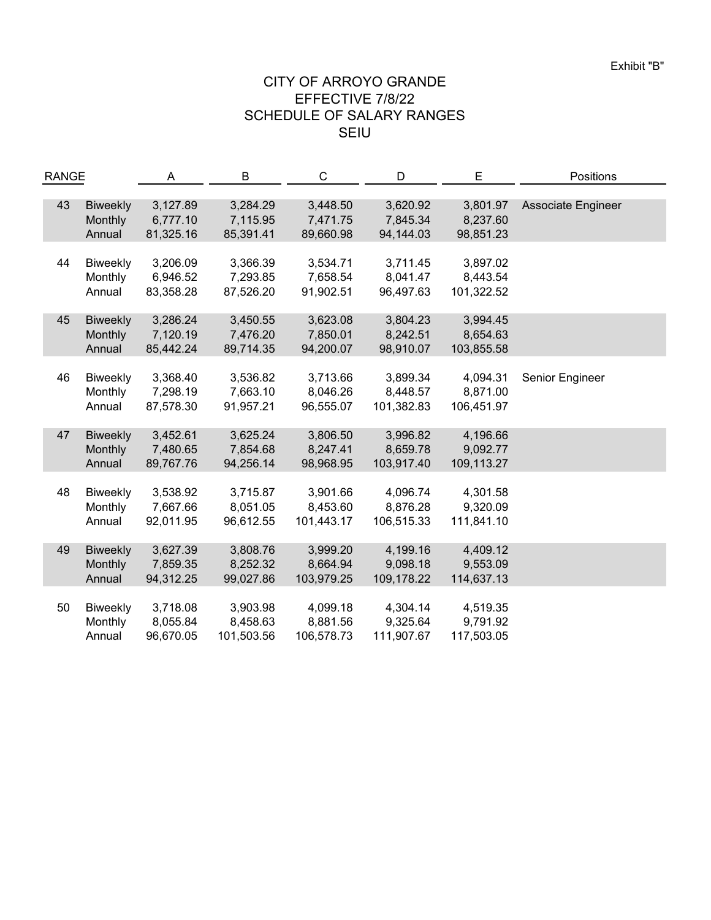Exhibit "B"

# CITY OF ARROYO GRANDE
## EFFECTIVE 7/8/22
## SCHEDULE OF SALARY RANGES
## SEIU

| RANGE | | A | B | C | D | E | Positions |
|---|---|---|---|---|---|---|---|
| 43 | Biweekly | 3,127.89 | 3,284.29 | 3,448.50 | 3,620.92 | 3,801.97 | Associate Engineer |
| | Monthly | 6,777.10 | 7,115.95 | 7,471.75 | 7,845.34 | 8,237.60 | |
| | Annual | 81,325.16 | 85,391.41 | 89,660.98 | 94,144.03 | 98,851.23 | |
| 44 | Biweekly | 3,206.09 | 3,366.39 | 3,534.71 | 3,711.45 | 3,897.02 | |
| | Monthly | 6,946.52 | 7,293.85 | 7,658.54 | 8,041.47 | 8,443.54 | |
| | Annual | 83,358.28 | 87,526.20 | 91,902.51 | 96,497.63 | 101,322.52 | |
| 45 | Biweekly | 3,286.24 | 3,450.55 | 3,623.08 | 3,804.23 | 3,994.45 | |
| | Monthly | 7,120.19 | 7,476.20 | 7,850.01 | 8,242.51 | 8,654.63 | |
| | Annual | 85,442.24 | 89,714.35 | 94,200.07 | 98,910.07 | 103,855.58 | |
| 46 | Biweekly | 3,368.40 | 3,536.82 | 3,713.66 | 3,899.34 | 4,094.31 | Senior Engineer |
| | Monthly | 7,298.19 | 7,663.10 | 8,046.26 | 8,448.57 | 8,871.00 | |
| | Annual | 87,578.30 | 91,957.21 | 96,555.07 | 101,382.83 | 106,451.97 | |
| 47 | Biweekly | 3,452.61 | 3,625.24 | 3,806.50 | 3,996.82 | 4,196.66 | |
| | Monthly | 7,480.65 | 7,854.68 | 8,247.41 | 8,659.78 | 9,092.77 | |
| | Annual | 89,767.76 | 94,256.14 | 98,968.95 | 103,917.40 | 109,113.27 | |
| 48 | Biweekly | 3,538.92 | 3,715.87 | 3,901.66 | 4,096.74 | 4,301.58 | |
| | Monthly | 7,667.66 | 8,051.05 | 8,453.60 | 8,876.28 | 9,320.09 | |
| | Annual | 92,011.95 | 96,612.55 | 101,443.17 | 106,515.33 | 111,841.10 | |
| 49 | Biweekly | 3,627.39 | 3,808.76 | 3,999.20 | 4,199.16 | 4,409.12 | |
| | Monthly | 7,859.35 | 8,252.32 | 8,664.94 | 9,098.18 | 9,553.09 | |
| | Annual | 94,312.25 | 99,027.86 | 103,979.25 | 109,178.22 | 114,637.13 | |
| 50 | Biweekly | 3,718.08 | 3,903.98 | 4,099.18 | 4,304.14 | 4,519.35 | |
| | Monthly | 8,055.84 | 8,458.63 | 8,881.56 | 9,325.64 | 9,791.92 | |
| | Annual | 96,670.05 | 101,503.56 | 106,578.73 | 111,907.67 | 117,503.05 | |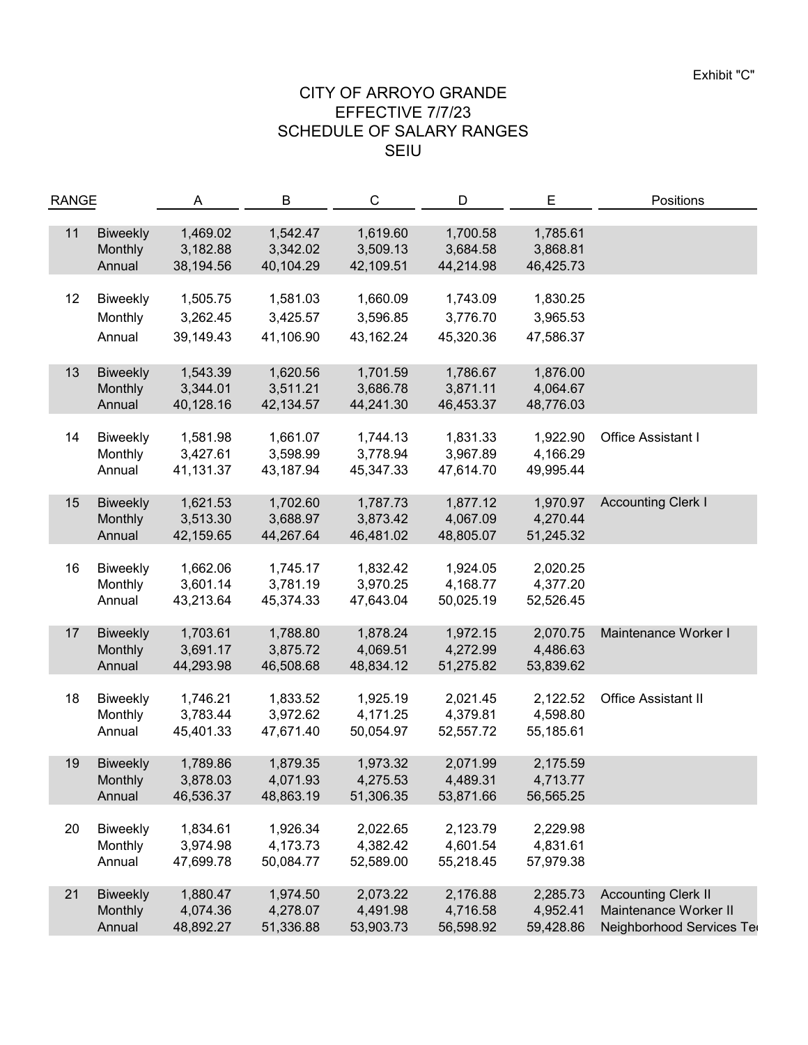Exhibit "C"

# CITY OF ARROYO GRANDE
## EFFECTIVE 7/7/23
## SCHEDULE OF SALARY RANGES
## SEIU

| RANGE | | A | B | C | D | E | Positions |
|---|---|---|---|---|---|---|---|
| 11 | Biweekly | 1,469.02 | 1,542.47 | 1,619.60 | 1,700.58 | 1,785.61 | |
| | Monthly | 3,182.88 | 3,342.02 | 3,509.13 | 3,684.58 | 3,868.81 | |
| | Annual | 38,194.56 | 40,104.29 | 42,109.51 | 44,214.98 | 46,425.73 | |
| 12 | Biweekly | 1,505.75 | 1,581.03 | 1,660.09 | 1,743.09 | 1,830.25 | |
| | Monthly | 3,262.45 | 3,425.57 | 3,596.85 | 3,776.70 | 3,965.53 | |
| | Annual | 39,149.43 | 41,106.90 | 43,162.24 | 45,320.36 | 47,586.37 | |
| 13 | Biweekly | 1,543.39 | 1,620.56 | 1,701.59 | 1,786.67 | 1,876.00 | |
| | Monthly | 3,344.01 | 3,511.21 | 3,686.78 | 3,871.11 | 4,064.67 | |
| | Annual | 40,128.16 | 42,134.57 | 44,241.30 | 46,453.37 | 48,776.03 | |
| 14 | Biweekly | 1,581.98 | 1,661.07 | 1,744.13 | 1,831.33 | 1,922.90 | Office Assistant I |
| | Monthly | 3,427.61 | 3,598.99 | 3,778.94 | 3,967.89 | 4,166.29 | |
| | Annual | 41,131.37 | 43,187.94 | 45,347.33 | 47,614.70 | 49,995.44 | |
| 15 | Biweekly | 1,621.53 | 1,702.60 | 1,787.73 | 1,877.12 | 1,970.97 | Accounting Clerk I |
| | Monthly | 3,513.30 | 3,688.97 | 3,873.42 | 4,067.09 | 4,270.44 | |
| | Annual | 42,159.65 | 44,267.64 | 46,481.02 | 48,805.07 | 51,245.32 | |
| 16 | Biweekly | 1,662.06 | 1,745.17 | 1,832.42 | 1,924.05 | 2,020.25 | |
| | Monthly | 3,601.14 | 3,781.19 | 3,970.25 | 4,168.77 | 4,377.20 | |
| | Annual | 43,213.64 | 45,374.33 | 47,643.04 | 50,025.19 | 52,526.45 | |
| 17 | Biweekly | 1,703.61 | 1,788.80 | 1,878.24 | 1,972.15 | 2,070.75 | Maintenance Worker I |
| | Monthly | 3,691.17 | 3,875.72 | 4,069.51 | 4,272.99 | 4,486.63 | |
| | Annual | 44,293.98 | 46,508.68 | 48,834.12 | 51,275.82 | 53,839.62 | |
| 18 | Biweekly | 1,746.21 | 1,833.52 | 1,925.19 | 2,021.45 | 2,122.52 | Office Assistant II |
| | Monthly | 3,783.44 | 3,972.62 | 4,171.25 | 4,379.81 | 4,598.80 | |
| | Annual | 45,401.33 | 47,671.40 | 50,054.97 | 52,557.72 | 55,185.61 | |
| 19 | Biweekly | 1,789.86 | 1,879.35 | 1,973.32 | 2,071.99 | 2,175.59 | |
| | Monthly | 3,878.03 | 4,071.93 | 4,275.53 | 4,489.31 | 4,713.77 | |
| | Annual | 46,536.37 | 48,863.19 | 51,306.35 | 53,871.66 | 56,565.25 | |
| 20 | Biweekly | 1,834.61 | 1,926.34 | 2,022.65 | 2,123.79 | 2,229.98 | |
| | Monthly | 3,974.98 | 4,173.73 | 4,382.42 | 4,601.54 | 4,831.61 | |
| | Annual | 47,699.78 | 50,084.77 | 52,589.00 | 55,218.45 | 57,979.38 | |
| 21 | Biweekly | 1,880.47 | 1,974.50 | 2,073.22 | 2,176.88 | 2,285.73 | Accounting Clerk II |
| | Monthly | 4,074.36 | 4,278.07 | 4,491.98 | 4,716.58 | 4,952.41 | Maintenance Worker II |
| | Annual | 48,892.27 | 51,336.88 | 53,903.73 | 56,598.92 | 59,428.86 | Neighborhood Services Te |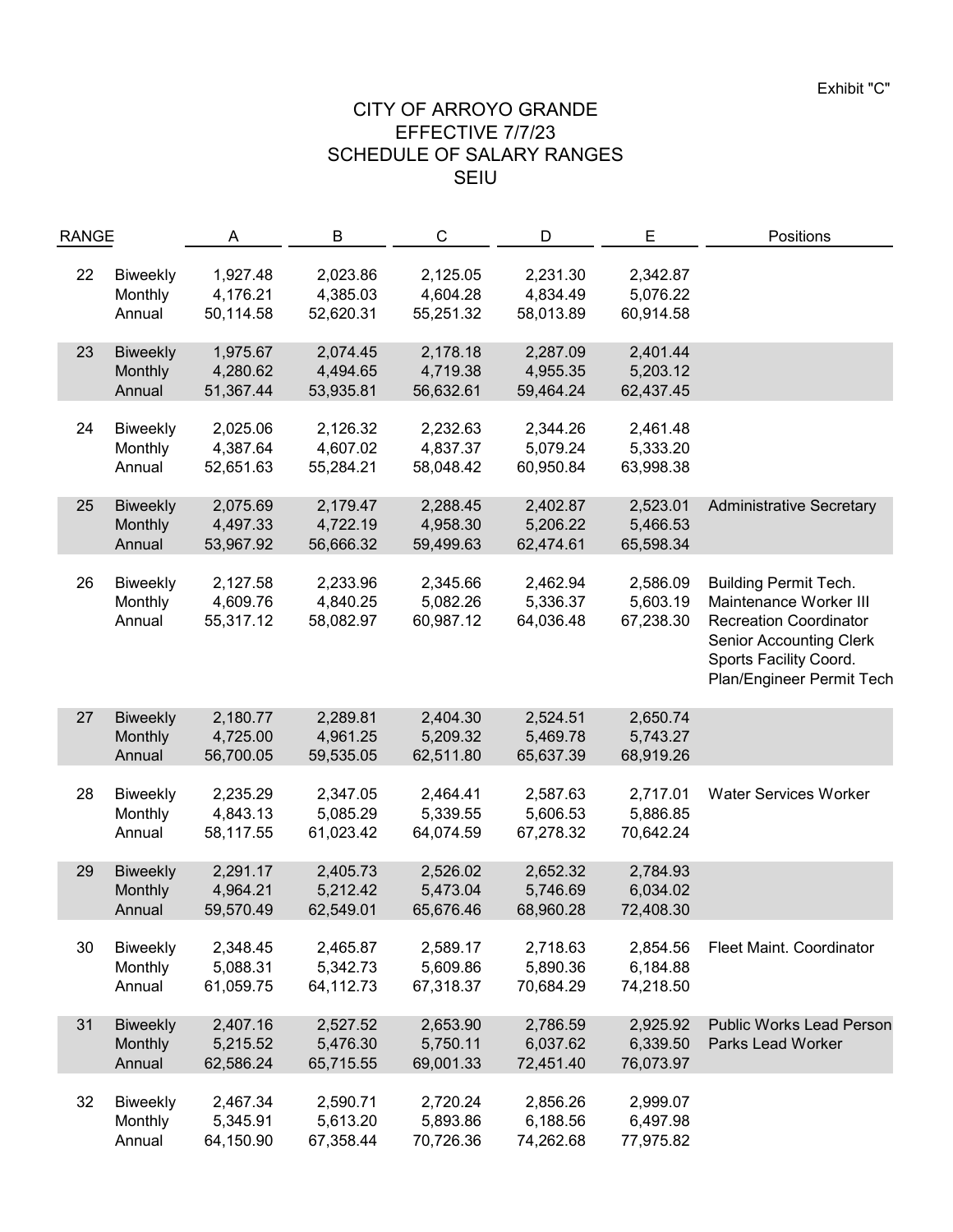Exhibit "C"

# CITY OF ARROYO GRANDE
## EFFECTIVE 7/7/23
## SCHEDULE OF SALARY RANGES
## SEIU

| RANGE | | A | B | C | D | E | Positions |
|---|---|---|---|---|---|---|---|
| 22 | Biweekly | 1,927.48 | 2,023.86 | 2,125.05 | 2,231.30 | 2,342.87 | |
| | Monthly | 4,176.21 | 4,385.03 | 4,604.28 | 4,834.49 | 5,076.22 | |
| | Annual | 50,114.58 | 52,620.31 | 55,251.32 | 58,013.89 | 60,914.58 | |
| 23 | Biweekly | 1,975.67 | 2,074.45 | 2,178.18 | 2,287.09 | 2,401.44 | |
| | Monthly | 4,280.62 | 4,494.65 | 4,719.38 | 4,955.35 | 5,203.12 | |
| | Annual | 51,367.44 | 53,935.81 | 56,632.61 | 59,464.24 | 62,437.45 | |
| 24 | Biweekly | 2,025.06 | 2,126.32 | 2,232.63 | 2,344.26 | 2,461.48 | |
| | Monthly | 4,387.64 | 4,607.02 | 4,837.37 | 5,079.24 | 5,333.20 | |
| | Annual | 52,651.63 | 55,284.21 | 58,048.42 | 60,950.84 | 63,998.38 | |
| 25 | Biweekly | 2,075.69 | 2,179.47 | 2,288.45 | 2,402.87 | 2,523.01 | Administrative Secretary |
| | Monthly | 4,497.33 | 4,722.19 | 4,958.30 | 5,206.22 | 5,466.53 | |
| | Annual | 53,967.92 | 56,666.32 | 59,499.63 | 62,474.61 | 65,598.34 | |
| 26 | Biweekly | 2,127.58 | 2,233.96 | 2,345.66 | 2,462.94 | 2,586.09 | Building Permit Tech. |
| | Monthly | 4,609.76 | 4,840.25 | 5,082.26 | 5,336.37 | 5,603.19 | Maintenance Worker III |
| | Annual | 55,317.12 | 58,082.97 | 60,987.12 | 64,036.48 | 67,238.30 | Recreation Coordinator |
| | | | | | | | Senior Accounting Clerk |
| | | | | | | | Sports Facility Coord. |
| | | | | | | | Plan/Engineer Permit Tech |
| 27 | Biweekly | 2,180.77 | 2,289.81 | 2,404.30 | 2,524.51 | 2,650.74 | |
| | Monthly | 4,725.00 | 4,961.25 | 5,209.32 | 5,469.78 | 5,743.27 | |
| | Annual | 56,700.05 | 59,535.05 | 62,511.80 | 65,637.39 | 68,919.26 | |
| 28 | Biweekly | 2,235.29 | 2,347.05 | 2,464.41 | 2,587.63 | 2,717.01 | Water Services Worker |
| | Monthly | 4,843.13 | 5,085.29 | 5,339.55 | 5,606.53 | 5,886.85 | |
| | Annual | 58,117.55 | 61,023.42 | 64,074.59 | 67,278.32 | 70,642.24 | |
| 29 | Biweekly | 2,291.17 | 2,405.73 | 2,526.02 | 2,652.32 | 2,784.93 | |
| | Monthly | 4,964.21 | 5,212.42 | 5,473.04 | 5,746.69 | 6,034.02 | |
| | Annual | 59,570.49 | 62,549.01 | 65,676.46 | 68,960.28 | 72,408.30 | |
| 30 | Biweekly | 2,348.45 | 2,465.87 | 2,589.17 | 2,718.63 | 2,854.56 | Fleet Maint. Coordinator |
| | Monthly | 5,088.31 | 5,342.73 | 5,609.86 | 5,890.36 | 6,184.88 | |
| | Annual | 61,059.75 | 64,112.73 | 67,318.37 | 70,684.29 | 74,218.50 | |
| 31 | Biweekly | 2,407.16 | 2,527.52 | 2,653.90 | 2,786.59 | 2,925.92 | Public Works Lead Person |
| | Monthly | 5,215.52 | 5,476.30 | 5,750.11 | 6,037.62 | 6,339.50 | Parks Lead Worker |
| | Annual | 62,586.24 | 65,715.55 | 69,001.33 | 72,451.40 | 76,073.97 | |
| 32 | Biweekly | 2,467.34 | 2,590.71 | 2,720.24 | 2,856.26 | 2,999.07 | |
| | Monthly | 5,345.91 | 5,613.20 | 5,893.86 | 6,188.56 | 6,497.98 | |
| | Annual | 64,150.90 | 67,358.44 | 70,726.36 | 74,262.68 | 77,975.82 | |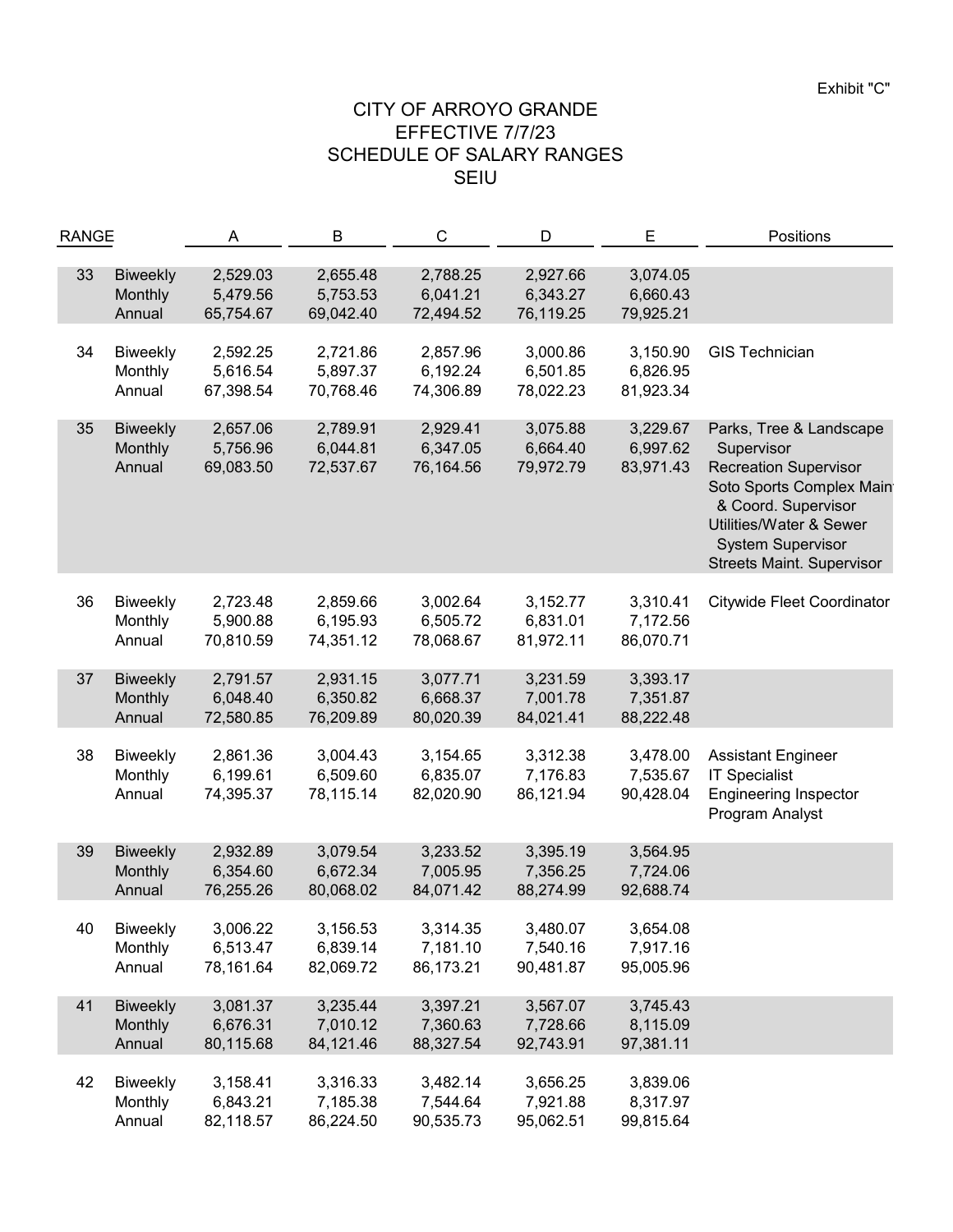Exhibit "C"

# CITY OF ARROYO GRANDE
## EFFECTIVE 7/7/23
## SCHEDULE OF SALARY RANGES
## SEIU

| RANGE | | A | B | C | D | E | Positions |
|---|---|---|---|---|---|---|---|
| 33 | Biweekly | 2,529.03 | 2,655.48 | 2,788.25 | 2,927.66 | 3,074.05 | |
| | Monthly | 5,479.56 | 5,753.53 | 6,041.21 | 6,343.27 | 6,660.43 | |
| | Annual | 65,754.67 | 69,042.40 | 72,494.52 | 76,119.25 | 79,925.21 | |
| 34 | Biweekly | 2,592.25 | 2,721.86 | 2,857.96 | 3,000.86 | 3,150.90 | GIS Technician |
| | Monthly | 5,616.54 | 5,897.37 | 6,192.24 | 6,501.85 | 6,826.95 | |
| | Annual | 67,398.54 | 70,768.46 | 74,306.89 | 78,022.23 | 81,923.34 | |
| 35 | Biweekly | 2,657.06 | 2,789.91 | 2,929.41 | 3,075.88 | 3,229.67 | Parks, Tree & Landscape Supervisor |
| | Monthly | 5,756.96 | 6,044.81 | 6,347.05 | 6,664.40 | 6,997.62 | Recreation Supervisor |
| | Annual | 69,083.50 | 72,537.67 | 76,164.56 | 79,972.79 | 83,971.43 | Soto Sports Complex Main & Coord. Supervisor |
| | | | | | | | Utilities/Water & Sewer System Supervisor |
| | | | | | | | Streets Maint. Supervisor |
| 36 | Biweekly | 2,723.48 | 2,859.66 | 3,002.64 | 3,152.77 | 3,310.41 | Citywide Fleet Coordinator |
| | Monthly | 5,900.88 | 6,195.93 | 6,505.72 | 6,831.01 | 7,172.56 | |
| | Annual | 70,810.59 | 74,351.12 | 78,068.67 | 81,972.11 | 86,070.71 | |
| 37 | Biweekly | 2,791.57 | 2,931.15 | 3,077.71 | 3,231.59 | 3,393.17 | |
| | Monthly | 6,048.40 | 6,350.82 | 6,668.37 | 7,001.78 | 7,351.87 | |
| | Annual | 72,580.85 | 76,209.89 | 80,020.39 | 84,021.41 | 88,222.48 | |
| 38 | Biweekly | 2,861.36 | 3,004.43 | 3,154.65 | 3,312.38 | 3,478.00 | Assistant Engineer |
| | Monthly | 6,199.61 | 6,509.60 | 6,835.07 | 7,176.83 | 7,535.67 | IT Specialist |
| | Annual | 74,395.37 | 78,115.14 | 82,020.90 | 86,121.94 | 90,428.04 | Engineering Inspector |
| | | | | | | | Program Analyst |
| 39 | Biweekly | 2,932.89 | 3,079.54 | 3,233.52 | 3,395.19 | 3,564.95 | |
| | Monthly | 6,354.60 | 6,672.34 | 7,005.95 | 7,356.25 | 7,724.06 | |
| | Annual | 76,255.26 | 80,068.02 | 84,071.42 | 88,274.99 | 92,688.74 | |
| 40 | Biweekly | 3,006.22 | 3,156.53 | 3,314.35 | 3,480.07 | 3,654.08 | |
| | Monthly | 6,513.47 | 6,839.14 | 7,181.10 | 7,540.16 | 7,917.16 | |
| | Annual | 78,161.64 | 82,069.72 | 86,173.21 | 90,481.87 | 95,005.96 | |
| 41 | Biweekly | 3,081.37 | 3,235.44 | 3,397.21 | 3,567.07 | 3,745.43 | |
| | Monthly | 6,676.31 | 7,010.12 | 7,360.63 | 7,728.66 | 8,115.09 | |
| | Annual | 80,115.68 | 84,121.46 | 88,327.54 | 92,743.91 | 97,381.11 | |
| 42 | Biweekly | 3,158.41 | 3,316.33 | 3,482.14 | 3,656.25 | 3,839.06 | |
| | Monthly | 6,843.21 | 7,185.38 | 7,544.64 | 7,921.88 | 8,317.97 | |
| | Annual | 82,118.57 | 86,224.50 | 90,535.73 | 95,062.51 | 99,815.64 | |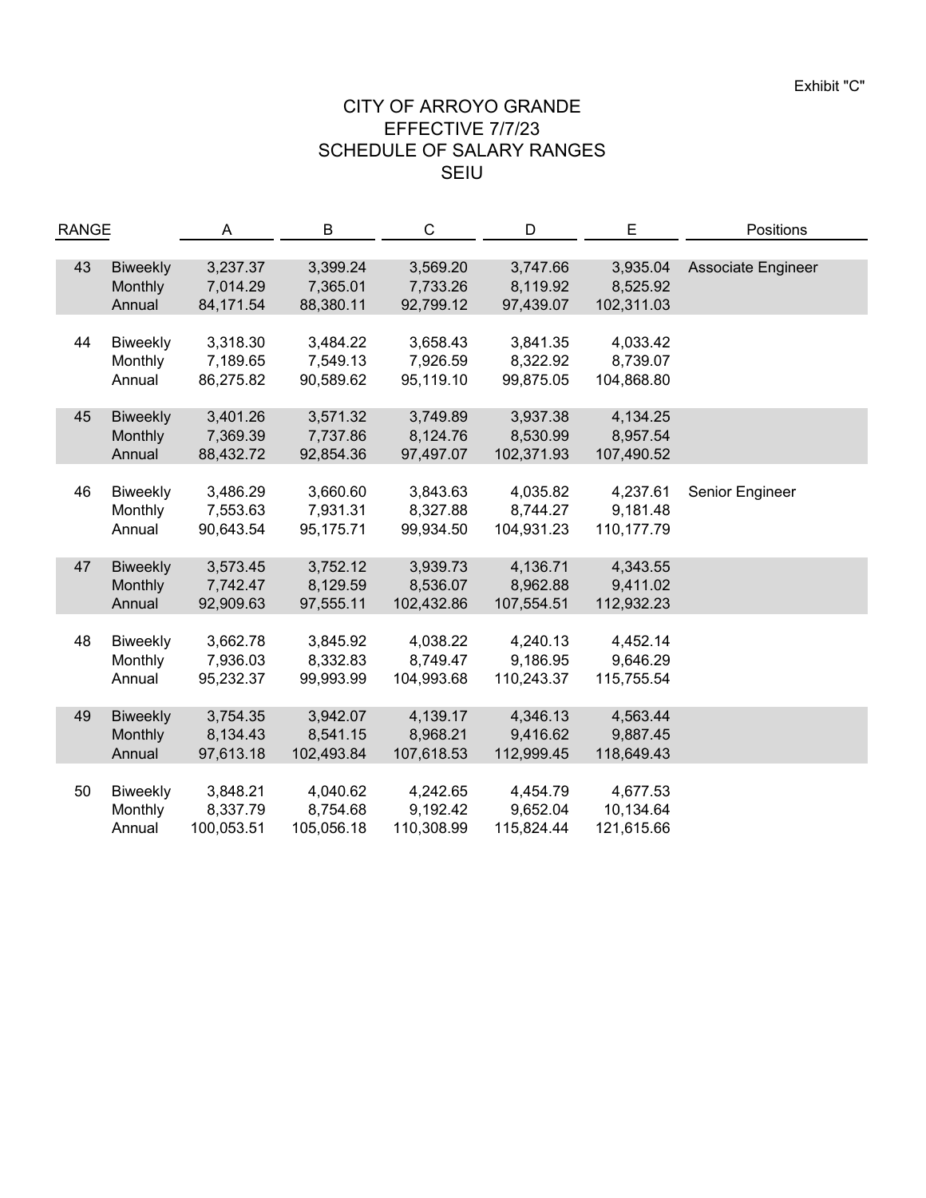Exhibit "C"

# CITY OF ARROYO GRANDE
## EFFECTIVE 7/7/23
## SCHEDULE OF SALARY RANGES
## SEIU

| RANGE | | A | B | C | D | E | Positions |
|---|---|---|---|---|---|---|---|
| 43 | Biweekly | 3,237.37 | 3,399.24 | 3,569.20 | 3,747.66 | 3,935.04 | Associate Engineer |
| | Monthly | 7,014.29 | 7,365.01 | 7,733.26 | 8,119.92 | 8,525.92 | |
| | Annual | 84,171.54 | 88,380.11 | 92,799.12 | 97,439.07 | 102,311.03 | |
| 44 | Biweekly | 3,318.30 | 3,484.22 | 3,658.43 | 3,841.35 | 4,033.42 | |
| | Monthly | 7,189.65 | 7,549.13 | 7,926.59 | 8,322.92 | 8,739.07 | |
| | Annual | 86,275.82 | 90,589.62 | 95,119.10 | 99,875.05 | 104,868.80 | |
| 45 | Biweekly | 3,401.26 | 3,571.32 | 3,749.89 | 3,937.38 | 4,134.25 | |
| | Monthly | 7,369.39 | 7,737.86 | 8,124.76 | 8,530.99 | 8,957.54 | |
| | Annual | 88,432.72 | 92,854.36 | 97,497.07 | 102,371.93 | 107,490.52 | |
| 46 | Biweekly | 3,486.29 | 3,660.60 | 3,843.63 | 4,035.82 | 4,237.61 | Senior Engineer |
| | Monthly | 7,553.63 | 7,931.31 | 8,327.88 | 8,744.27 | 9,181.48 | |
| | Annual | 90,643.54 | 95,175.71 | 99,934.50 | 104,931.23 | 110,177.79 | |
| 47 | Biweekly | 3,573.45 | 3,752.12 | 3,939.73 | 4,136.71 | 4,343.55 | |
| | Monthly | 7,742.47 | 8,129.59 | 8,536.07 | 8,962.88 | 9,411.02 | |
| | Annual | 92,909.63 | 97,555.11 | 102,432.86 | 107,554.51 | 112,932.23 | |
| 48 | Biweekly | 3,662.78 | 3,845.92 | 4,038.22 | 4,240.13 | 4,452.14 | |
| | Monthly | 7,936.03 | 8,332.83 | 8,749.47 | 9,186.95 | 9,646.29 | |
| | Annual | 95,232.37 | 99,993.99 | 104,993.68 | 110,243.37 | 115,755.54 | |
| 49 | Biweekly | 3,754.35 | 3,942.07 | 4,139.17 | 4,346.13 | 4,563.44 | |
| | Monthly | 8,134.43 | 8,541.15 | 8,968.21 | 9,416.62 | 9,887.45 | |
| | Annual | 97,613.18 | 102,493.84 | 107,618.53 | 112,999.45 | 118,649.43 | |
| 50 | Biweekly | 3,848.21 | 4,040.62 | 4,242.65 | 4,454.79 | 4,677.53 | |
| | Monthly | 8,337.79 | 8,754.68 | 9,192.42 | 9,652.04 | 10,134.64 | |
| | Annual | 100,053.51 | 105,056.18 | 110,308.99 | 115,824.44 | 121,615.66 | |